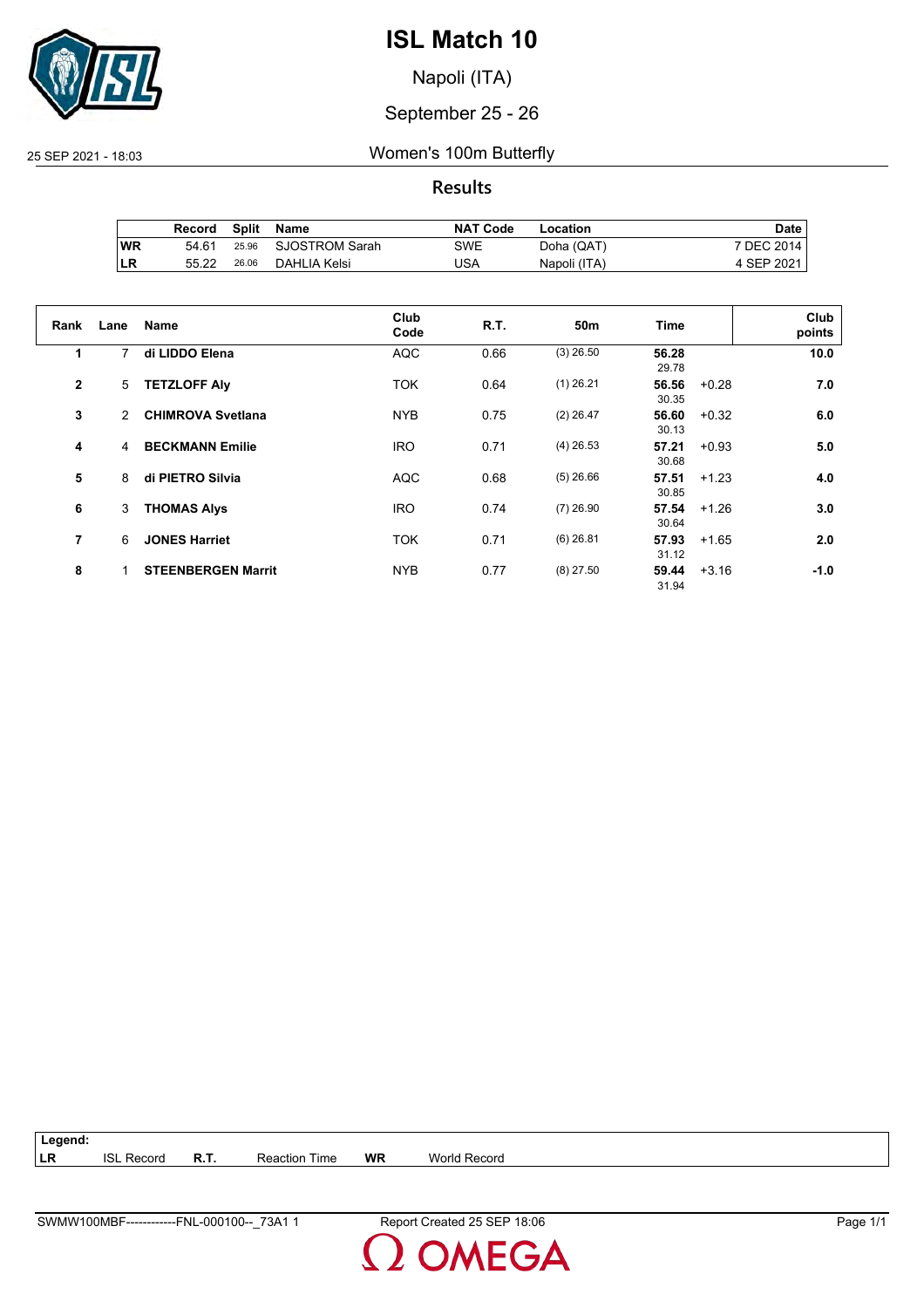# ISL Match 10

Napoli (ITA)

September 25 - 26

25 SEP 2021 - 18:03

## Women's 100m Butterfly

### Results

| | Record | Split | Name | NAT Code | Location | Date |
|---|---|---|---|---|---|---|
| WR | 54.61 | 25.96 | SJOSTROM Sarah | SWE | Doha (QAT) | 7 DEC 2014 |
| LR | 55.22 | 26.06 | DAHLIA Kelsi | USA | Napoli (ITA) | 4 SEP 2021 |

| Rank | Lane | Name | Club Code | R.T. | 50m | Time | | Club points |
|---|---|---|---|---|---|---|---|---|
| 1 | 7 | **di LIDDO Elena** | AQC | 0.66 | (3) 26.50 | **56.28** 29.78 | | **10.0** |
| 2 | 5 | **TETZLOFF Aly** | TOK | 0.64 | (1) 26.21 | **56.56** 30.35 | +0.28 | **7.0** |
| 3 | 2 | **CHIMROVA Svetlana** | NYB | 0.75 | (2) 26.47 | **56.60** 30.13 | +0.32 | **6.0** |
| 4 | 4 | **BECKMANN Emilie** | IRO | 0.71 | (4) 26.53 | **57.21** 30.68 | +0.93 | **5.0** |
| 5 | 8 | **di PIETRO Silvia** | AQC | 0.68 | (5) 26.66 | **57.51** 30.85 | +1.23 | **4.0** |
| 6 | 3 | **THOMAS Alys** | IRO | 0.74 | (7) 26.90 | **57.54** 30.64 | +1.26 | **3.0** |
| 7 | 6 | **JONES Harriet** | TOK | 0.71 | (6) 26.81 | **57.93** 31.12 | +1.65 | **2.0** |
| 8 | 1 | **STEENBERGEN Marrit** | NYB | 0.77 | (8) 27.50 | **59.44** 31.94 | +3.16 | **-1.0** |

**Legend:**
**LR** ISL Record **R.T.** Reaction Time **WR** World Record

SWMW100MBF------------FNL-000100--_73A1 1 Report Created 25 SEP 18:06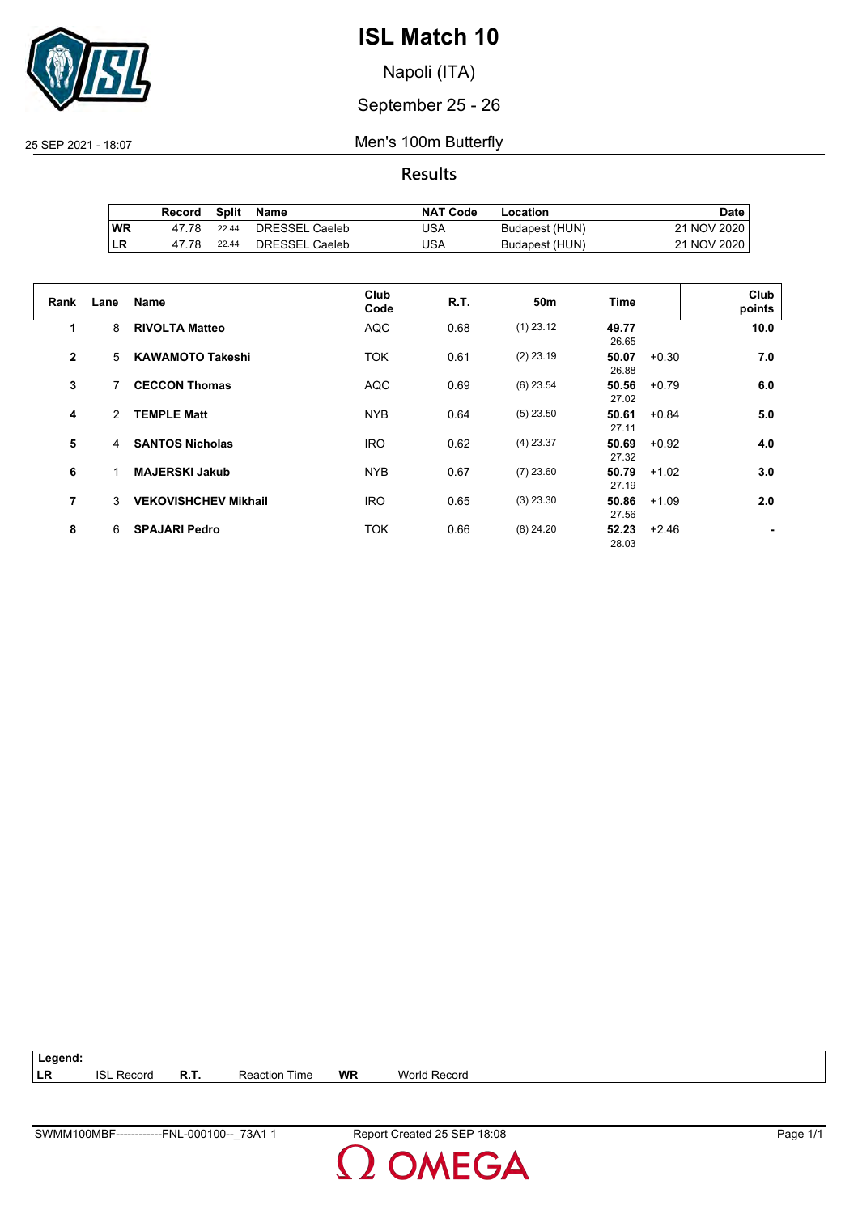# ISL Match 10

Napoli (ITA)

September 25 - 26

25 SEP 2021 - 18:07

## Men's 100m Butterfly

### Results

| | Record | Split | Name | NAT Code | Location | Date |
|---|---|---|---|---|---|---|
| WR | 47.78 | 22.44 | DRESSEL Caeleb | USA | Budapest (HUN) | 21 NOV 2020 |
| LR | 47.78 | 22.44 | DRESSEL Caeleb | USA | Budapest (HUN) | 21 NOV 2020 |

| Rank | Lane | Name | Club Code | R.T. | 50m | Time | | Club points |
|---|---|---|---|---|---|---|---|---|
| 1 | 8 | **RIVOLTA Matteo** | AQC | 0.68 | (1) 23.12 | **49.77** 26.65 | | **10.0** |
| 2 | 5 | **KAWAMOTO Takeshi** | TOK | 0.61 | (2) 23.19 | **50.07** 26.88 | +0.30 | **7.0** |
| 3 | 7 | **CECCON Thomas** | AQC | 0.69 | (6) 23.54 | **50.56** 27.02 | +0.79 | **6.0** |
| 4 | 2 | **TEMPLE Matt** | NYB | 0.64 | (5) 23.50 | **50.61** 27.11 | +0.84 | **5.0** |
| 5 | 4 | **SANTOS Nicholas** | IRO | 0.62 | (4) 23.37 | **50.69** 27.32 | +0.92 | **4.0** |
| 6 | 1 | **MAJERSKI Jakub** | NYB | 0.67 | (7) 23.60 | **50.79** 27.19 | +1.02 | **3.0** |
| 7 | 3 | **VEKOVISHCHEV Mikhail** | IRO | 0.65 | (3) 23.30 | **50.86** 27.56 | +1.09 | **2.0** |
| 8 | 6 | **SPAJARI Pedro** | TOK | 0.66 | (8) 24.20 | **52.23** 28.03 | +2.46 | **-** |

**Legend:**

| | | | | | |
|---|---|---|---|---|---|
| **LR** | ISL Record | **R.T.** | Reaction Time | **WR** | World Record |

SWMM100MBF------------FNL-000100--_73A1 1 Report Created 25 SEP 18:08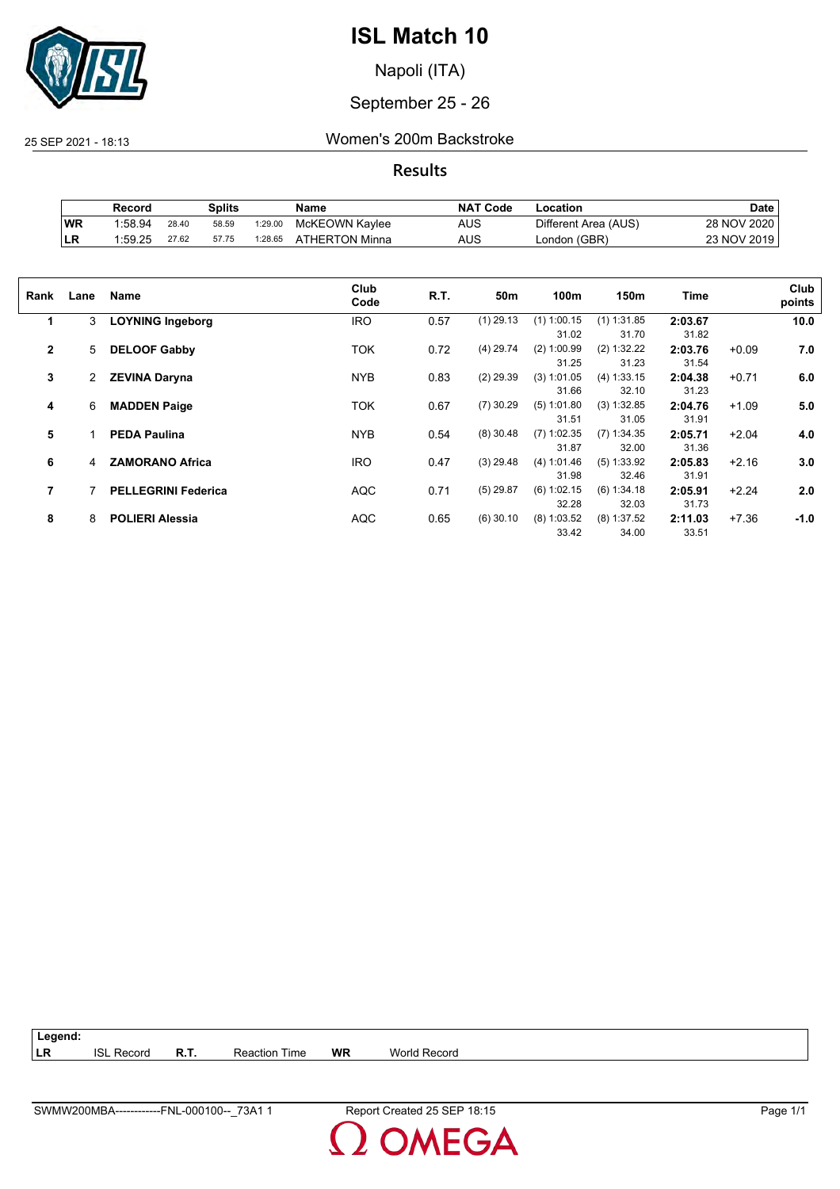# ISL Match 10

Napoli (ITA)

September 25 - 26

25 SEP 2021 - 18:13

Women's 200m Backstroke

## Results

| | Record | | Splits | | Name | NAT Code | Location | Date |
|---|---|---|---|---|---|---|---|---|
| WR | 1:58.94 | 28.40 | 58.59 | 1:29.00 | McKEOWN Kaylee | AUS | Different Area (AUS) | 28 NOV 2020 |
| LR | 1:59.25 | 27.62 | 57.75 | 1:28.65 | ATHERTON Minna | AUS | London (GBR) | 23 NOV 2019 |

| Rank | Lane | Name | Club Code | R.T. | 50m | 100m | 150m | Time | | Club points |
|---|---|---|---|---|---|---|---|---|---|---|
| 1 | 3 | **LOYNING Ingeborg** | IRO | 0.57 | (1) 29.13 | (1) 1:00.15 31.02 | (1) 1:31.85 31.70 | **2:03.67** 31.82 | | **10.0** |
| 2 | 5 | **DELOOF Gabby** | TOK | 0.72 | (4) 29.74 | (2) 1:00.99 31.25 | (2) 1:32.22 31.23 | **2:03.76** 31.54 | +0.09 | **7.0** |
| 3 | 2 | **ZEVINA Daryna** | NYB | 0.83 | (2) 29.39 | (3) 1:01.05 31.66 | (4) 1:33.15 32.10 | **2:04.38** 31.23 | +0.71 | **6.0** |
| 4 | 6 | **MADDEN Paige** | TOK | 0.67 | (7) 30.29 | (5) 1:01.80 31.51 | (3) 1:32.85 31.05 | **2:04.76** 31.91 | +1.09 | **5.0** |
| 5 | 1 | **PEDA Paulina** | NYB | 0.54 | (8) 30.48 | (7) 1:02.35 31.87 | (7) 1:34.35 32.00 | **2:05.71** 31.36 | +2.04 | **4.0** |
| 6 | 4 | **ZAMORANO Africa** | IRO | 0.47 | (3) 29.48 | (4) 1:01.46 31.98 | (5) 1:33.92 32.46 | **2:05.83** 31.91 | +2.16 | **3.0** |
| 7 | 7 | **PELLEGRINI Federica** | AQC | 0.71 | (5) 29.87 | (6) 1:02.15 32.28 | (6) 1:34.18 32.03 | **2:05.91** 31.73 | +2.24 | **2.0** |
| 8 | 8 | **POLIERI Alessia** | AQC | 0.65 | (6) 30.10 | (8) 1:03.52 33.42 | (8) 1:37.52 34.00 | **2:11.03** 33.51 | +7.36 | **-1.0** |

**Legend:**

| | | | | | |
|---|---|---|---|---|---|
| **LR** | ISL Record | **R.T.** | Reaction Time | **WR** | World Record |

SWMW200MBA------------FNL-000100--_73A1 1 Report Created 25 SEP 18:15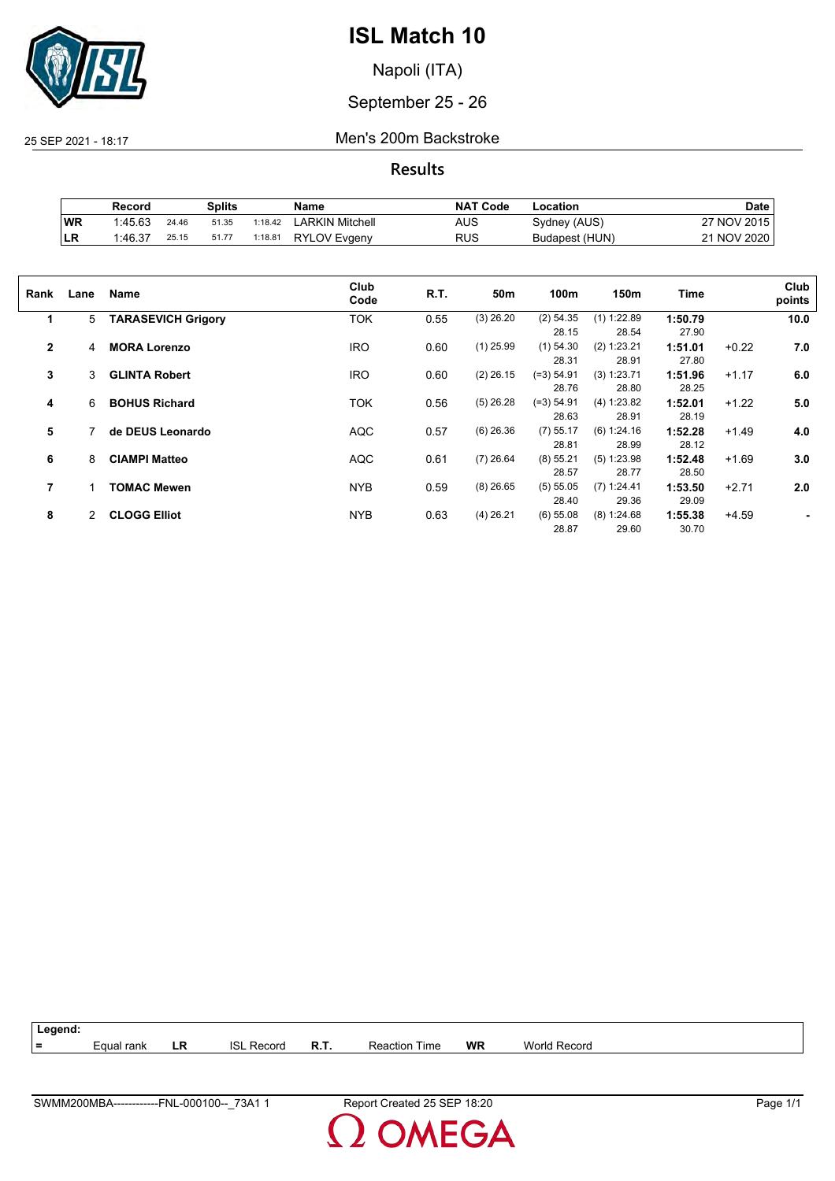# ISL Match 10

Napoli (ITA)

September 25 - 26

25 SEP 2021 - 18:17

Men's 200m Backstroke

## Results

| | Record | Splits | | | Name | NAT Code | Location | Date |
|---|---|---|---|---|---|---|---|---|
| WR | 1:45.63 | 24.46 | 51.35 | 1:18.42 | LARKIN Mitchell | AUS | Sydney (AUS) | 27 NOV 2015 |
| LR | 1:46.37 | 25.15 | 51.77 | 1:18.81 | RYLOV Evgeny | RUS | Budapest (HUN) | 21 NOV 2020 |

| Rank | Lane | Name | Club Code | R.T. | 50m | 100m | 150m | Time | | Club points |
|---|---|---|---|---|---|---|---|---|---|---|
| 1 | 5 | **TARASEVICH Grigory** | TOK | 0.55 | (3) 26.20 | (2) 54.35<br>28.15 | (1) 1:22.89<br>28.54 | **1:50.79**<br>27.90 | | **10.0** |
| 2 | 4 | **MORA Lorenzo** | IRO | 0.60 | (1) 25.99 | (1) 54.30<br>28.31 | (2) 1:23.21<br>28.91 | **1:51.01**<br>27.80 | +0.22 | **7.0** |
| 3 | 3 | **GLINTA Robert** | IRO | 0.60 | (2) 26.15 | (=3) 54.91<br>28.76 | (3) 1:23.71<br>28.80 | **1:51.96**<br>28.25 | +1.17 | **6.0** |
| 4 | 6 | **BOHUS Richard** | TOK | 0.56 | (5) 26.28 | (=3) 54.91<br>28.63 | (4) 1:23.82<br>28.91 | **1:52.01**<br>28.19 | +1.22 | **5.0** |
| 5 | 7 | **de DEUS Leonardo** | AQC | 0.57 | (6) 26.36 | (7) 55.17<br>28.81 | (6) 1:24.16<br>28.99 | **1:52.28**<br>28.12 | +1.49 | **4.0** |
| 6 | 8 | **CIAMPI Matteo** | AQC | 0.61 | (7) 26.64 | (8) 55.21<br>28.57 | (5) 1:23.98<br>28.77 | **1:52.48**<br>28.50 | +1.69 | **3.0** |
| 7 | 1 | **TOMAC Mewen** | NYB | 0.59 | (8) 26.65 | (5) 55.05<br>28.40 | (7) 1:24.41<br>29.36 | **1:53.50**<br>29.09 | +2.71 | **2.0** |
| 8 | 2 | **CLOGG Elliot** | NYB | 0.63 | (4) 26.21 | (6) 55.08<br>28.87 | (8) 1:24.68<br>29.60 | **1:55.38**<br>30.70 | +4.59 | **-** |

**Legend:**

| = | Equal rank | LR | ISL Record | R.T. | Reaction Time | WR | World Record |
|---|---|---|---|---|---|---|---|

SWMM200MBA------------FNL-000100--_73A1 1    Report Created 25 SEP 18:20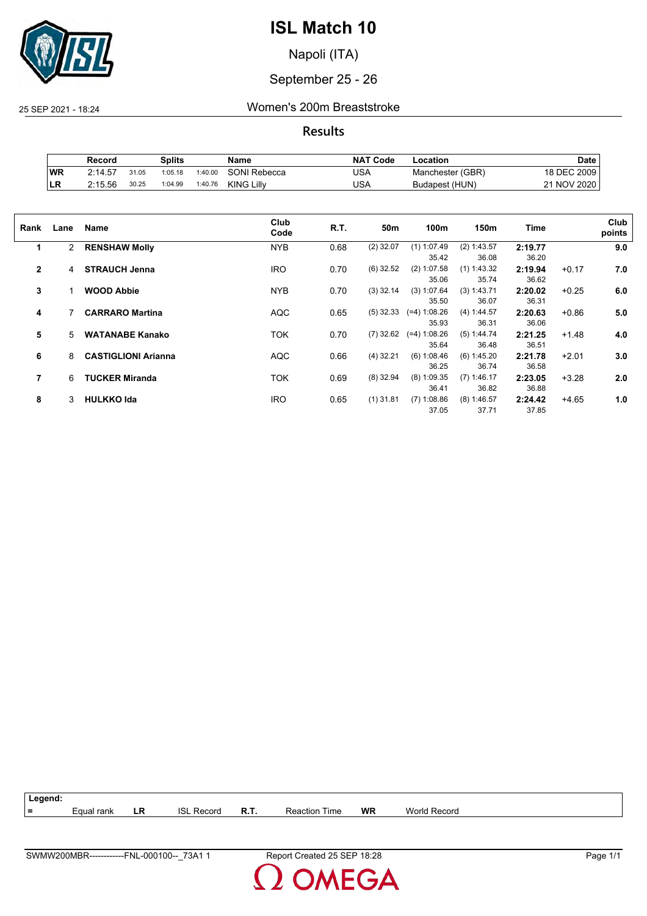# ISL Match 10

Napoli (ITA)

September 25 - 26

25 SEP 2021 - 18:24

## Women's 200m Breaststroke

### Results

| | Record | Splits | | | Name | NAT Code | Location | Date |
|---|---|---|---|---|---|---|---|---|
| WR | 2:14.57 | 31.05 | 1:05.18 | 1:40.00 | SONI Rebecca | USA | Manchester (GBR) | 18 DEC 2009 |
| LR | 2:15.56 | 30.25 | 1:04.99 | 1:40.76 | KING Lilly | USA | Budapest (HUN) | 21 NOV 2020 |

| Rank | Lane | Name | Club Code | R.T. | 50m | 100m | 150m | Time | | Club points |
|---|---|---|---|---|---|---|---|---|---|---|
| 1 | 2 | **RENSHAW Molly** | NYB | 0.68 | (2) 32.07 | (1) 1:07.49<br>35.42 | (2) 1:43.57<br>36.08 | **2:19.77**<br>36.20 | | **9.0** |
| 2 | 4 | **STRAUCH Jenna** | IRO | 0.70 | (6) 32.52 | (2) 1:07.58<br>35.06 | (1) 1:43.32<br>35.74 | **2:19.94**<br>36.62 | +0.17 | **7.0** |
| 3 | 1 | **WOOD Abbie** | NYB | 0.70 | (3) 32.14 | (3) 1:07.64<br>35.50 | (3) 1:43.71<br>36.07 | **2:20.02**<br>36.31 | +0.25 | **6.0** |
| 4 | 7 | **CARRARO Martina** | AQC | 0.65 | (5) 32.33 | (=4) 1:08.26<br>35.93 | (4) 1:44.57<br>36.31 | **2:20.63**<br>36.06 | +0.86 | **5.0** |
| 5 | 5 | **WATANABE Kanako** | TOK | 0.70 | (7) 32.62 | (=4) 1:08.26<br>35.64 | (5) 1:44.74<br>36.48 | **2:21.25**<br>36.51 | +1.48 | **4.0** |
| 6 | 8 | **CASTIGLIONI Arianna** | AQC | 0.66 | (4) 32.21 | (6) 1:08.46<br>36.25 | (6) 1:45.20<br>36.74 | **2:21.78**<br>36.58 | +2.01 | **3.0** |
| 7 | 6 | **TUCKER Miranda** | TOK | 0.69 | (8) 32.94 | (8) 1:09.35<br>36.41 | (7) 1:46.17<br>36.82 | **2:23.05**<br>36.88 | +3.28 | **2.0** |
| 8 | 3 | **HULKKO Ida** | IRO | 0.65 | (1) 31.81 | (7) 1:08.86<br>37.05 | (8) 1:46.57<br>37.71 | **2:24.42**<br>37.85 | +4.65 | **1.0** |

**Legend:**
= Equal rank **LR** ISL Record **R.T.** Reaction Time **WR** World Record

SWMW200MBR------------FNL-000100--_73A1 1 Report Created 25 SEP 18:28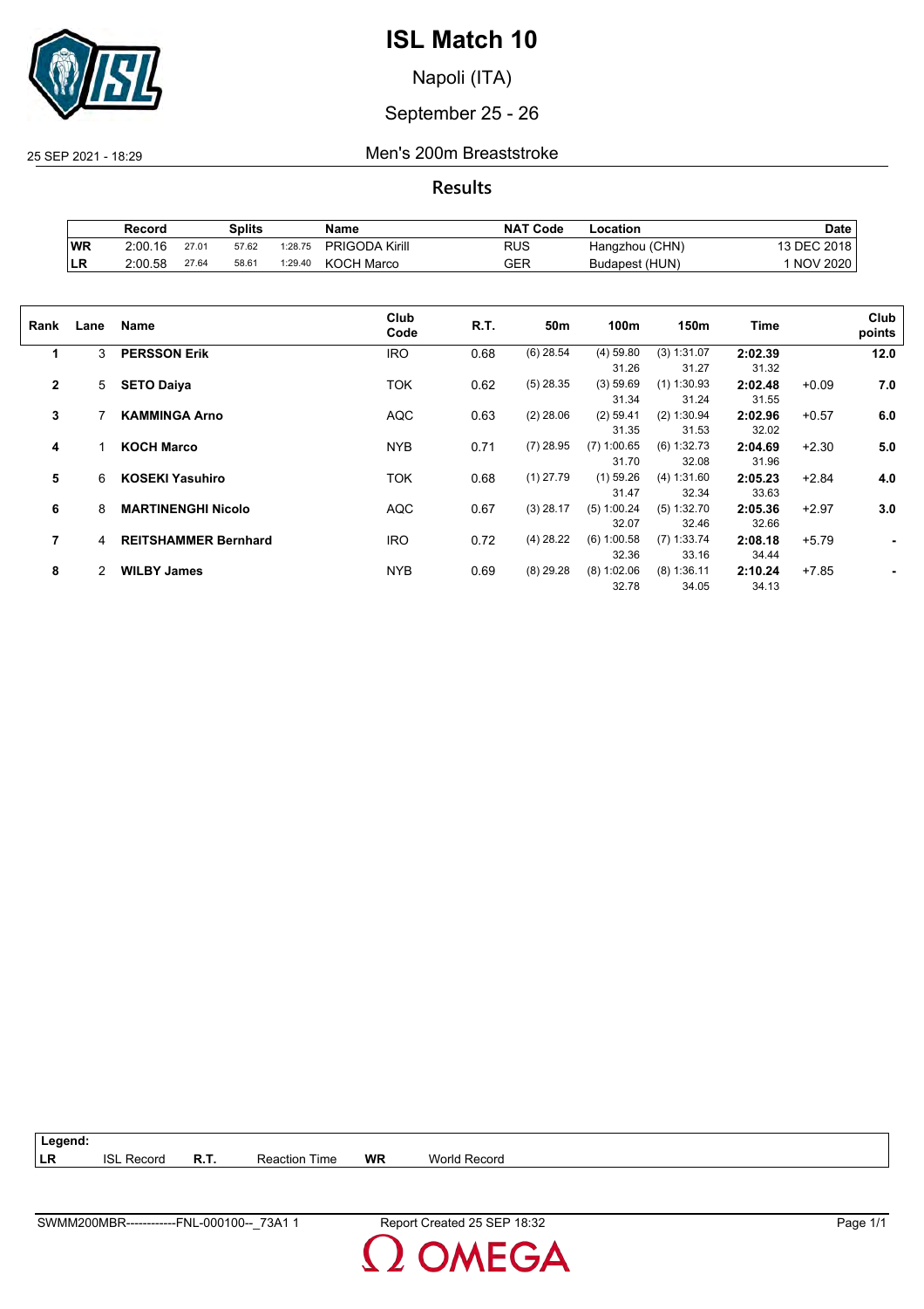# ISL Match 10

Napoli (ITA)

September 25 - 26

25 SEP 2021 - 18:29

## Men's 200m Breaststroke

### Results

| | Record | Splits | | | Name | NAT Code | Location | Date |
|---|---|---|---|---|---|---|---|---|
| WR | 2:00.16 | 27.01 | 57.62 | 1:28.75 | PRIGODA Kirill | RUS | Hangzhou (CHN) | 13 DEC 2018 |
| LR | 2:00.58 | 27.64 | 58.61 | 1:29.40 | KOCH Marco | GER | Budapest (HUN) | 1 NOV 2020 |

| Rank | Lane | Name | Club Code | R.T. | 50m | 100m | 150m | Time | | Club points |
|---|---|---|---|---|---|---|---|---|---|---|
| 1 | 3 | **PERSSON Erik** | IRO | 0.68 | (6) 28.54 | (4) 59.80 | (3) 1:31.07 | **2:02.39** | | **12.0** |
| | | | | | | 31.26 | 31.27 | 31.32 | | |
| 2 | 5 | **SETO Daiya** | TOK | 0.62 | (5) 28.35 | (3) 59.69 | (1) 1:30.93 | **2:02.48** | +0.09 | **7.0** |
| | | | | | | 31.34 | 31.24 | 31.55 | | |
| 3 | 7 | **KAMMINGA Arno** | AQC | 0.63 | (2) 28.06 | (2) 59.41 | (2) 1:30.94 | **2:02.96** | +0.57 | **6.0** |
| | | | | | | 31.35 | 31.53 | 32.02 | | |
| 4 | 1 | **KOCH Marco** | NYB | 0.71 | (7) 28.95 | (7) 1:00.65 | (6) 1:32.73 | **2:04.69** | +2.30 | **5.0** |
| | | | | | | 31.70 | 32.08 | 31.96 | | |
| 5 | 6 | **KOSEKI Yasuhiro** | TOK | 0.68 | (1) 27.79 | (1) 59.26 | (4) 1:31.60 | **2:05.23** | +2.84 | **4.0** |
| | | | | | | 31.47 | 32.34 | 33.63 | | |
| 6 | 8 | **MARTINENGHI Nicolo** | AQC | 0.67 | (3) 28.17 | (5) 1:00.24 | (5) 1:32.70 | **2:05.36** | +2.97 | **3.0** |
| | | | | | | 32.07 | 32.46 | 32.66 | | |
| 7 | 4 | **REITSHAMMER Bernhard** | IRO | 0.72 | (4) 28.22 | (6) 1:00.58 | (7) 1:33.74 | **2:08.18** | +5.79 | **-** |
| | | | | | | 32.36 | 33.16 | 34.44 | | |
| 8 | 2 | **WILBY James** | NYB | 0.69 | (8) 29.28 | (8) 1:02.06 | (8) 1:36.11 | **2:10.24** | +7.85 | **-** |
| | | | | | | 32.78 | 34.05 | 34.13 | | |

**Legend:**

| LR | ISL Record | R.T. | Reaction Time | WR | World Record |
|---|---|---|---|---|---|

SWMM200MBR------------FNL-000100--_73A1 1 — Report Created 25 SEP 18:32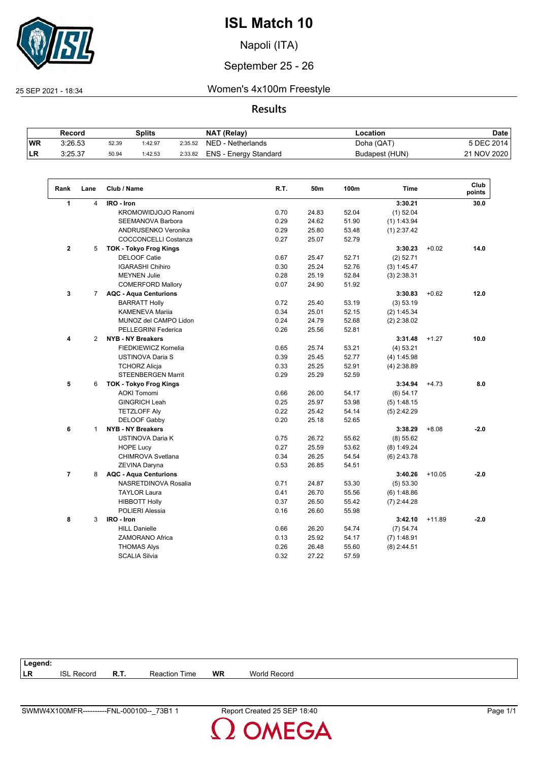# ISL Match 10

Napoli (ITA)

September 25 - 26

25 SEP 2021 - 18:34

## Women's 4x100m Freestyle

### Results

| | Record | Splits | | | NAT (Relay) | Location | Date |
|---|---|---|---|---|---|---|---|
| WR | 3:26.53 | 52.39 | 1:42.97 | 2:35.52 | NED - Netherlands | Doha (QAT) | 5 DEC 2014 |
| LR | 3:25.37 | 50.94 | 1:42.53 | 2:33.82 | ENS - Energy Standard | Budapest (HUN) | 21 NOV 2020 |

| Rank | Lane | Club / Name | R.T. | 50m | 100m | Time | | Club points |
|---|---|---|---|---|---|---|---|---|
| 1 | 4 | **IRO - Iron** | | | | **3:30.21** | | **30.0** |
| | | KROMOWIDJOJO Ranomi | 0.70 | 24.83 | 52.04 | (1) 52.04 | | |
| | | SEEMANOVA Barbora | 0.29 | 24.62 | 51.90 | (1) 1:43.94 | | |
| | | ANDRUSENKO Veronika | 0.29 | 25.80 | 53.48 | (1) 2:37.42 | | |
| | | COCCONCELLI Costanza | 0.27 | 25.07 | 52.79 | | | |
| 2 | 5 | **TOK - Tokyo Frog Kings** | | | | **3:30.23** | +0.02 | **14.0** |
| | | DELOOF Catie | 0.67 | 25.47 | 52.71 | (2) 52.71 | | |
| | | IGARASHI Chihiro | 0.30 | 25.24 | 52.76 | (3) 1:45.47 | | |
| | | MEYNEN Julie | 0.28 | 25.19 | 52.84 | (3) 2:38.31 | | |
| | | COMERFORD Mallory | 0.07 | 24.90 | 51.92 | | | |
| 3 | 7 | **AQC - Aqua Centurions** | | | | **3:30.83** | +0.62 | **12.0** |
| | | BARRATT Holly | 0.72 | 25.40 | 53.19 | (3) 53.19 | | |
| | | KAMENEVA Mariia | 0.34 | 25.01 | 52.15 | (2) 1:45.34 | | |
| | | MUNOZ del CAMPO Lidon | 0.24 | 24.79 | 52.68 | (2) 2:38.02 | | |
| | | PELLEGRINI Federica | 0.26 | 25.56 | 52.81 | | | |
| 4 | 2 | **NYB - NY Breakers** | | | | **3:31.48** | +1.27 | **10.0** |
| | | FIEDKIEWICZ Kornelia | 0.65 | 25.74 | 53.21 | (4) 53.21 | | |
| | | USTINOVA Daria S | 0.39 | 25.45 | 52.77 | (4) 1:45.98 | | |
| | | TCHORZ Alicja | 0.33 | 25.25 | 52.91 | (4) 2:38.89 | | |
| | | STEENBERGEN Marrit | 0.29 | 25.29 | 52.59 | | | |
| 5 | 6 | **TOK - Tokyo Frog Kings** | | | | **3:34.94** | +4.73 | **8.0** |
| | | AOKI Tomomi | 0.66 | 26.00 | 54.17 | (6) 54.17 | | |
| | | GINGRICH Leah | 0.25 | 25.97 | 53.98 | (5) 1:48.15 | | |
| | | TETZLOFF Aly | 0.22 | 25.42 | 54.14 | (5) 2:42.29 | | |
| | | DELOOF Gabby | 0.20 | 25.18 | 52.65 | | | |
| 6 | 1 | **NYB - NY Breakers** | | | | **3:38.29** | +8.08 | **-2.0** |
| | | USTINOVA Daria K | 0.75 | 26.72 | 55.62 | (8) 55.62 | | |
| | | HOPE Lucy | 0.27 | 25.59 | 53.62 | (8) 1:49.24 | | |
| | | CHIMROVA Svetlana | 0.34 | 26.25 | 54.54 | (6) 2:43.78 | | |
| | | ZEVINA Daryna | 0.53 | 26.85 | 54.51 | | | |
| 7 | 8 | **AQC - Aqua Centurions** | | | | **3:40.26** | +10.05 | **-2.0** |
| | | NASRETDINOVA Rosalia | 0.71 | 24.87 | 53.30 | (5) 53.30 | | |
| | | TAYLOR Laura | 0.41 | 26.70 | 55.56 | (6) 1:48.86 | | |
| | | HIBBOTT Holly | 0.37 | 26.50 | 55.42 | (7) 2:44.28 | | |
| | | POLIERI Alessia | 0.16 | 26.60 | 55.98 | | | |
| 8 | 3 | **IRO - Iron** | | | | **3:42.10** | +11.89 | **-2.0** |
| | | HILL Danielle | 0.66 | 26.20 | 54.74 | (7) 54.74 | | |
| | | ZAMORANO Africa | 0.13 | 25.92 | 54.17 | (7) 1:48.91 | | |
| | | THOMAS Alys | 0.26 | 26.48 | 55.60 | (8) 2:44.51 | | |
| | | SCALIA Silvia | 0.32 | 27.22 | 57.59 | | | |

**Legend:**

| | | | | | |
|---|---|---|---|---|---|
| LR | ISL Record | R.T. | Reaction Time | WR | World Record |

SWMW4X100MFR----------FNL-000100--_73B1 1 Report Created 25 SEP 18:40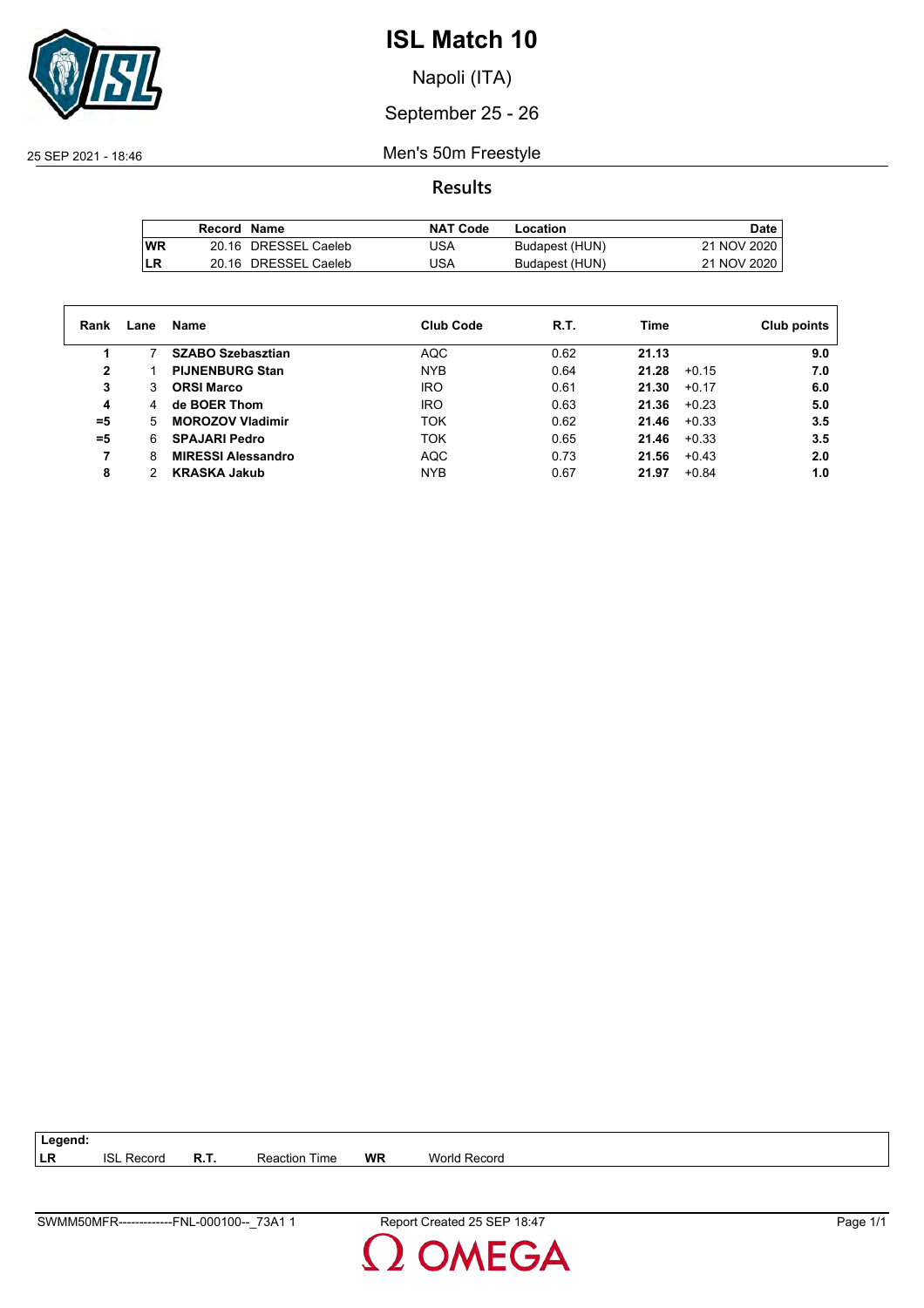# ISL Match 10

Napoli (ITA)

September 25 - 26

25 SEP 2021 - 18:46

## Men's 50m Freestyle

### Results

| | Record | Name | NAT Code | Location | Date |
|---|---|---|---|---|---|
| WR | 20.16 | DRESSEL Caeleb | USA | Budapest (HUN) | 21 NOV 2020 |
| LR | 20.16 | DRESSEL Caeleb | USA | Budapest (HUN) | 21 NOV 2020 |

| Rank | Lane | Name | Club Code | R.T. | Time | | Club points |
|---|---|---|---|---|---|---|---|
| 1 | 7 | **SZABO Szebasztian** | AQC | 0.62 | **21.13** | | **9.0** |
| 2 | 1 | **PIJNENBURG Stan** | NYB | 0.64 | **21.28** | +0.15 | **7.0** |
| 3 | 3 | **ORSI Marco** | IRO | 0.61 | **21.30** | +0.17 | **6.0** |
| 4 | 4 | **de BOER Thom** | IRO | 0.63 | **21.36** | +0.23 | **5.0** |
| =5 | 5 | **MOROZOV Vladimir** | TOK | 0.62 | **21.46** | +0.33 | **3.5** |
| =5 | 6 | **SPAJARI Pedro** | TOK | 0.65 | **21.46** | +0.33 | **3.5** |
| 7 | 8 | **MIRESSI Alessandro** | AQC | 0.73 | **21.56** | +0.43 | **2.0** |
| 8 | 2 | **KRASKA Jakub** | NYB | 0.67 | **21.97** | +0.84 | **1.0** |

**Legend:**

| | | | | | |
|---|---|---|---|---|---|
| **LR** | ISL Record | **R.T.** | Reaction Time | **WR** | World Record |

SWMM50MFR-------------FNL-000100--_73A1 1 Report Created 25 SEP 18:47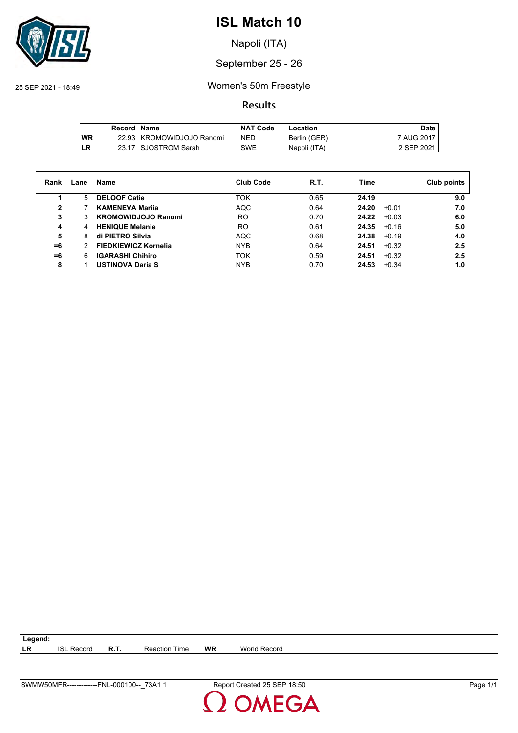# ISL Match 10

Napoli (ITA)

September 25 - 26

25 SEP 2021 - 18:49

Women's 50m Freestyle

## Results

| | Record | Name | NAT Code | Location | Date |
|---|---|---|---|---|---|
| WR | 22.93 | KROMOWIDJOJO Ranomi | NED | Berlin (GER) | 7 AUG 2017 |
| LR | 23.17 | SJOSTROM Sarah | SWE | Napoli (ITA) | 2 SEP 2021 |

| Rank | Lane | Name | Club Code | R.T. | Time | | Club points |
|---|---|---|---|---|---|---|---|
| 1 | 5 | **DELOOF Catie** | TOK | 0.65 | **24.19** | | **9.0** |
| 2 | 7 | **KAMENEVA Mariia** | AQC | 0.64 | **24.20** | +0.01 | **7.0** |
| 3 | 3 | **KROMOWIDJOJO Ranomi** | IRO | 0.70 | **24.22** | +0.03 | **6.0** |
| 4 | 4 | **HENIQUE Melanie** | IRO | 0.61 | **24.35** | +0.16 | **5.0** |
| 5 | 8 | **di PIETRO Silvia** | AQC | 0.68 | **24.38** | +0.19 | **4.0** |
| =6 | 2 | **FIEDKIEWICZ Kornelia** | NYB | 0.64 | **24.51** | +0.32 | **2.5** |
| =6 | 6 | **IGARASHI Chihiro** | TOK | 0.59 | **24.51** | +0.32 | **2.5** |
| 8 | 1 | **USTINOVA Daria S** | NYB | 0.70 | **24.53** | +0.34 | **1.0** |

**Legend:**
**LR** ISL Record **R.T.** Reaction Time **WR** World Record

SWMW50MFR-------------FNL-000100--_73A1 1 Report Created 25 SEP 18:50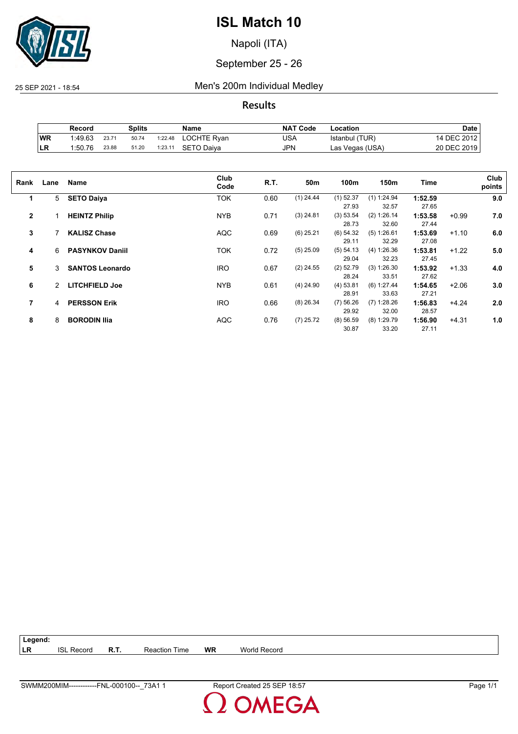# ISL Match 10

Napoli (ITA)

September 25 - 26

25 SEP 2021 - 18:54

## Men's 200m Individual Medley

### Results

| | Record | Splits | | | Name | NAT Code | Location | Date |
|---|---|---|---|---|---|---|---|---|
| WR | 1:49.63 | 23.71 | 50.74 | 1:22.48 | LOCHTE Ryan | USA | Istanbul (TUR) | 14 DEC 2012 |
| LR | 1:50.76 | 23.88 | 51.20 | 1:23.11 | SETO Daiya | JPN | Las Vegas (USA) | 20 DEC 2019 |

| Rank | Lane | Name | Club Code | R.T. | 50m | 100m | 150m | Time | | Club points |
|---|---|---|---|---|---|---|---|---|---|---|
| 1 | 5 | **SETO Daiya** | TOK | 0.60 | (1) 24.44 | (1) 52.37<br>27.93 | (1) 1:24.94<br>32.57 | **1:52.59**<br>27.65 | | **9.0** |
| 2 | 1 | **HEINTZ Philip** | NYB | 0.71 | (3) 24.81 | (3) 53.54<br>28.73 | (2) 1:26.14<br>32.60 | **1:53.58**<br>27.44 | +0.99 | **7.0** |
| 3 | 7 | **KALISZ Chase** | AQC | 0.69 | (6) 25.21 | (6) 54.32<br>29.11 | (5) 1:26.61<br>32.29 | **1:53.69**<br>27.08 | +1.10 | **6.0** |
| 4 | 6 | **PASYNKOV Daniil** | TOK | 0.72 | (5) 25.09 | (5) 54.13<br>29.04 | (4) 1:26.36<br>32.23 | **1:53.81**<br>27.45 | +1.22 | **5.0** |
| 5 | 3 | **SANTOS Leonardo** | IRO | 0.67 | (2) 24.55 | (2) 52.79<br>28.24 | (3) 1:26.30<br>33.51 | **1:53.92**<br>27.62 | +1.33 | **4.0** |
| 6 | 2 | **LITCHFIELD Joe** | NYB | 0.61 | (4) 24.90 | (4) 53.81<br>28.91 | (6) 1:27.44<br>33.63 | **1:54.65**<br>27.21 | +2.06 | **3.0** |
| 7 | 4 | **PERSSON Erik** | IRO | 0.66 | (8) 26.34 | (7) 56.26<br>29.92 | (7) 1:28.26<br>32.00 | **1:56.83**<br>28.57 | +4.24 | **2.0** |
| 8 | 8 | **BORODIN Ilia** | AQC | 0.76 | (7) 25.72 | (8) 56.59<br>30.87 | (8) 1:29.79<br>33.20 | **1:56.90**<br>27.11 | +4.31 | **1.0** |

**Legend:**
**LR** ISL Record **R.T.** Reaction Time **WR** World Record

SWMM200MIM------------FNL-000100--_73A1 1 Report Created 25 SEP 18:57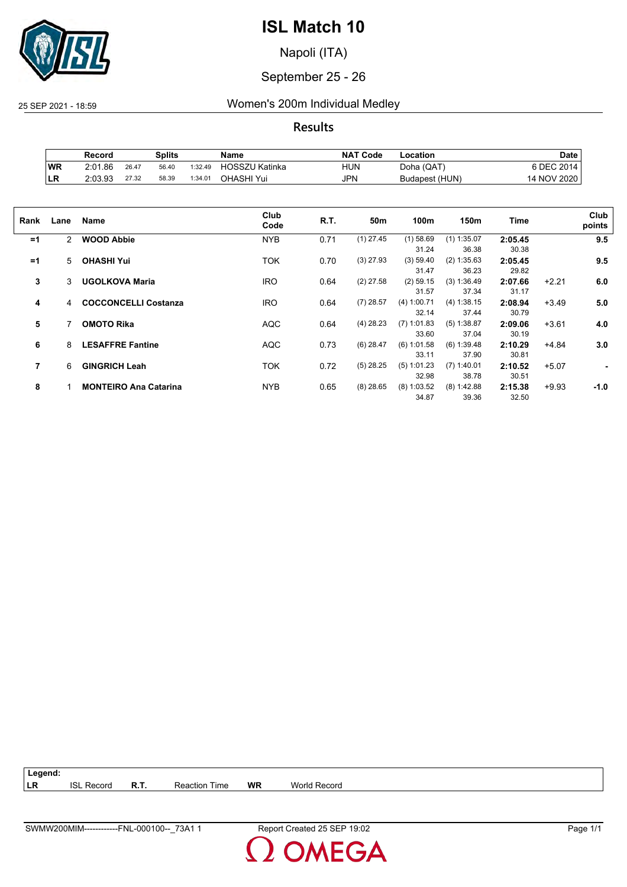# ISL Match 10

Napoli (ITA)

September 25 - 26

25 SEP 2021 - 18:59 Women's 200m Individual Medley

## Results

| | Record | Splits | | | Name | NAT Code | Location | Date |
|---|---|---|---|---|---|---|---|---|
| WR | 2:01.86 | 26.47 | 56.40 | 1:32.49 | HOSSZU Katinka | HUN | Doha (QAT) | 6 DEC 2014 |
| LR | 2:03.93 | 27.32 | 58.39 | 1:34.01 | OHASHI Yui | JPN | Budapest (HUN) | 14 NOV 2020 |

| Rank | Lane | Name | Club Code | R.T. | 50m | 100m | 150m | Time | | Club points |
|---|---|---|---|---|---|---|---|---|---|---|
| =1 | 2 | **WOOD Abbie** | NYB | 0.71 | (1) 27.45 | (1) 58.69<br>31.24 | (1) 1:35.07<br>36.38 | **2:05.45**<br>30.38 | | **9.5** |
| =1 | 5 | **OHASHI Yui** | TOK | 0.70 | (3) 27.93 | (3) 59.40<br>31.47 | (2) 1:35.63<br>36.23 | **2:05.45**<br>29.82 | | **9.5** |
| 3 | 3 | **UGOLKOVA Maria** | IRO | 0.64 | (2) 27.58 | (2) 59.15<br>31.57 | (3) 1:36.49<br>37.34 | **2:07.66**<br>31.17 | +2.21 | **6.0** |
| 4 | 4 | **COCCONCELLI Costanza** | IRO | 0.64 | (7) 28.57 | (4) 1:00.71<br>32.14 | (4) 1:38.15<br>37.44 | **2:08.94**<br>30.79 | +3.49 | **5.0** |
| 5 | 7 | **OMOTO Rika** | AQC | 0.64 | (4) 28.23 | (7) 1:01.83<br>33.60 | (5) 1:38.87<br>37.04 | **2:09.06**<br>30.19 | +3.61 | **4.0** |
| 6 | 8 | **LESAFFRE Fantine** | AQC | 0.73 | (6) 28.47 | (6) 1:01.58<br>33.11 | (6) 1:39.48<br>37.90 | **2:10.29**<br>30.81 | +4.84 | **3.0** |
| 7 | 6 | **GINGRICH Leah** | TOK | 0.72 | (5) 28.25 | (5) 1:01.23<br>32.98 | (7) 1:40.01<br>38.78 | **2:10.52**<br>30.51 | +5.07 | **-** |
| 8 | 1 | **MONTEIRO Ana Catarina** | NYB | 0.65 | (8) 28.65 | (8) 1:03.52<br>34.87 | (8) 1:42.88<br>39.36 | **2:15.38**<br>32.50 | +9.93 | **-1.0** |

**Legend:**

| | | | | | |
|---|---|---|---|---|---|
| **LR** | ISL Record | **R.T.** | Reaction Time | **WR** | World Record |

SWMW200MIM------------FNL-000100--_73A1 1 Report Created 25 SEP 19:02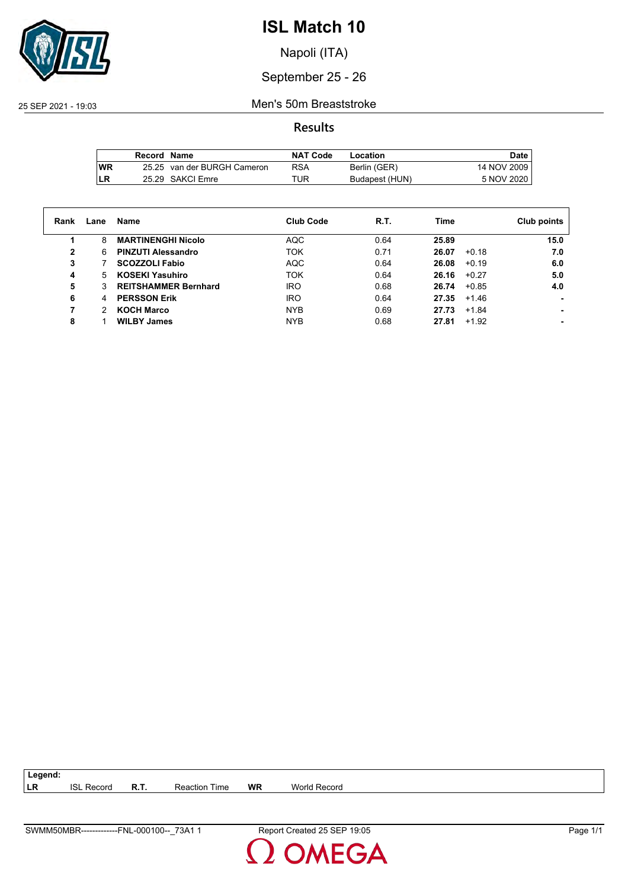# ISL Match 10

Napoli (ITA)

September 25 - 26

25 SEP 2021 - 19:03

Men's 50m Breaststroke

## Results

| | Record | Name | NAT Code | Location | Date |
|---|---|---|---|---|---|
| WR | 25.25 | van der BURGH Cameron | RSA | Berlin (GER) | 14 NOV 2009 |
| LR | 25.29 | SAKCI Emre | TUR | Budapest (HUN) | 5 NOV 2020 |

| Rank | Lane | Name | Club Code | R.T. | Time | | Club points |
|---|---|---|---|---|---|---|---|
| **1** | 8 | **MARTINENGHI Nicolo** | AQC | 0.64 | **25.89** | | **15.0** |
| **2** | 6 | **PINZUTI Alessandro** | TOK | 0.71 | **26.07** | +0.18 | **7.0** |
| **3** | 7 | **SCOZZOLI Fabio** | AQC | 0.64 | **26.08** | +0.19 | **6.0** |
| **4** | 5 | **KOSEKI Yasuhiro** | TOK | 0.64 | **26.16** | +0.27 | **5.0** |
| **5** | 3 | **REITSHAMMER Bernhard** | IRO | 0.68 | **26.74** | +0.85 | **4.0** |
| **6** | 4 | **PERSSON Erik** | IRO | 0.64 | **27.35** | +1.46 | **-** |
| **7** | 2 | **KOCH Marco** | NYB | 0.69 | **27.73** | +1.84 | **-** |
| **8** | 1 | **WILBY James** | NYB | 0.68 | **27.81** | +1.92 | **-** |

**Legend:**

| | | | | | |
|---|---|---|---|---|---|
| **LR** | ISL Record | **R.T.** | Reaction Time | **WR** | World Record |

SWMM50MBR-------------FNL-000100--_73A1 1 Report Created 25 SEP 19:05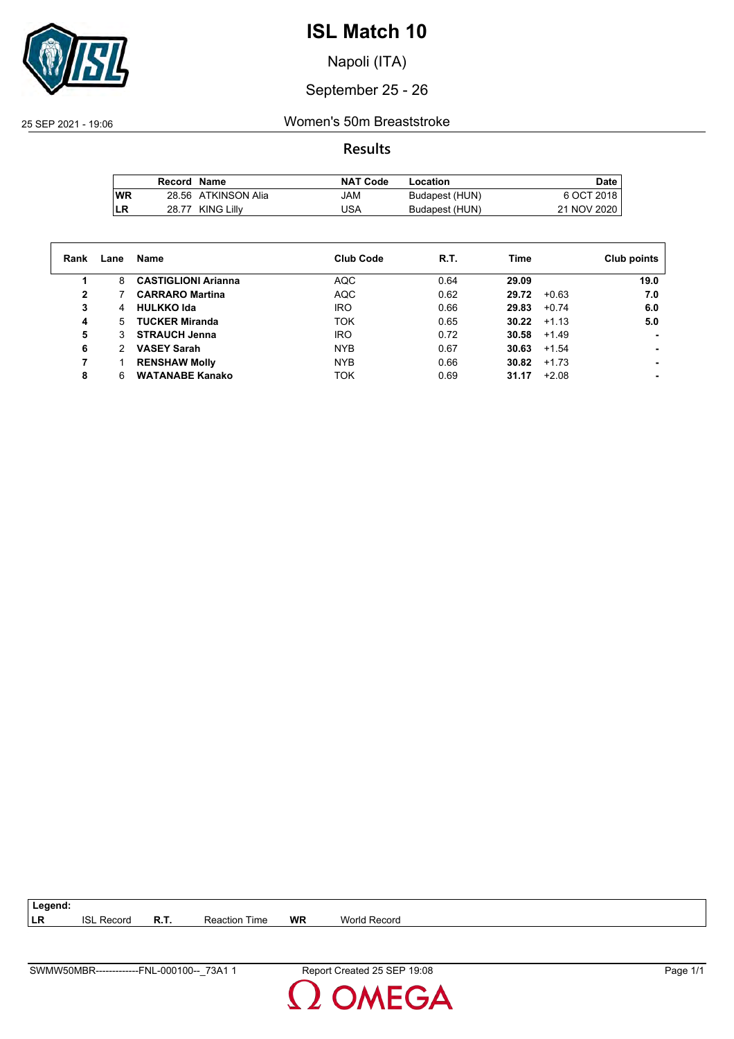# ISL Match 10

Napoli (ITA)

September 25 - 26

25 SEP 2021 - 19:06

## Women's 50m Breaststroke

### Results

| | Record | Name | NAT Code | Location | Date |
|---|---|---|---|---|---|
| WR | 28.56 | ATKINSON Alia | JAM | Budapest (HUN) | 6 OCT 2018 |
| LR | 28.77 | KING Lilly | USA | Budapest (HUN) | 21 NOV 2020 |

| Rank | Lane | Name | Club Code | R.T. | Time | | Club points |
|---|---|---|---|---|---|---|---|
| 1 | 8 | **CASTIGLIONI Arianna** | AQC | 0.64 | **29.09** | | **19.0** |
| 2 | 7 | **CARRARO Martina** | AQC | 0.62 | **29.72** | +0.63 | **7.0** |
| 3 | 4 | **HULKKO Ida** | IRO | 0.66 | **29.83** | +0.74 | **6.0** |
| 4 | 5 | **TUCKER Miranda** | TOK | 0.65 | **30.22** | +1.13 | **5.0** |
| 5 | 3 | **STRAUCH Jenna** | IRO | 0.72 | **30.58** | +1.49 | **-** |
| 6 | 2 | **VASEY Sarah** | NYB | 0.67 | **30.63** | +1.54 | **-** |
| 7 | 1 | **RENSHAW Molly** | NYB | 0.66 | **30.82** | +1.73 | **-** |
| 8 | 6 | **WATANABE Kanako** | TOK | 0.69 | **31.17** | +2.08 | **-** |

**Legend:**

| | | | | | |
|---|---|---|---|---|---|
| **LR** | ISL Record | **R.T.** | Reaction Time | **WR** | World Record |

SWMW50MBR-------------FNL-000100--_73A1 1 — Report Created 25 SEP 19:08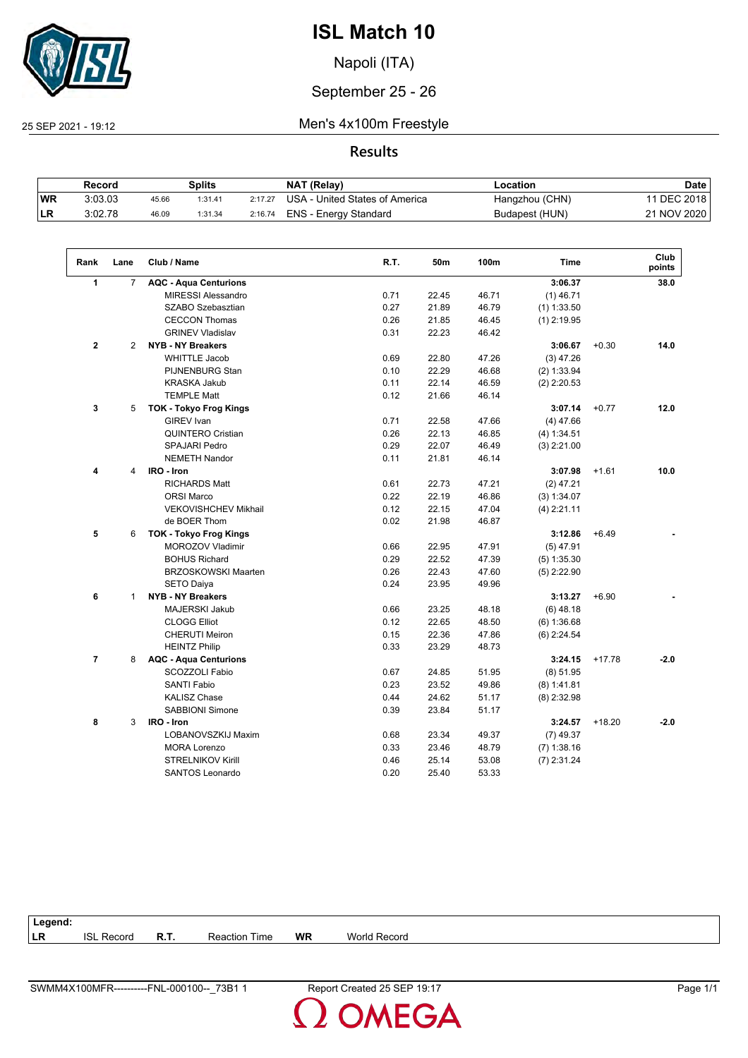# ISL Match 10

Napoli (ITA)

September 25 - 26

25 SEP 2021 - 19:12

## Men's 4x100m Freestyle

### Results

| | Record | Splits | | | NAT (Relay) | Location | Date |
|---|---|---|---|---|---|---|---|
| WR | 3:03.03 | 45.66 | 1:31.41 | 2:17.27 | USA - United States of America | Hangzhou (CHN) | 11 DEC 2018 |
| LR | 3:02.78 | 46.09 | 1:31.34 | 2:16.74 | ENS - Energy Standard | Budapest (HUN) | 21 NOV 2020 |

| Rank | Lane | Club / Name | R.T. | 50m | 100m | Time | | Club points |
|---|---|---|---|---|---|---|---|---|
| 1 | 7 | **AQC - Aqua Centurions** | | | | **3:06.37** | | **38.0** |
| | | MIRESSI Alessandro | 0.71 | 22.45 | 46.71 | (1) 46.71 | | |
| | | SZABO Szebasztian | 0.27 | 21.89 | 46.79 | (1) 1:33.50 | | |
| | | CECCON Thomas | 0.26 | 21.85 | 46.45 | (1) 2:19.95 | | |
| | | GRINEV Vladislav | 0.31 | 22.23 | 46.42 | | | |
| 2 | 2 | **NYB - NY Breakers** | | | | **3:06.67** | +0.30 | **14.0** |
| | | WHITTLE Jacob | 0.69 | 22.80 | 47.26 | (3) 47.26 | | |
| | | PIJNENBURG Stan | 0.10 | 22.29 | 46.68 | (2) 1:33.94 | | |
| | | KRASKA Jakub | 0.11 | 22.14 | 46.59 | (2) 2:20.53 | | |
| | | TEMPLE Matt | 0.12 | 21.66 | 46.14 | | | |
| 3 | 5 | **TOK - Tokyo Frog Kings** | | | | **3:07.14** | +0.77 | **12.0** |
| | | GIREV Ivan | 0.71 | 22.58 | 47.66 | (4) 47.66 | | |
| | | QUINTERO Cristian | 0.26 | 22.13 | 46.85 | (4) 1:34.51 | | |
| | | SPAJARI Pedro | 0.29 | 22.07 | 46.49 | (3) 2:21.00 | | |
| | | NEMETH Nandor | 0.11 | 21.81 | 46.14 | | | |
| 4 | 4 | **IRO - Iron** | | | | **3:07.98** | +1.61 | **10.0** |
| | | RICHARDS Matt | 0.61 | 22.73 | 47.21 | (2) 47.21 | | |
| | | ORSI Marco | 0.22 | 22.19 | 46.86 | (3) 1:34.07 | | |
| | | VEKOVISHCHEV Mikhail | 0.12 | 22.15 | 47.04 | (4) 2:21.11 | | |
| | | de BOER Thom | 0.02 | 21.98 | 46.87 | | | |
| 5 | 6 | **TOK - Tokyo Frog Kings** | | | | **3:12.86** | +6.49 | **-** |
| | | MOROZOV Vladimir | 0.66 | 22.95 | 47.91 | (5) 47.91 | | |
| | | BOHUS Richard | 0.29 | 22.52 | 47.39 | (5) 1:35.30 | | |
| | | BRZOSKOWSKI Maarten | 0.26 | 22.43 | 47.60 | (5) 2:22.90 | | |
| | | SETO Daiya | 0.24 | 23.95 | 49.96 | | | |
| 6 | 1 | **NYB - NY Breakers** | | | | **3:13.27** | +6.90 | **-** |
| | | MAJERSKI Jakub | 0.66 | 23.25 | 48.18 | (6) 48.18 | | |
| | | CLOGG Elliot | 0.12 | 22.65 | 48.50 | (6) 1:36.68 | | |
| | | CHERUTI Meiron | 0.15 | 22.36 | 47.86 | (6) 2:24.54 | | |
| | | HEINTZ Philip | 0.33 | 23.29 | 48.73 | | | |
| 7 | 8 | **AQC - Aqua Centurions** | | | | **3:24.15** | +17.78 | **-2.0** |
| | | SCOZZOLI Fabio | 0.67 | 24.85 | 51.95 | (8) 51.95 | | |
| | | SANTI Fabio | 0.23 | 23.52 | 49.86 | (8) 1:41.81 | | |
| | | KALISZ Chase | 0.44 | 24.62 | 51.17 | (8) 2:32.98 | | |
| | | SABBIONI Simone | 0.39 | 23.84 | 51.17 | | | |
| 8 | 3 | **IRO - Iron** | | | | **3:24.57** | +18.20 | **-2.0** |
| | | LOBANOVSZKIJ Maxim | 0.68 | 23.34 | 49.37 | (7) 49.37 | | |
| | | MORA Lorenzo | 0.33 | 23.46 | 48.79 | (7) 1:38.16 | | |
| | | STRELNIKOV Kirill | 0.46 | 25.14 | 53.08 | (7) 2:31.24 | | |
| | | SANTOS Leonardo | 0.20 | 25.40 | 53.33 | | | |

**Legend:**

| | | | | | |
|---|---|---|---|---|---|
| LR | ISL Record | R.T. | Reaction Time | WR | World Record |

SWMM4X100MFR----------FNL-000100--_73B1 1 Report Created 25 SEP 19:17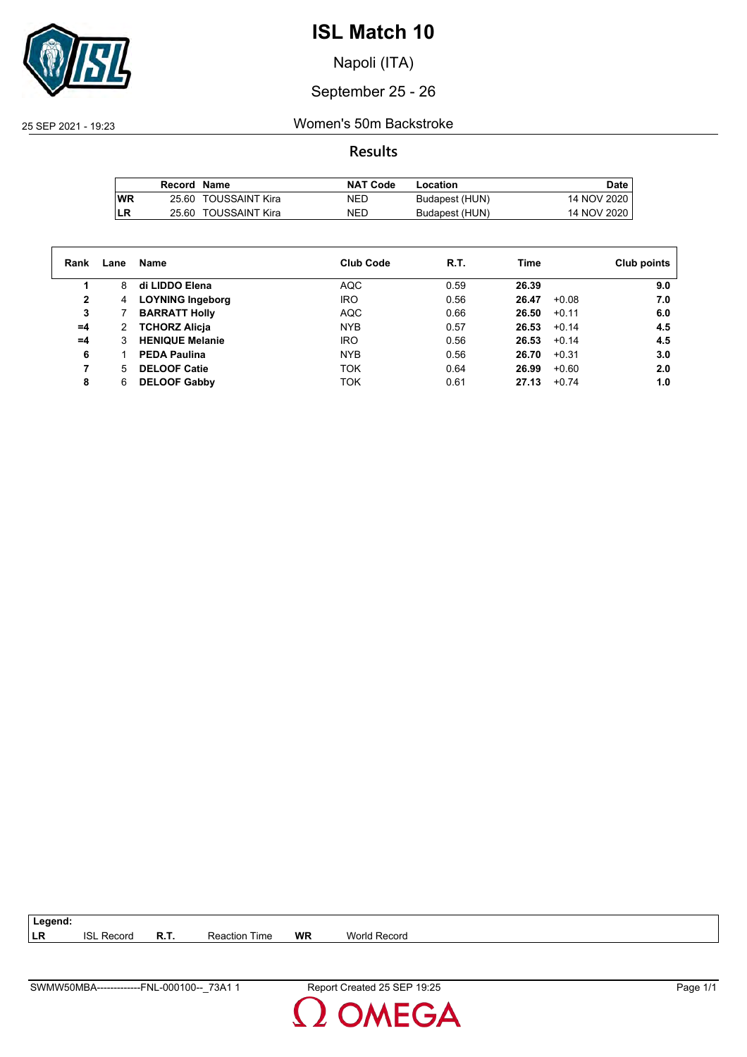# ISL Match 10

Napoli (ITA)

September 25 - 26

25 SEP 2021 - 19:23

Women's 50m Backstroke

## Results

| | Record | Name | NAT Code | Location | Date |
|---|---|---|---|---|---|
| WR | 25.60 | TOUSSAINT Kira | NED | Budapest (HUN) | 14 NOV 2020 |
| LR | 25.60 | TOUSSAINT Kira | NED | Budapest (HUN) | 14 NOV 2020 |

| Rank | Lane | Name | Club Code | R.T. | Time | | Club points |
|---|---|---|---|---|---|---|---|
| 1 | 8 | **di LIDDO Elena** | AQC | 0.59 | **26.39** | | **9.0** |
| 2 | 4 | **LOYNING Ingeborg** | IRO | 0.56 | **26.47** | +0.08 | **7.0** |
| 3 | 7 | **BARRATT Holly** | AQC | 0.66 | **26.50** | +0.11 | **6.0** |
| =4 | 2 | **TCHORZ Alicja** | NYB | 0.57 | **26.53** | +0.14 | **4.5** |
| =4 | 3 | **HENIQUE Melanie** | IRO | 0.56 | **26.53** | +0.14 | **4.5** |
| 6 | 1 | **PEDA Paulina** | NYB | 0.56 | **26.70** | +0.31 | **3.0** |
| 7 | 5 | **DELOOF Catie** | TOK | 0.64 | **26.99** | +0.60 | **2.0** |
| 8 | 6 | **DELOOF Gabby** | TOK | 0.61 | **27.13** | +0.74 | **1.0** |

**Legend:**

| | | | | | |
|---|---|---|---|---|---|
| **LR** | ISL Record | **R.T.** | Reaction Time | **WR** | World Record |

SWMW50MBA-------------FNL-000100--_73A1 1

Report Created 25 SEP 19:25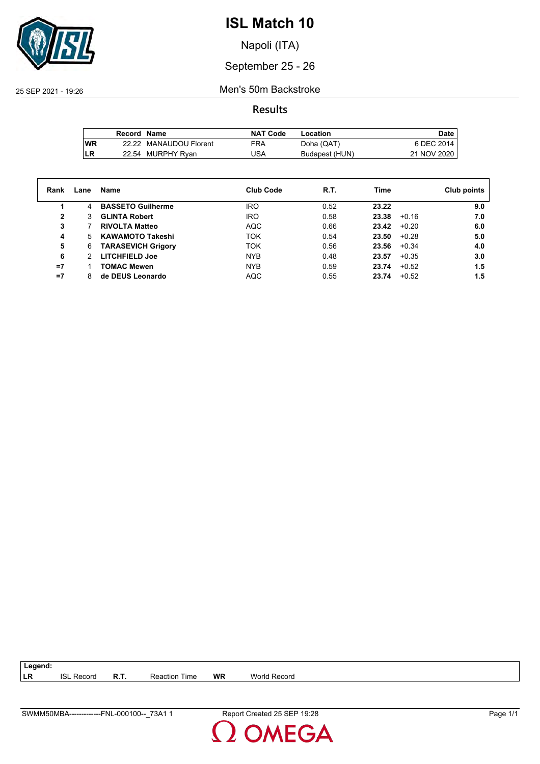# ISL Match 10

Napoli (ITA)

September 25 - 26

25 SEP 2021 - 19:26

## Men's 50m Backstroke

### Results

| | Record | Name | NAT Code | Location | Date |
|---|---|---|---|---|---|
| WR | 22.22 | MANAUDOU Florent | FRA | Doha (QAT) | 6 DEC 2014 |
| LR | 22.54 | MURPHY Ryan | USA | Budapest (HUN) | 21 NOV 2020 |

| Rank | Lane | Name | Club Code | R.T. | Time | | Club points |
|---|---|---|---|---|---|---|---|
| 1 | 4 | **BASSETO Guilherme** | IRO | 0.52 | **23.22** | | **9.0** |
| 2 | 3 | **GLINTA Robert** | IRO | 0.58 | **23.38** | +0.16 | **7.0** |
| 3 | 7 | **RIVOLTA Matteo** | AQC | 0.66 | **23.42** | +0.20 | **6.0** |
| 4 | 5 | **KAWAMOTO Takeshi** | TOK | 0.54 | **23.50** | +0.28 | **5.0** |
| 5 | 6 | **TARASEVICH Grigory** | TOK | 0.56 | **23.56** | +0.34 | **4.0** |
| 6 | 2 | **LITCHFIELD Joe** | NYB | 0.48 | **23.57** | +0.35 | **3.0** |
| =7 | 1 | **TOMAC Mewen** | NYB | 0.59 | **23.74** | +0.52 | **1.5** |
| =7 | 8 | **de DEUS Leonardo** | AQC | 0.55 | **23.74** | +0.52 | **1.5** |

**Legend:**

| | | | | | |
|---|---|---|---|---|---|
| **LR** | ISL Record | **R.T.** | Reaction Time | **WR** | World Record |

SWMM50MBA-------------FNL-000100--_73A1 1 Report Created 25 SEP 19:28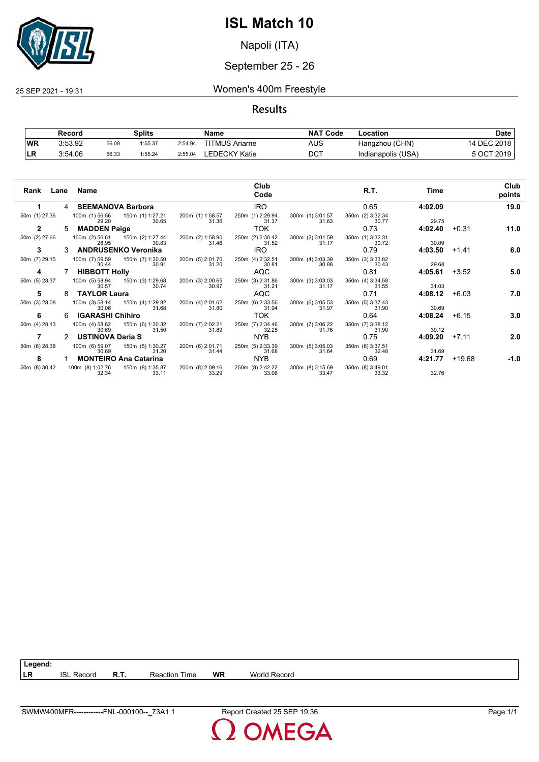# ISL Match 10

Napoli (ITA)

September 25 - 26

25 SEP 2021 - 19:31

## Women's 400m Freestyle

### Results

| | Record | | Splits | | Name | NAT Code | Location | Date |
|---|---|---|---|---|---|---|---|---|
| WR | 3:53.92 | 56.08 | 1:55.37 | 2:54.94 | TITMUS Ariarne | AUS | Hangzhou (CHN) | 14 DEC 2018 |
| LR | 3:54.06 | 56.33 | 1:55.24 | 2:55.04 | LEDECKY Katie | DCT | Indianapolis (USA) | 5 OCT 2019 |

| Rank | Lane | Name | Club Code | R.T. | Time | | Club points |
|---|---|---|---|---|---|---|---|
| 1 | 4 | SEEMANOVA Barbora | IRO | 0.65 | 4:02.09 | | 19.0 |
| | | 50m (1) 27.36; 100m (1) 56.56 29.20; 150m (1) 1:27.21 30.65; 200m (1) 1:58.57 31.36; 250m (1) 2:29.94 31.37; 300m (1) 3:01.57 31.63; 350m (2) 3:32.34 30.77; 29.75 | | | | | |
| 2 | 5 | MADDEN Paige | TOK | 0.73 | 4:02.40 | +0.31 | 11.0 |
| | | 50m (2) 27.66; 100m (2) 56.61 28.95; 150m (2) 1:27.44 30.83; 200m (2) 1:58.90 31.46; 250m (2) 2:30.42 31.52; 300m (2) 3:01.59 31.17; 350m (1) 3:32.31 30.72; 30.09 | | | | | |
| 3 | 3 | ANDRUSENKO Veronika | IRO | 0.79 | 4:03.50 | +1.41 | 6.0 |
| | | 50m (7) 29.15; 100m (7) 59.59 30.44; 150m (7) 1:30.50 30.91; 200m (5) 2:01.70 31.20; 250m (4) 2:32.51 30.81; 300m (4) 3:03.39 30.88; 350m (3) 3:33.82 30.43; 29.68 | | | | | |
| 4 | 7 | HIBBOTT Holly | AQC | 0.81 | 4:05.61 | +3.52 | 5.0 |
| | | 50m (5) 28.37; 100m (5) 58.94 30.57; 150m (3) 1:29.68 30.74; 200m (3) 2:00.65 30.97; 250m (3) 2:31.86 31.21; 300m (3) 3:03.03 31.17; 350m (4) 3:34.58 31.55; 31.03 | | | | | |
| 5 | 8 | TAYLOR Laura | AQC | 0.71 | 4:08.12 | +6.03 | 7.0 |
| | | 50m (3) 28.08; 100m (3) 58.14 30.06; 150m (4) 1:29.82 31.68; 200m (4) 2:01.62 31.80; 250m (6) 2:33.56 31.94; 300m (6) 3:05.53 31.97; 350m (5) 3:37.43 31.90; 30.69 | | | | | |
| 6 | 6 | IGARASHI Chihiro | TOK | 0.64 | 4:08.24 | +6.15 | 3.0 |
| | | 50m (4) 28.13; 100m (4) 58.82 30.69; 150m (6) 1:30.32 31.50; 200m (7) 2:02.21 31.89; 250m (7) 2:34.46 32.25; 300m (7) 3:06.22 31.76; 350m (7) 3:38.12 31.90; 30.12 | | | | | |
| 7 | 2 | USTINOVA Daria S | NYB | 0.75 | 4:09.20 | +7.11 | 2.0 |
| | | 50m (6) 28.38; 100m (6) 59.07 30.69; 150m (5) 1:30.27 31.20; 200m (6) 2:01.71 31.44; 250m (5) 2:33.39 31.68; 300m (5) 3:05.03 31.64; 350m (6) 3:37.51 32.48; 31.69 | | | | | |
| 8 | 1 | MONTEIRO Ana Catarina | NYB | 0.69 | 4:21.77 | +19.68 | -1.0 |
| | | 50m (8) 30.42; 100m (8) 1:02.76 32.34; 150m (8) 1:35.87 33.11; 200m (8) 2:09.16 33.29; 250m (8) 2:42.22 33.06; 300m (8) 3:15.69 33.47; 350m (8) 3:49.01 33.32; 32.76 | | | | | |

**Legend:**

| | | | | | |
|---|---|---|---|---|---|
| LR | ISL Record | R.T. | Reaction Time | WR | World Record |

SWMW400MFR------------FNL-000100--_73A1 1 — Report Created 25 SEP 19:36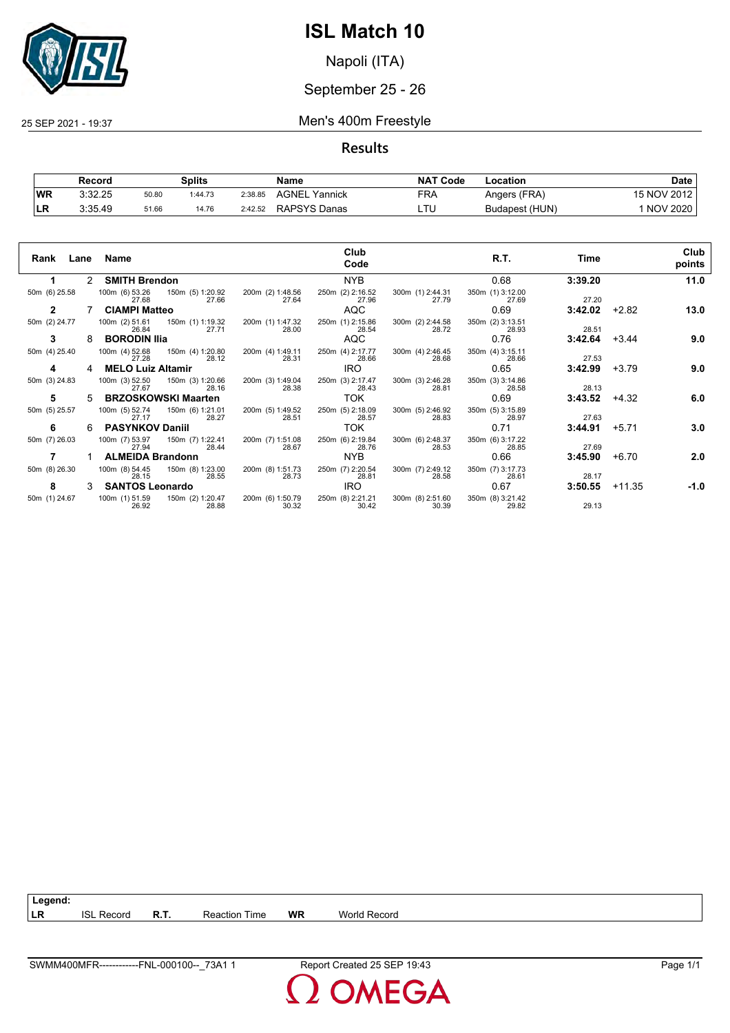# ISL Match 10

Napoli (ITA)

September 25 - 26

25 SEP 2021 - 19:37

## Men's 400m Freestyle

### Results

| | Record | Splits | | | Name | NAT Code | Location | Date |
|---|---|---|---|---|---|---|---|---|
| WR | 3:32.25 | 50.80 | 1:44.73 | 2:38.85 | AGNEL Yannick | FRA | Angers (FRA) | 15 NOV 2012 |
| LR | 3:35.49 | 51.66 | 14.76 | 2:42.52 | RAPSYS Danas | LTU | Budapest (HUN) | 1 NOV 2020 |

| Rank | Lane | Name | Club Code | R.T. | Time | | Club points |
|---|---|---|---|---|---|---|---|
| 1 | 2 | SMITH Brendon | NYB | 0.68 | 3:39.20 | | 11.0 |
| 50m (6) 25.58 | 100m (6) 53.26 / 27.68 | 150m (5) 1:20.92 / 27.66 | 200m (2) 1:48.56 / 27.64 | 250m (2) 2:16.52 / 27.96 | 300m (1) 2:44.31 / 27.79 | 350m (1) 3:12.00 / 27.69 | 27.20 |
| 2 | 7 | CIAMPI Matteo | AQC | 0.69 | 3:42.02 | +2.82 | 13.0 |
| 50m (2) 24.77 | 100m (2) 51.61 / 26.84 | 150m (1) 1:19.32 / 27.71 | 200m (1) 1:47.32 / 28.00 | 250m (1) 2:15.86 / 28.54 | 300m (2) 2:44.58 / 28.72 | 350m (2) 3:13.51 / 28.93 | 28.51 |
| 3 | 8 | BORODIN Ilia | AQC | 0.76 | 3:42.64 | +3.44 | 9.0 |
| 50m (4) 25.40 | 100m (4) 52.68 / 27.28 | 150m (4) 1:20.80 / 28.12 | 200m (4) 1:49.11 / 28.31 | 250m (4) 2:17.77 / 28.66 | 300m (4) 2:46.45 / 28.68 | 350m (4) 3:15.11 / 28.66 | 27.53 |
| 4 | 4 | MELO Luiz Altamir | IRO | 0.65 | 3:42.99 | +3.79 | 9.0 |
| 50m (3) 24.83 | 100m (3) 52.50 / 27.67 | 150m (3) 1:20.66 / 28.16 | 200m (3) 1:49.04 / 28.38 | 250m (3) 2:17.47 / 28.43 | 300m (3) 2:46.28 / 28.81 | 350m (3) 3:14.86 / 28.58 | 28.13 |
| 5 | 5 | BRZOSKOWSKI Maarten | TOK | 0.69 | 3:43.52 | +4.32 | 6.0 |
| 50m (5) 25.57 | 100m (5) 52.74 / 27.17 | 150m (6) 1:21.01 / 28.27 | 200m (5) 1:49.52 / 28.51 | 250m (5) 2:18.09 / 28.57 | 300m (5) 2:46.92 / 28.83 | 350m (5) 3:15.89 / 28.97 | 27.63 |
| 6 | 6 | PASYNKOV Daniil | TOK | 0.71 | 3:44.91 | +5.71 | 3.0 |
| 50m (7) 26.03 | 100m (7) 53.97 / 27.94 | 150m (7) 1:22.41 / 28.44 | 200m (7) 1:51.08 / 28.67 | 250m (6) 2:19.84 / 28.76 | 300m (6) 2:48.37 / 28.53 | 350m (6) 3:17.22 / 28.85 | 27.69 |
| 7 | 1 | ALMEIDA Brandonn | NYB | 0.66 | 3:45.90 | +6.70 | 2.0 |
| 50m (8) 26.30 | 100m (8) 54.45 / 28.15 | 150m (8) 1:23.00 / 28.55 | 200m (8) 1:51.73 / 28.73 | 250m (7) 2:20.54 / 28.81 | 300m (7) 2:49.12 / 28.58 | 350m (7) 3:17.73 / 28.61 | 28.17 |
| 8 | 3 | SANTOS Leonardo | IRO | 0.67 | 3:50.55 | +11.35 | -1.0 |
| 50m (1) 24.67 | 100m (1) 51.59 / 26.92 | 150m (2) 1:20.47 / 28.88 | 200m (6) 1:50.79 / 30.32 | 250m (8) 2:21.21 / 30.42 | 300m (8) 2:51.60 / 30.39 | 350m (8) 3:21.42 / 29.82 | 29.13 |

**Legend:**
LR ISL Record | R.T. Reaction Time | WR World Record

SWMM400MFR------------FNL-000100--_73A1 1 | Report Created 25 SEP 19:43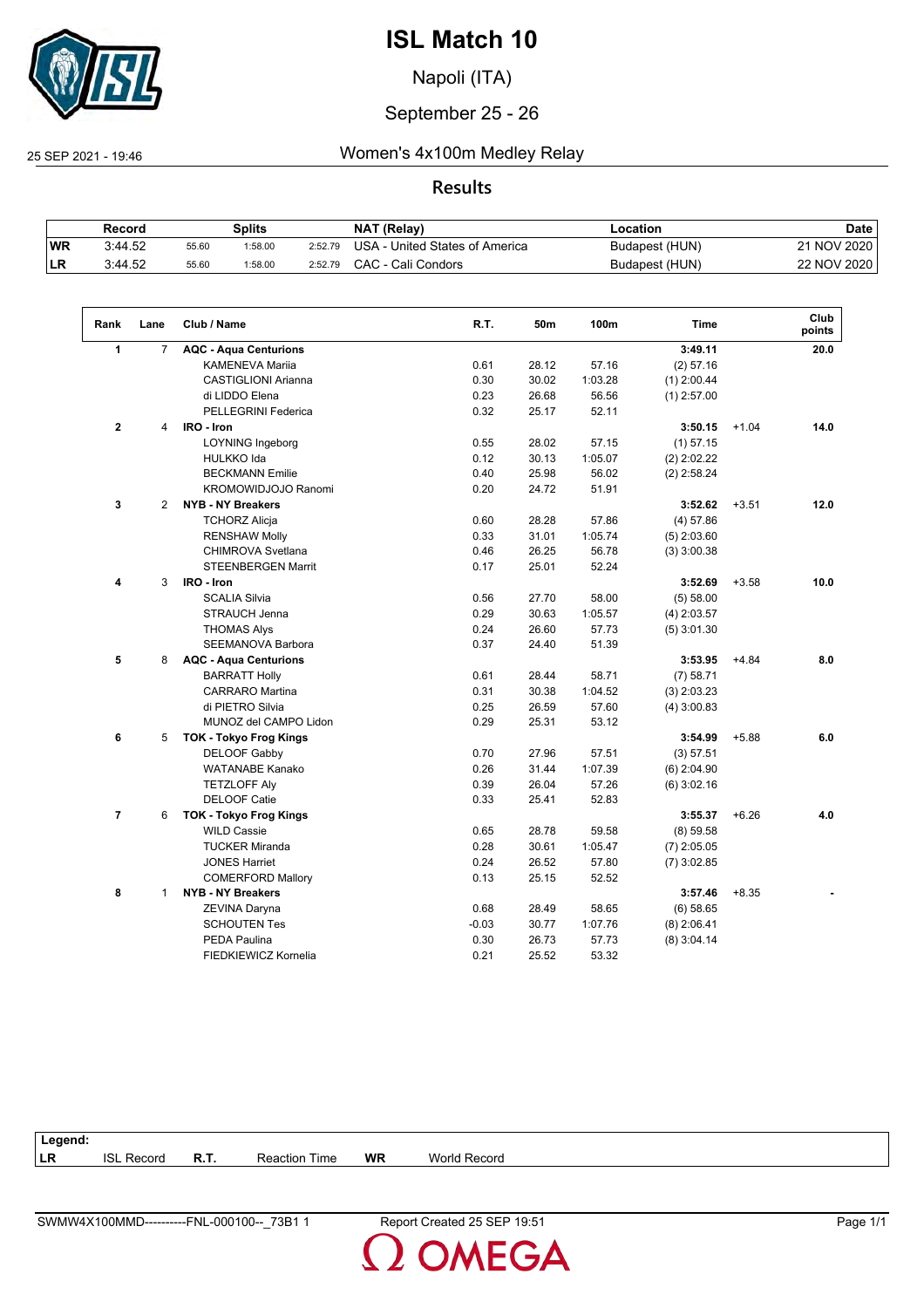# ISL Match 10

Napoli (ITA)

September 25 - 26

25 SEP 2021 - 19:46

## Women's 4x100m Medley Relay

### Results

| | Record | Splits | | | NAT (Relay) | Location | Date |
|---|---|---|---|---|---|---|---|
| WR | 3:44.52 | 55.60 | 1:58.00 | 2:52.79 | USA - United States of America | Budapest (HUN) | 21 NOV 2020 |
| LR | 3:44.52 | 55.60 | 1:58.00 | 2:52.79 | CAC - Cali Condors | Budapest (HUN) | 22 NOV 2020 |

| Rank | Lane | Club / Name | R.T. | 50m | 100m | Time | | Club points |
|---|---|---|---|---|---|---|---|---|
| 1 | 7 | **AQC - Aqua Centurions** | | | | **3:49.11** | | **20.0** |
| | | KAMENEVA Mariia | 0.61 | 28.12 | 57.16 | (2) 57.16 | | |
| | | CASTIGLIONI Arianna | 0.30 | 30.02 | 1:03.28 | (1) 2:00.44 | | |
| | | di LIDDO Elena | 0.23 | 26.68 | 56.56 | (1) 2:57.00 | | |
| | | PELLEGRINI Federica | 0.32 | 25.17 | 52.11 | | | |
| 2 | 4 | **IRO - Iron** | | | | **3:50.15** | +1.04 | **14.0** |
| | | LOYNING Ingeborg | 0.55 | 28.02 | 57.15 | (1) 57.15 | | |
| | | HULKKO Ida | 0.12 | 30.13 | 1:05.07 | (2) 2:02.22 | | |
| | | BECKMANN Emilie | 0.40 | 25.98 | 56.02 | (2) 2:58.24 | | |
| | | KROMOWIDJOJO Ranomi | 0.20 | 24.72 | 51.91 | | | |
| 3 | 2 | **NYB - NY Breakers** | | | | **3:52.62** | +3.51 | **12.0** |
| | | TCHORZ Alicja | 0.60 | 28.28 | 57.86 | (4) 57.86 | | |
| | | RENSHAW Molly | 0.33 | 31.01 | 1:05.74 | (5) 2:03.60 | | |
| | | CHIMROVA Svetlana | 0.46 | 26.25 | 56.78 | (3) 3:00.38 | | |
| | | STEENBERGEN Marrit | 0.17 | 25.01 | 52.24 | | | |
| 4 | 3 | **IRO - Iron** | | | | **3:52.69** | +3.58 | **10.0** |
| | | SCALIA Silvia | 0.56 | 27.70 | 58.00 | (5) 58.00 | | |
| | | STRAUCH Jenna | 0.29 | 30.63 | 1:05.57 | (4) 2:03.57 | | |
| | | THOMAS Alys | 0.24 | 26.60 | 57.73 | (5) 3:01.30 | | |
| | | SEEMANOVA Barbora | 0.37 | 24.40 | 51.39 | | | |
| 5 | 8 | **AQC - Aqua Centurions** | | | | **3:53.95** | +4.84 | **8.0** |
| | | BARRATT Holly | 0.61 | 28.44 | 58.71 | (7) 58.71 | | |
| | | CARRARO Martina | 0.31 | 30.38 | 1:04.52 | (3) 2:03.23 | | |
| | | di PIETRO Silvia | 0.25 | 26.59 | 57.60 | (4) 3:00.83 | | |
| | | MUNOZ del CAMPO Lidon | 0.29 | 25.31 | 53.12 | | | |
| 6 | 5 | **TOK - Tokyo Frog Kings** | | | | **3:54.99** | +5.88 | **6.0** |
| | | DELOOF Gabby | 0.70 | 27.96 | 57.51 | (3) 57.51 | | |
| | | WATANABE Kanako | 0.26 | 31.44 | 1:07.39 | (6) 2:04.90 | | |
| | | TETZLOFF Aly | 0.39 | 26.04 | 57.26 | (6) 3:02.16 | | |
| | | DELOOF Catie | 0.33 | 25.41 | 52.83 | | | |
| 7 | 6 | **TOK - Tokyo Frog Kings** | | | | **3:55.37** | +6.26 | **4.0** |
| | | WILD Cassie | 0.65 | 28.78 | 59.58 | (8) 59.58 | | |
| | | TUCKER Miranda | 0.28 | 30.61 | 1:05.47 | (7) 2:05.05 | | |
| | | JONES Harriet | 0.24 | 26.52 | 57.80 | (7) 3:02.85 | | |
| | | COMERFORD Mallory | 0.13 | 25.15 | 52.52 | | | |
| 8 | 1 | **NYB - NY Breakers** | | | | **3:57.46** | +8.35 | **-** |
| | | ZEVINA Daryna | 0.68 | 28.49 | 58.65 | (6) 58.65 | | |
| | | SCHOUTEN Tes | -0.03 | 30.77 | 1:07.76 | (8) 2:06.41 | | |
| | | PEDA Paulina | 0.30 | 26.73 | 57.73 | (8) 3:04.14 | | |
| | | FIEDKIEWICZ Kornelia | 0.21 | 25.52 | 53.32 | | | |

**Legend:**

| | | | | | |
|---|---|---|---|---|---|
| LR | ISL Record | R.T. | Reaction Time | WR | World Record |

SWMW4X100MMD----------FNL-000100--_73B1 1 Report Created 25 SEP 19:51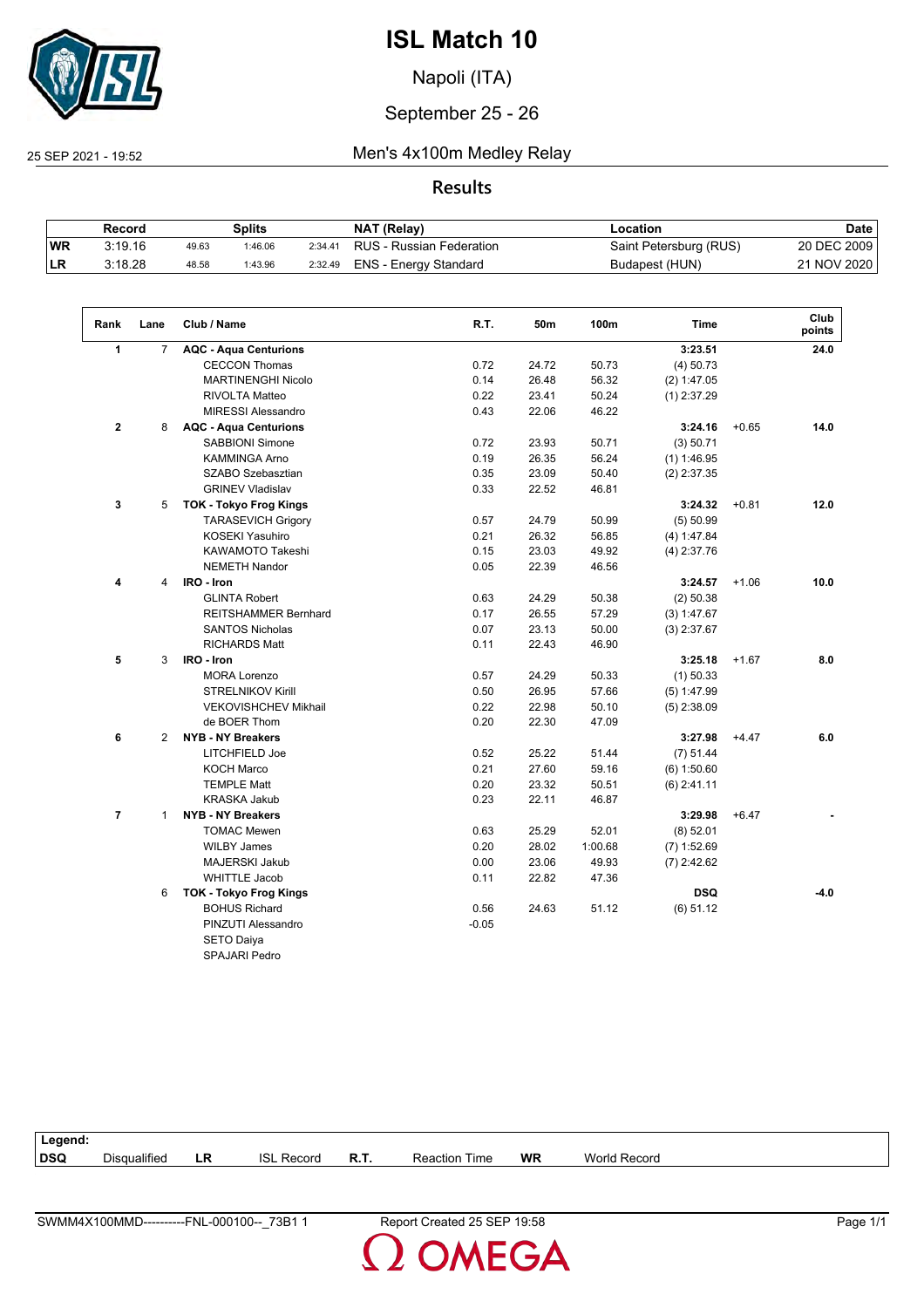# ISL Match 10

Napoli (ITA)

September 25 - 26

25 SEP 2021 - 19:52

## Men's 4x100m Medley Relay

### Results

| | Record | Splits | | | NAT (Relay) | Location | Date |
|---|---|---|---|---|---|---|---|
| WR | 3:19.16 | 49.63 | 1:46.06 | 2:34.41 | RUS - Russian Federation | Saint Petersburg (RUS) | 20 DEC 2009 |
| LR | 3:18.28 | 48.58 | 1:43.96 | 2:32.49 | ENS - Energy Standard | Budapest (HUN) | 21 NOV 2020 |

| Rank | Lane | Club / Name | R.T. | 50m | 100m | Time | | Club points |
|---|---|---|---|---|---|---|---|---|
| 1 | 7 | **AQC - Aqua Centurions** | | | | **3:23.51** | | **24.0** |
| | | CECCON Thomas | 0.72 | 24.72 | 50.73 | (4) 50.73 | | |
| | | MARTINENGHI Nicolo | 0.14 | 26.48 | 56.32 | (2) 1:47.05 | | |
| | | RIVOLTA Matteo | 0.22 | 23.41 | 50.24 | (1) 2:37.29 | | |
| | | MIRESSI Alessandro | 0.43 | 22.06 | 46.22 | | | |
| 2 | 8 | **AQC - Aqua Centurions** | | | | **3:24.16** | +0.65 | **14.0** |
| | | SABBIONI Simone | 0.72 | 23.93 | 50.71 | (3) 50.71 | | |
| | | KAMMINGA Arno | 0.19 | 26.35 | 56.24 | (1) 1:46.95 | | |
| | | SZABO Szebasztian | 0.35 | 23.09 | 50.40 | (2) 2:37.35 | | |
| | | GRINEV Vladislav | 0.33 | 22.52 | 46.81 | | | |
| 3 | 5 | **TOK - Tokyo Frog Kings** | | | | **3:24.32** | +0.81 | **12.0** |
| | | TARASEVICH Grigory | 0.57 | 24.79 | 50.99 | (5) 50.99 | | |
| | | KOSEKI Yasuhiro | 0.21 | 26.32 | 56.85 | (4) 1:47.84 | | |
| | | KAWAMOTO Takeshi | 0.15 | 23.03 | 49.92 | (4) 2:37.76 | | |
| | | NEMETH Nandor | 0.05 | 22.39 | 46.56 | | | |
| 4 | 4 | **IRO - Iron** | | | | **3:24.57** | +1.06 | **10.0** |
| | | GLINTA Robert | 0.63 | 24.29 | 50.38 | (2) 50.38 | | |
| | | REITSHAMMER Bernhard | 0.17 | 26.55 | 57.29 | (3) 1:47.67 | | |
| | | SANTOS Nicholas | 0.07 | 23.13 | 50.00 | (3) 2:37.67 | | |
| | | RICHARDS Matt | 0.11 | 22.43 | 46.90 | | | |
| 5 | 3 | **IRO - Iron** | | | | **3:25.18** | +1.67 | **8.0** |
| | | MORA Lorenzo | 0.57 | 24.29 | 50.33 | (1) 50.33 | | |
| | | STRELNIKOV Kirill | 0.50 | 26.95 | 57.66 | (5) 1:47.99 | | |
| | | VEKOVISHCHEV Mikhail | 0.22 | 22.98 | 50.10 | (5) 2:38.09 | | |
| | | de BOER Thom | 0.20 | 22.30 | 47.09 | | | |
| 6 | 2 | **NYB - NY Breakers** | | | | **3:27.98** | +4.47 | **6.0** |
| | | LITCHFIELD Joe | 0.52 | 25.22 | 51.44 | (7) 51.44 | | |
| | | KOCH Marco | 0.21 | 27.60 | 59.16 | (6) 1:50.60 | | |
| | | TEMPLE Matt | 0.20 | 23.32 | 50.51 | (6) 2:41.11 | | |
| | | KRASKA Jakub | 0.23 | 22.11 | 46.87 | | | |
| 7 | 1 | **NYB - NY Breakers** | | | | **3:29.98** | +6.47 | **-** |
| | | TOMAC Mewen | 0.63 | 25.29 | 52.01 | (8) 52.01 | | |
| | | WILBY James | 0.20 | 28.02 | 1:00.68 | (7) 1:52.69 | | |
| | | MAJERSKI Jakub | 0.00 | 23.06 | 49.93 | (7) 2:42.62 | | |
| | | WHITTLE Jacob | 0.11 | 22.82 | 47.36 | | | |
| | 6 | **TOK - Tokyo Frog Kings** | | | | **DSQ** | | **-4.0** |
| | | BOHUS Richard | 0.56 | 24.63 | 51.12 | (6) 51.12 | | |
| | | PINZUTI Alessandro | -0.05 | | | | | |
| | | SETO Daiya | | | | | | |
| | | SPAJARI Pedro | | | | | | |

**Legend:**

| DSQ | Disqualified | LR | ISL Record | R.T. | Reaction Time | WR | World Record |
|---|---|---|---|---|---|---|---|

SWMM4X100MMD----------FNL-000100--_73B1 1 Report Created 25 SEP 19:58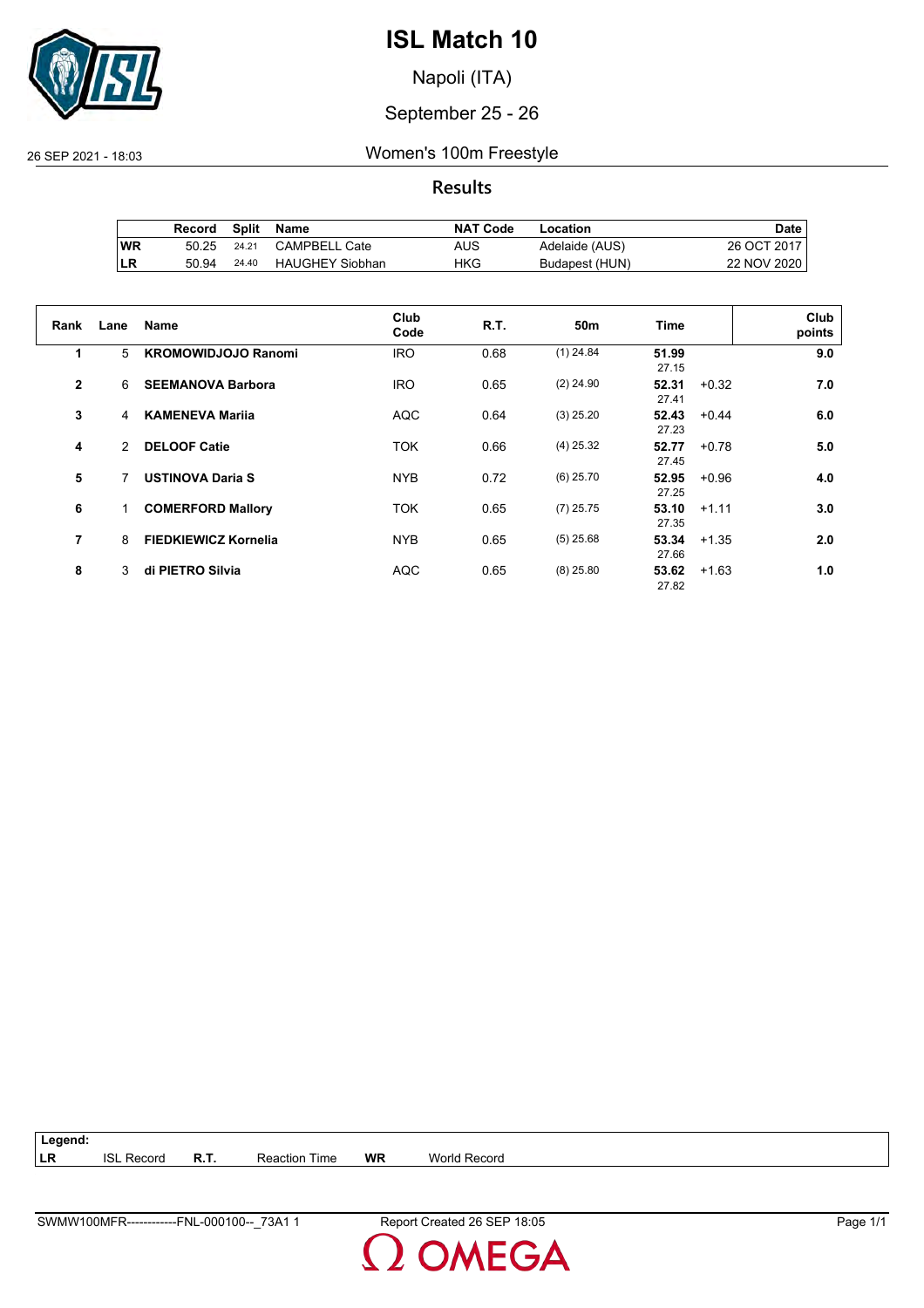# ISL Match 10

Napoli (ITA)

September 25 - 26

26 SEP 2021 - 18:03

## Women's 100m Freestyle

### Results

| | Record | Split | Name | NAT Code | Location | Date |
|---|---|---|---|---|---|---|
| WR | 50.25 | 24.21 | CAMPBELL Cate | AUS | Adelaide (AUS) | 26 OCT 2017 |
| LR | 50.94 | 24.40 | HAUGHEY Siobhan | HKG | Budapest (HUN) | 22 NOV 2020 |

| Rank | Lane | Name | Club Code | R.T. | 50m | Time | | Club points |
|---|---|---|---|---|---|---|---|---|
| 1 | 5 | **KROMOWIDJOJO Ranomi** | IRO | 0.68 | (1) 24.84 | **51.99** 27.15 | | **9.0** |
| 2 | 6 | **SEEMANOVA Barbora** | IRO | 0.65 | (2) 24.90 | **52.31** 27.41 | +0.32 | **7.0** |
| 3 | 4 | **KAMENEVA Mariia** | AQC | 0.64 | (3) 25.20 | **52.43** 27.23 | +0.44 | **6.0** |
| 4 | 2 | **DELOOF Catie** | TOK | 0.66 | (4) 25.32 | **52.77** 27.45 | +0.78 | **5.0** |
| 5 | 7 | **USTINOVA Daria S** | NYB | 0.72 | (6) 25.70 | **52.95** 27.25 | +0.96 | **4.0** |
| 6 | 1 | **COMERFORD Mallory** | TOK | 0.65 | (7) 25.75 | **53.10** 27.35 | +1.11 | **3.0** |
| 7 | 8 | **FIEDKIEWICZ Kornelia** | NYB | 0.65 | (5) 25.68 | **53.34** 27.66 | +1.35 | **2.0** |
| 8 | 3 | **di PIETRO Silvia** | AQC | 0.65 | (8) 25.80 | **53.62** 27.82 | +1.63 | **1.0** |

**Legend:**
LR ISL Record | R.T. Reaction Time | WR World Record

SWMW100MFR------------FNL-000100--_73A1 1    Report Created 26 SEP 18:05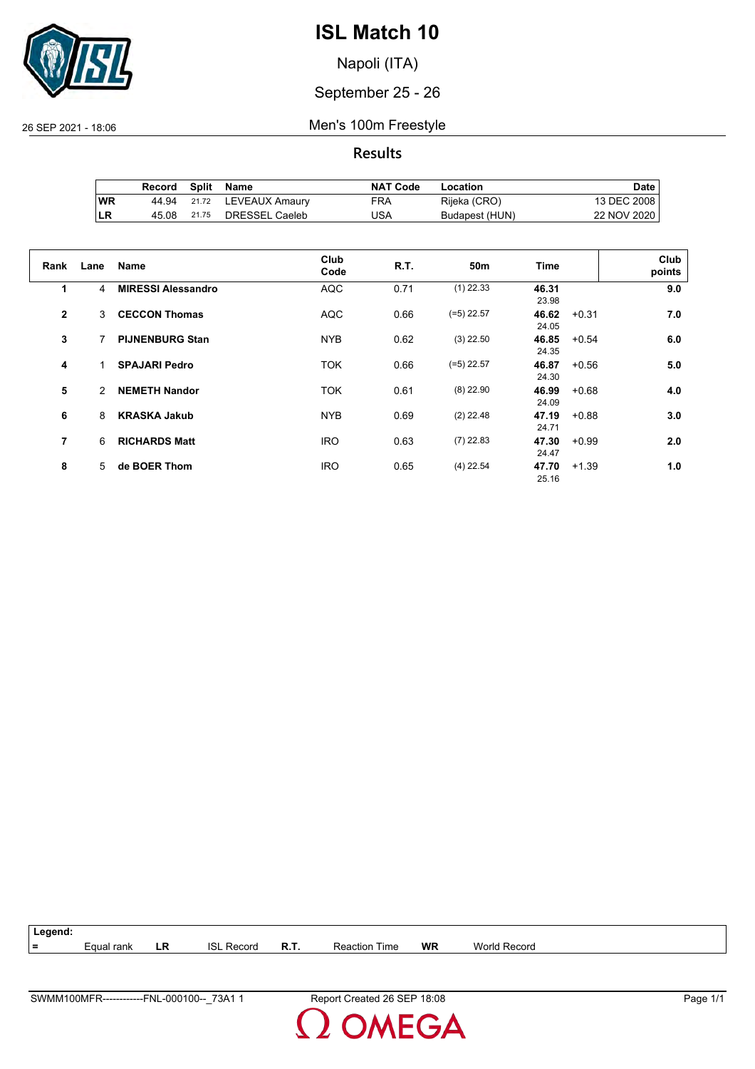# ISL Match 10

Napoli (ITA)

September 25 - 26

26 SEP 2021 - 18:06

## Men's 100m Freestyle

### Results

| | Record | Split | Name | NAT Code | Location | Date |
|---|---|---|---|---|---|---|
| WR | 44.94 | 21.72 | LEVEAUX Amaury | FRA | Rijeka (CRO) | 13 DEC 2008 |
| LR | 45.08 | 21.75 | DRESSEL Caeleb | USA | Budapest (HUN) | 22 NOV 2020 |

| Rank | Lane | Name | Club Code | R.T. | 50m | Time | | Club points |
|---|---|---|---|---|---|---|---|---|
| 1 | 4 | **MIRESSI Alessandro** | AQC | 0.71 | (1) 22.33 | **46.31** 23.98 | | **9.0** |
| 2 | 3 | **CECCON Thomas** | AQC | 0.66 | (=5) 22.57 | **46.62** 24.05 | +0.31 | **7.0** |
| 3 | 7 | **PIJNENBURG Stan** | NYB | 0.62 | (3) 22.50 | **46.85** 24.35 | +0.54 | **6.0** |
| 4 | 1 | **SPAJARI Pedro** | TOK | 0.66 | (=5) 22.57 | **46.87** 24.30 | +0.56 | **5.0** |
| 5 | 2 | **NEMETH Nandor** | TOK | 0.61 | (8) 22.90 | **46.99** 24.09 | +0.68 | **4.0** |
| 6 | 8 | **KRASKA Jakub** | NYB | 0.69 | (2) 22.48 | **47.19** 24.71 | +0.88 | **3.0** |
| 7 | 6 | **RICHARDS Matt** | IRO | 0.63 | (7) 22.83 | **47.30** 24.47 | +0.99 | **2.0** |
| 8 | 5 | **de BOER Thom** | IRO | 0.65 | (4) 22.54 | **47.70** 25.16 | +1.39 | **1.0** |

**Legend:**

| | | | | | | | |
|---|---|---|---|---|---|---|---|
| = | Equal rank | LR | ISL Record | R.T. | Reaction Time | WR | World Record |

SWMM100MFR------------FNL-000100--_73A1 1 Report Created 26 SEP 18:08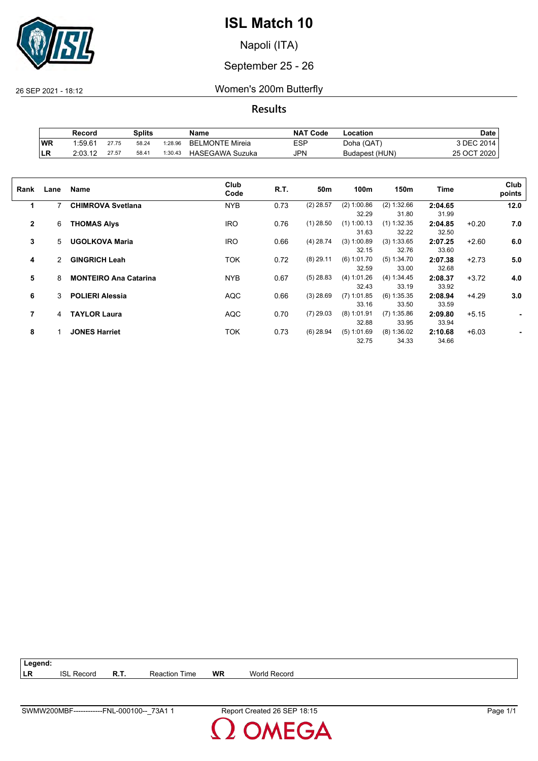# ISL Match 10

Napoli (ITA)

September 25 - 26

26 SEP 2021 - 18:12

## Women's 200m Butterfly

### Results

| | Record | | Splits | | Name | NAT Code | Location | Date |
|---|---|---|---|---|---|---|---|---|
| WR | 1:59.61 | 27.75 | 58.24 | 1:28.96 | BELMONTE Mireia | ESP | Doha (QAT) | 3 DEC 2014 |
| LR | 2:03.12 | 27.57 | 58.41 | 1:30.43 | HASEGAWA Suzuka | JPN | Budapest (HUN) | 25 OCT 2020 |

| Rank | Lane | Name | Club Code | R.T. | 50m | 100m | 150m | Time | | Club points |
|---|---|---|---|---|---|---|---|---|---|---|
| **1** | 7 | **CHIMROVA Svetlana** | NYB | 0.73 | (2) 28.57 | (2) 1:00.86 | (2) 1:32.66 | **2:04.65** | | **12.0** |
| | | | | | | 32.29 | 31.80 | 31.99 | | |
| **2** | 6 | **THOMAS Alys** | IRO | 0.76 | (1) 28.50 | (1) 1:00.13 | (1) 1:32.35 | **2:04.85** | +0.20 | **7.0** |
| | | | | | | 31.63 | 32.22 | 32.50 | | |
| **3** | 5 | **UGOLKOVA Maria** | IRO | 0.66 | (4) 28.74 | (3) 1:00.89 | (3) 1:33.65 | **2:07.25** | +2.60 | **6.0** |
| | | | | | | 32.15 | 32.76 | 33.60 | | |
| **4** | 2 | **GINGRICH Leah** | TOK | 0.72 | (8) 29.11 | (6) 1:01.70 | (5) 1:34.70 | **2:07.38** | +2.73 | **5.0** |
| | | | | | | 32.59 | 33.00 | 32.68 | | |
| **5** | 8 | **MONTEIRO Ana Catarina** | NYB | 0.67 | (5) 28.83 | (4) 1:01.26 | (4) 1:34.45 | **2:08.37** | +3.72 | **4.0** |
| | | | | | | 32.43 | 33.19 | 33.92 | | |
| **6** | 3 | **POLIERI Alessia** | AQC | 0.66 | (3) 28.69 | (7) 1:01.85 | (6) 1:35.35 | **2:08.94** | +4.29 | **3.0** |
| | | | | | | 33.16 | 33.50 | 33.59 | | |
| **7** | 4 | **TAYLOR Laura** | AQC | 0.70 | (7) 29.03 | (8) 1:01.91 | (7) 1:35.86 | **2:09.80** | +5.15 | **-** |
| | | | | | | 32.88 | 33.95 | 33.94 | | |
| **8** | 1 | **JONES Harriet** | TOK | 0.73 | (6) 28.94 | (5) 1:01.69 | (8) 1:36.02 | **2:10.68** | +6.03 | **-** |
| | | | | | | 32.75 | 34.33 | 34.66 | | |

**Legend:**

| | | | | | |
|---|---|---|---|---|---|
| **LR** | ISL Record | **R.T.** | Reaction Time | **WR** | World Record |

SWMW200MBF------------FNL-000100--_73A1 1 Report Created 26 SEP 18:15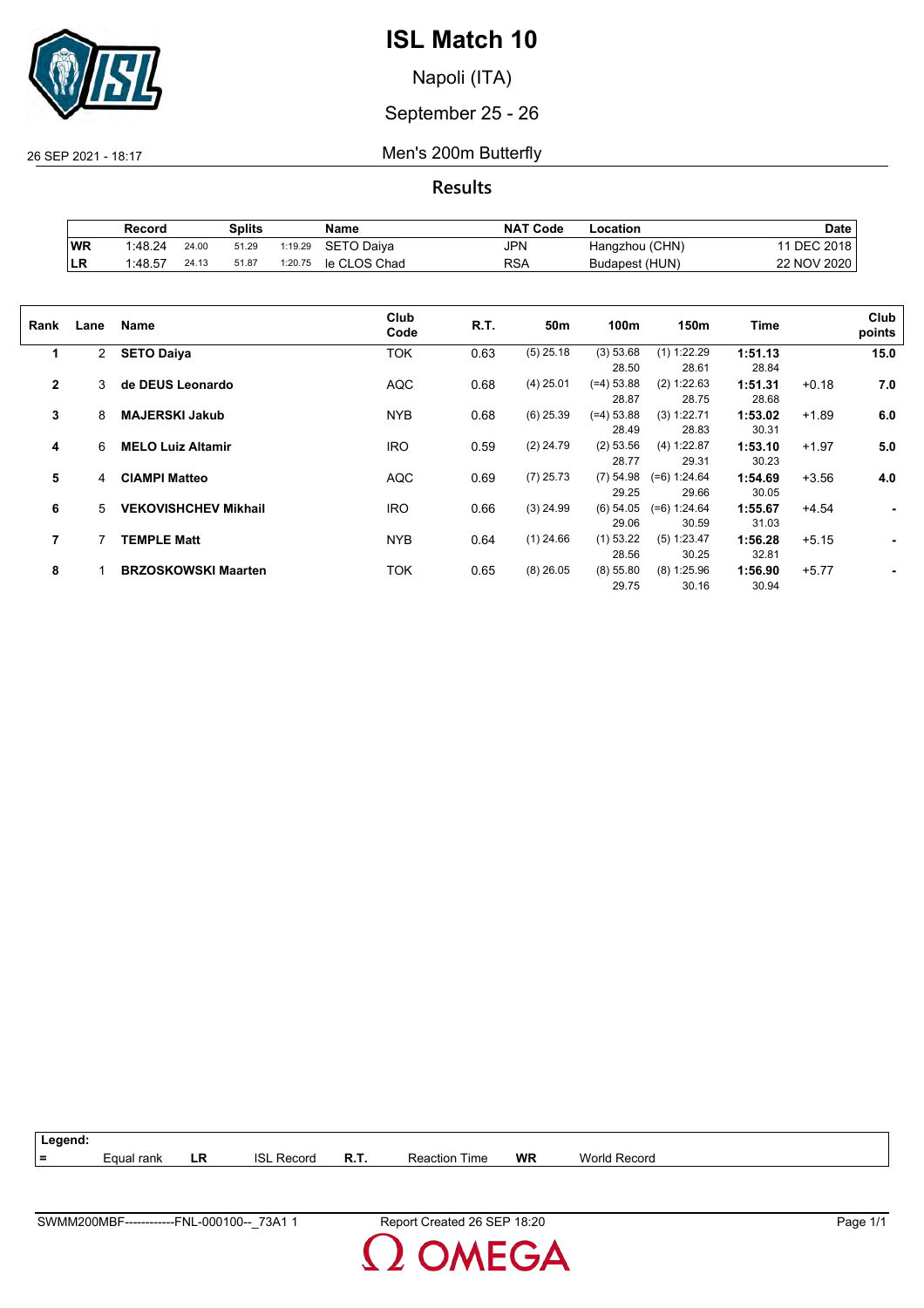# ISL Match 10

Napoli (ITA)

September 25 - 26

26 SEP 2021 - 18:17

## Men's 200m Butterfly

### Results

| | Record | Splits | | | Name | NAT Code | Location | Date |
|---|---|---|---|---|---|---|---|---|
| WR | 1:48.24 | 24.00 | 51.29 | 1:19.29 | SETO Daiya | JPN | Hangzhou (CHN) | 11 DEC 2018 |
| LR | 1:48.57 | 24.13 | 51.87 | 1:20.75 | le CLOS Chad | RSA | Budapest (HUN) | 22 NOV 2020 |

| Rank | Lane | Name | Club Code | R.T. | 50m | 100m | 150m | Time | | Club points |
|---|---|---|---|---|---|---|---|---|---|---|
| 1 | 2 | **SETO Daiya** | TOK | 0.63 | (5) 25.18 | (3) 53.68<br>28.50 | (1) 1:22.29<br>28.61 | **1:51.13**<br>28.84 | | **15.0** |
| 2 | 3 | **de DEUS Leonardo** | AQC | 0.68 | (4) 25.01 | (=4) 53.88<br>28.87 | (2) 1:22.63<br>28.75 | **1:51.31**<br>28.68 | +0.18 | **7.0** |
| 3 | 8 | **MAJERSKI Jakub** | NYB | 0.68 | (6) 25.39 | (=4) 53.88<br>28.49 | (3) 1:22.71<br>28.83 | **1:53.02**<br>30.31 | +1.89 | **6.0** |
| 4 | 6 | **MELO Luiz Altamir** | IRO | 0.59 | (2) 24.79 | (2) 53.56<br>28.77 | (4) 1:22.87<br>29.31 | **1:53.10**<br>30.23 | +1.97 | **5.0** |
| 5 | 4 | **CIAMPI Matteo** | AQC | 0.69 | (7) 25.73 | (7) 54.98<br>29.25 | (=6) 1:24.64<br>29.66 | **1:54.69**<br>30.05 | +3.56 | **4.0** |
| 6 | 5 | **VEKOVISHCHEV Mikhail** | IRO | 0.66 | (3) 24.99 | (6) 54.05<br>29.06 | (=6) 1:24.64<br>30.59 | **1:55.67**<br>31.03 | +4.54 | **-** |
| 7 | 7 | **TEMPLE Matt** | NYB | 0.64 | (1) 24.66 | (1) 53.22<br>28.56 | (5) 1:23.47<br>30.25 | **1:56.28**<br>32.81 | +5.15 | **-** |
| 8 | 1 | **BRZOSKOWSKI Maarten** | TOK | 0.65 | (8) 26.05 | (8) 55.80<br>29.75 | (8) 1:25.96<br>30.16 | **1:56.90**<br>30.94 | +5.77 | **-** |

| Legend: | | | | | | | |
|---|---|---|---|---|---|---|---|
| = | Equal rank | LR | ISL Record | R.T. | Reaction Time | WR | World Record |

SWMM200MBF------------FNL-000100--_73A1 1 Report Created 26 SEP 18:20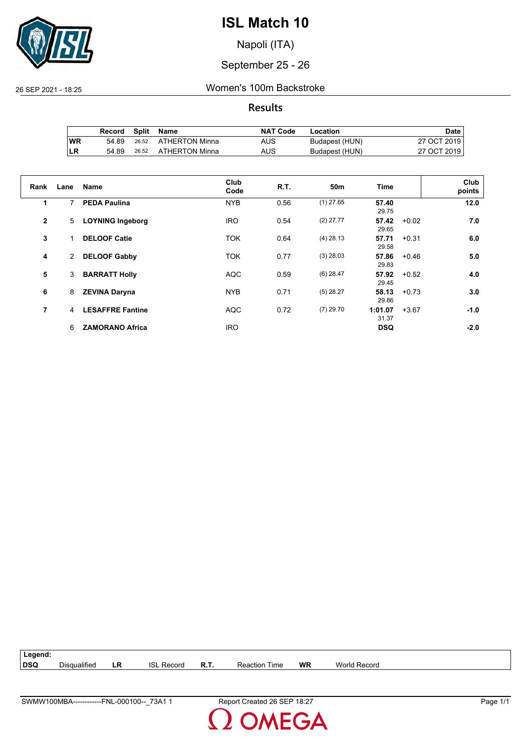# ISL Match 10

Napoli (ITA)

September 25 - 26

26 SEP 2021 - 18:25

## Women's 100m Backstroke

### Results

| | Record | Split | Name | NAT Code | Location | Date |
|---|---|---|---|---|---|---|
| WR | 54.89 | 26.52 | ATHERTON Minna | AUS | Budapest (HUN) | 27 OCT 2019 |
| LR | 54.89 | 26.52 | ATHERTON Minna | AUS | Budapest (HUN) | 27 OCT 2019 |

| Rank | Lane | Name | Club Code | R.T. | 50m | Time | | Club points |
|---|---|---|---|---|---|---|---|---|
| 1 | 7 | **PEDA Paulina** | NYB | 0.56 | (1) 27.65 | **57.40** 29.75 | | **12.0** |
| 2 | 5 | **LOYNING Ingeborg** | IRO | 0.54 | (2) 27.77 | **57.42** 29.65 | +0.02 | **7.0** |
| 3 | 1 | **DELOOF Catie** | TOK | 0.64 | (4) 28.13 | **57.71** 29.58 | +0.31 | **6.0** |
| 4 | 2 | **DELOOF Gabby** | TOK | 0.77 | (3) 28.03 | **57.86** 29.83 | +0.46 | **5.0** |
| 5 | 3 | **BARRATT Holly** | AQC | 0.59 | (6) 28.47 | **57.92** 29.45 | +0.52 | **4.0** |
| 6 | 8 | **ZEVINA Daryna** | NYB | 0.71 | (5) 28.27 | **58.13** 29.86 | +0.73 | **3.0** |
| 7 | 4 | **LESAFFRE Fantine** | AQC | 0.72 | (7) 29.70 | **1:01.07** 31.37 | +3.67 | **-1.0** |
| | 6 | **ZAMORANO Africa** | IRO | | | **DSQ** | | **-2.0** |

**Legend:**
DSQ Disqualified | LR ISL Record | R.T. Reaction Time | WR World Record

SWMW100MBA------------FNL-000100--_73A1 1 | Report Created 26 SEP 18:27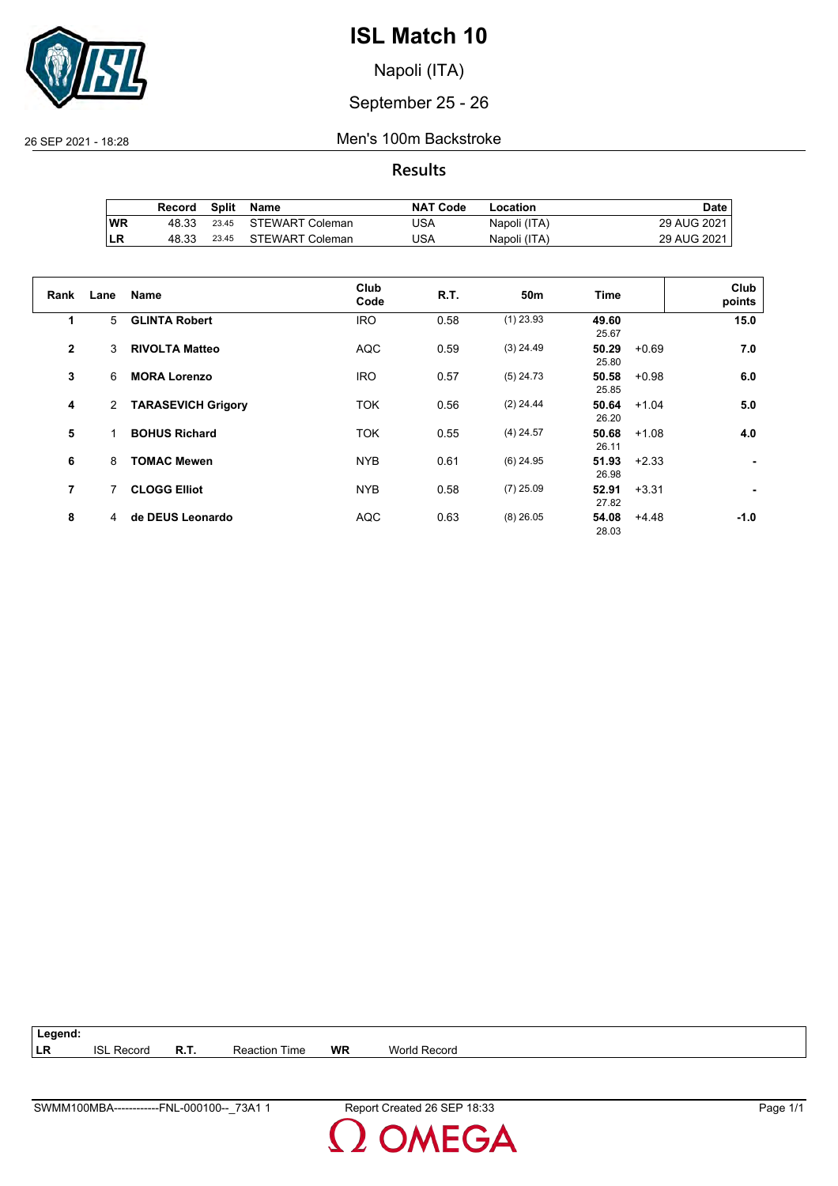# ISL Match 10

Napoli (ITA)

September 25 - 26

26 SEP 2021 - 18:28

Men's 100m Backstroke

## Results

| | Record | Split | Name | NAT Code | Location | Date |
|---|---|---|---|---|---|---|
| WR | 48.33 | 23.45 | STEWART Coleman | USA | Napoli (ITA) | 29 AUG 2021 |
| LR | 48.33 | 23.45 | STEWART Coleman | USA | Napoli (ITA) | 29 AUG 2021 |

| Rank | Lane | Name | Club Code | R.T. | 50m | Time | | Club points |
|---|---|---|---|---|---|---|---|---|
| 1 | 5 | **GLINTA Robert** | IRO | 0.58 | (1) 23.93 | **49.60** 25.67 | | **15.0** |
| 2 | 3 | **RIVOLTA Matteo** | AQC | 0.59 | (3) 24.49 | **50.29** 25.80 | +0.69 | **7.0** |
| 3 | 6 | **MORA Lorenzo** | IRO | 0.57 | (5) 24.73 | **50.58** 25.85 | +0.98 | **6.0** |
| 4 | 2 | **TARASEVICH Grigory** | TOK | 0.56 | (2) 24.44 | **50.64** 26.20 | +1.04 | **5.0** |
| 5 | 1 | **BOHUS Richard** | TOK | 0.55 | (4) 24.57 | **50.68** 26.11 | +1.08 | **4.0** |
| 6 | 8 | **TOMAC Mewen** | NYB | 0.61 | (6) 24.95 | **51.93** 26.98 | +2.33 | **-** |
| 7 | 7 | **CLOGG Elliot** | NYB | 0.58 | (7) 25.09 | **52.91** 27.82 | +3.31 | **-** |
| 8 | 4 | **de DEUS Leonardo** | AQC | 0.63 | (8) 26.05 | **54.08** 28.03 | +4.48 | **-1.0** |

**Legend:**

| | | | | | |
|---|---|---|---|---|---|
| **LR** | ISL Record | **R.T.** | Reaction Time | **WR** | World Record |

SWMM100MBA------------FNL-000100--_73A1 1 Report Created 26 SEP 18:33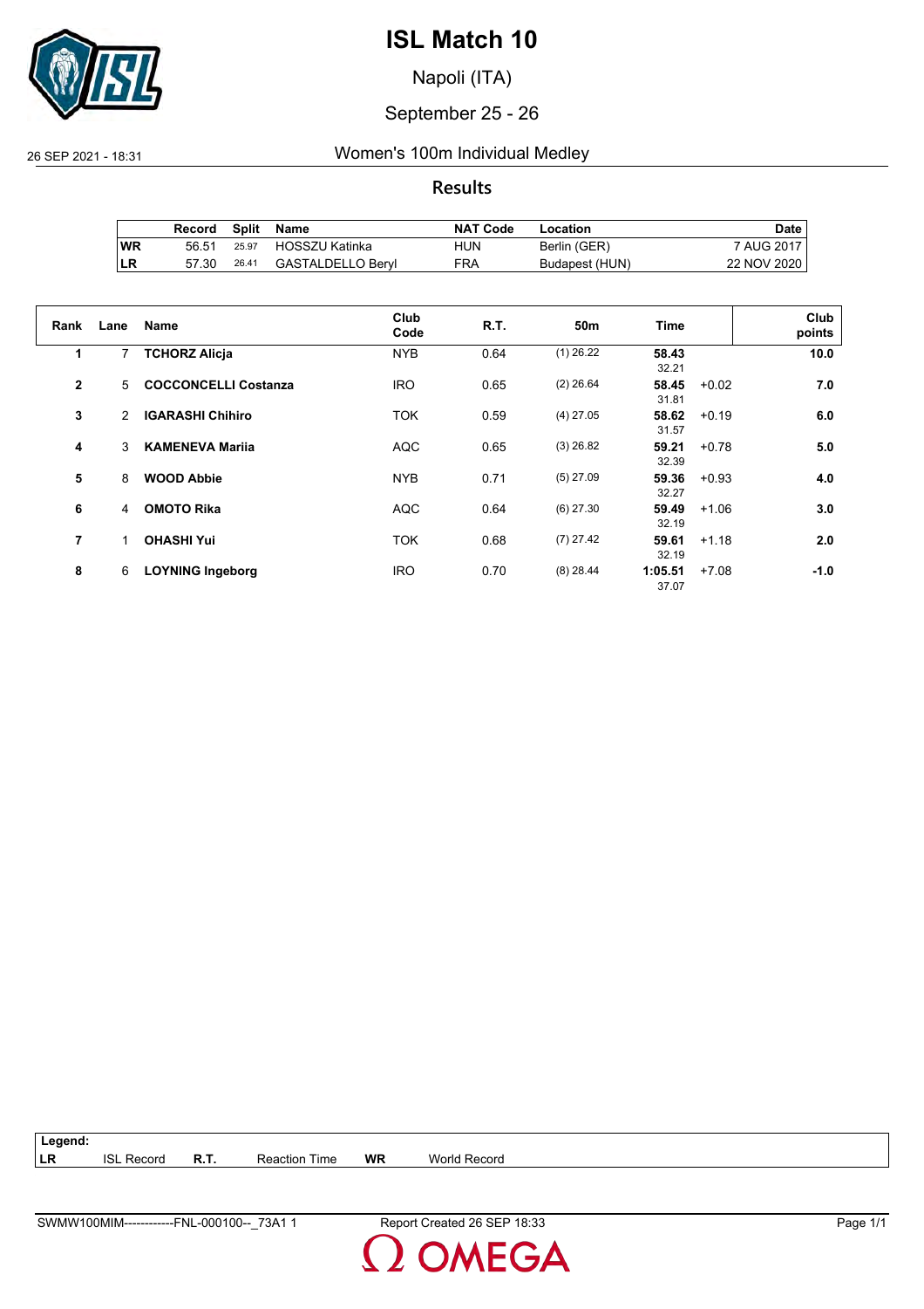# ISL Match 10

Napoli (ITA)

September 25 - 26

26 SEP 2021 - 18:31

## Women's 100m Individual Medley

### Results

| | Record | Split | Name | NAT Code | Location | Date |
|---|---|---|---|---|---|---|
| WR | 56.51 | 25.97 | HOSSZU Katinka | HUN | Berlin (GER) | 7 AUG 2017 |
| LR | 57.30 | 26.41 | GASTALDELLO Beryl | FRA | Budapest (HUN) | 22 NOV 2020 |

| Rank | Lane | Name | Club Code | R.T. | 50m | Time | | Club points |
|---|---|---|---|---|---|---|---|---|
| 1 | 7 | **TCHORZ Alicja** | NYB | 0.64 | (1) 26.22 | **58.43** 32.21 | | **10.0** |
| 2 | 5 | **COCCONCELLI Costanza** | IRO | 0.65 | (2) 26.64 | **58.45** 31.81 | +0.02 | **7.0** |
| 3 | 2 | **IGARASHI Chihiro** | TOK | 0.59 | (4) 27.05 | **58.62** 31.57 | +0.19 | **6.0** |
| 4 | 3 | **KAMENEVA Mariia** | AQC | 0.65 | (3) 26.82 | **59.21** 32.39 | +0.78 | **5.0** |
| 5 | 8 | **WOOD Abbie** | NYB | 0.71 | (5) 27.09 | **59.36** 32.27 | +0.93 | **4.0** |
| 6 | 4 | **OMOTO Rika** | AQC | 0.64 | (6) 27.30 | **59.49** 32.19 | +1.06 | **3.0** |
| 7 | 1 | **OHASHI Yui** | TOK | 0.68 | (7) 27.42 | **59.61** 32.19 | +1.18 | **2.0** |
| 8 | 6 | **LOYNING Ingeborg** | IRO | 0.70 | (8) 28.44 | **1:05.51** 37.07 | +7.08 | **-1.0** |

**Legend:**

| | | | | | |
|---|---|---|---|---|---|
| LR | ISL Record | R.T. | Reaction Time | WR | World Record |

SWMW100MIM------------FNL-000100--_73A1 1 Report Created 26 SEP 18:33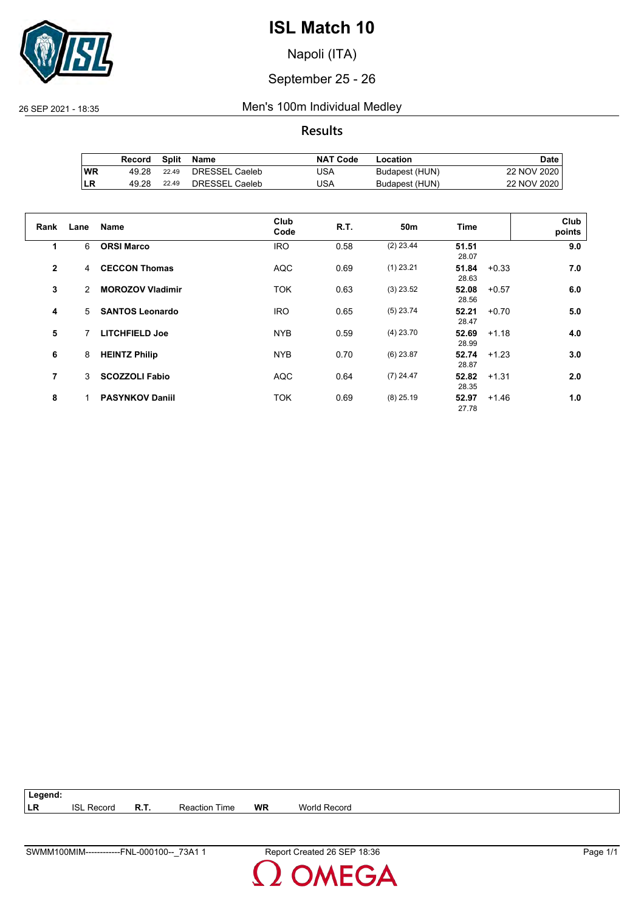# ISL Match 10

Napoli (ITA)

September 25 - 26

26 SEP 2021 - 18:35

## Men's 100m Individual Medley

### Results

| | Record | Split | Name | NAT Code | Location | Date |
|---|---|---|---|---|---|---|
| WR | 49.28 | 22.49 | DRESSEL Caeleb | USA | Budapest (HUN) | 22 NOV 2020 |
| LR | 49.28 | 22.49 | DRESSEL Caeleb | USA | Budapest (HUN) | 22 NOV 2020 |

| Rank | Lane | Name | Club Code | R.T. | 50m | Time | | Club points |
|---|---|---|---|---|---|---|---|---|
| 1 | 6 | **ORSI Marco** | IRO | 0.58 | (2) 23.44 | **51.51** 28.07 | | **9.0** |
| 2 | 4 | **CECCON Thomas** | AQC | 0.69 | (1) 23.21 | **51.84** 28.63 | +0.33 | **7.0** |
| 3 | 2 | **MOROZOV Vladimir** | TOK | 0.63 | (3) 23.52 | **52.08** 28.56 | +0.57 | **6.0** |
| 4 | 5 | **SANTOS Leonardo** | IRO | 0.65 | (5) 23.74 | **52.21** 28.47 | +0.70 | **5.0** |
| 5 | 7 | **LITCHFIELD Joe** | NYB | 0.59 | (4) 23.70 | **52.69** 28.99 | +1.18 | **4.0** |
| 6 | 8 | **HEINTZ Philip** | NYB | 0.70 | (6) 23.87 | **52.74** 28.87 | +1.23 | **3.0** |
| 7 | 3 | **SCOZZOLI Fabio** | AQC | 0.64 | (7) 24.47 | **52.82** 28.35 | +1.31 | **2.0** |
| 8 | 1 | **PASYNKOV Daniil** | TOK | 0.69 | (8) 25.19 | **52.97** 27.78 | +1.46 | **1.0** |

**Legend:**
**LR** ISL Record **R.T.** Reaction Time **WR** World Record

SWMM100MIM------------FNL-000100--_73A1 1 Report Created 26 SEP 18:36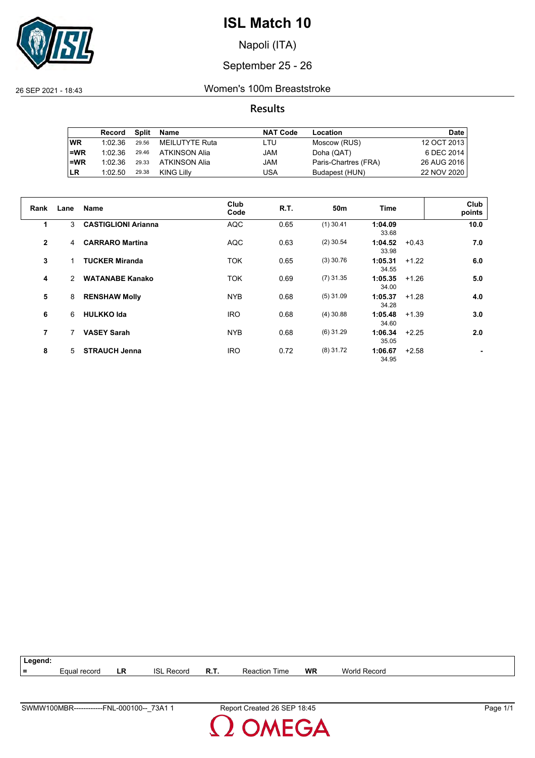# ISL Match 10

Napoli (ITA)

September 25 - 26

26 SEP 2021 - 18:43

## Women's 100m Breaststroke

### Results

| | Record | Split | Name | NAT Code | Location | Date |
|---|---|---|---|---|---|---|
| WR | 1:02.36 | 29.56 | MEILUTYTE Ruta | LTU | Moscow (RUS) | 12 OCT 2013 |
| =WR | 1:02.36 | 29.46 | ATKINSON Alia | JAM | Doha (QAT) | 6 DEC 2014 |
| =WR | 1:02.36 | 29.33 | ATKINSON Alia | JAM | Paris-Chartres (FRA) | 26 AUG 2016 |
| LR | 1:02.50 | 29.38 | KING Lilly | USA | Budapest (HUN) | 22 NOV 2020 |

| Rank | Lane | Name | Club Code | R.T. | 50m | Time | | Club points |
|---|---|---|---|---|---|---|---|---|
| 1 | 3 | **CASTIGLIONI Arianna** | AQC | 0.65 | (1) 30.41 | **1:04.09** 33.68 | | **10.0** |
| 2 | 4 | **CARRARO Martina** | AQC | 0.63 | (2) 30.54 | **1:04.52** 33.98 | +0.43 | **7.0** |
| 3 | 1 | **TUCKER Miranda** | TOK | 0.65 | (3) 30.76 | **1:05.31** 34.55 | +1.22 | **6.0** |
| 4 | 2 | **WATANABE Kanako** | TOK | 0.69 | (7) 31.35 | **1:05.35** 34.00 | +1.26 | **5.0** |
| 5 | 8 | **RENSHAW Molly** | NYB | 0.68 | (5) 31.09 | **1:05.37** 34.28 | +1.28 | **4.0** |
| 6 | 6 | **HULKKO Ida** | IRO | 0.68 | (4) 30.88 | **1:05.48** 34.60 | +1.39 | **3.0** |
| 7 | 7 | **VASEY Sarah** | NYB | 0.68 | (6) 31.29 | **1:06.34** 35.05 | +2.25 | **2.0** |
| 8 | 5 | **STRAUCH Jenna** | IRO | 0.72 | (8) 31.72 | **1:06.67** 34.95 | +2.58 | **-** |

**Legend:**

| | | | | | | | |
|---|---|---|---|---|---|---|---|
| = | Equal record | LR | ISL Record | R.T. | Reaction Time | WR | World Record |

SWMW100MBR------------FNL-000100--_73A1 1 — Report Created 26 SEP 18:45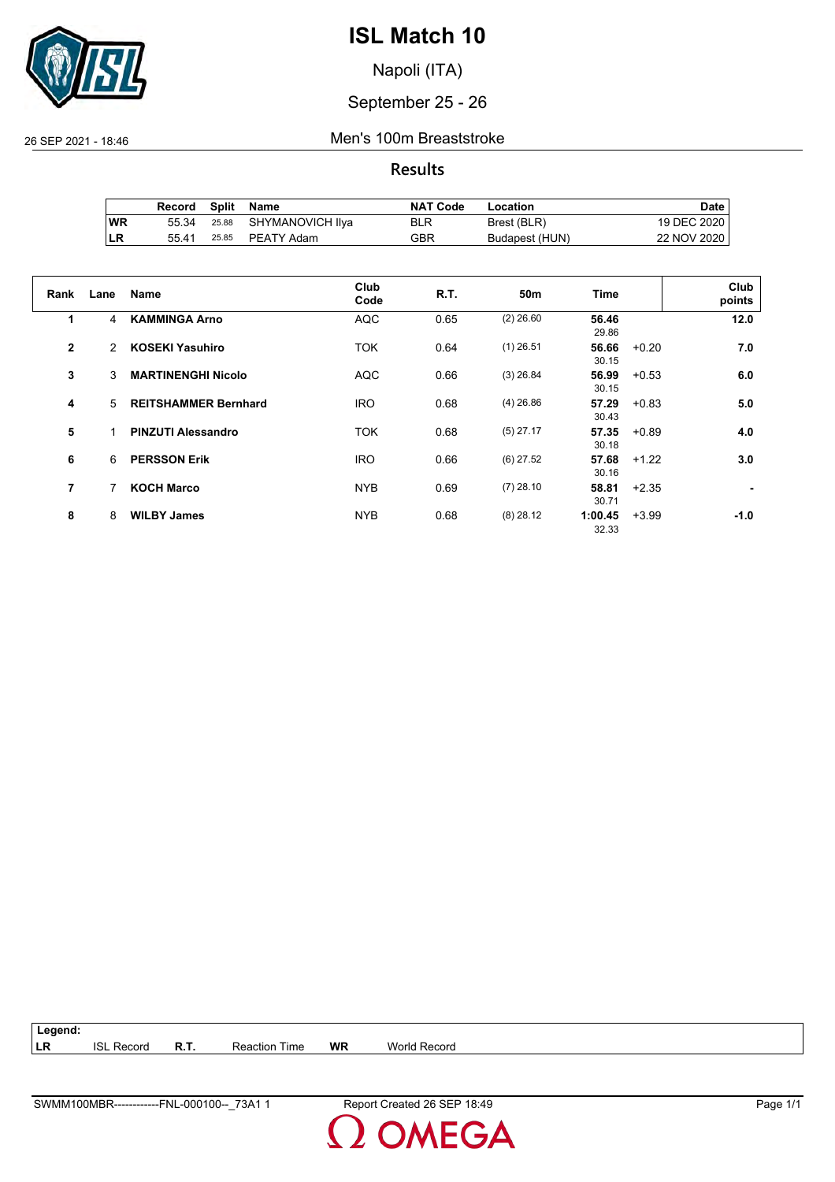# ISL Match 10

Napoli (ITA)

September 25 - 26

26 SEP 2021 - 18:46

Men's 100m Breaststroke

## Results

| | Record | Split | Name | NAT Code | Location | Date |
|---|---|---|---|---|---|---|
| WR | 55.34 | 25.88 | SHYMANOVICH Ilya | BLR | Brest (BLR) | 19 DEC 2020 |
| LR | 55.41 | 25.85 | PEATY Adam | GBR | Budapest (HUN) | 22 NOV 2020 |

| Rank | Lane | Name | Club Code | R.T. | 50m | Time | | Club points |
|---|---|---|---|---|---|---|---|---|
| 1 | 4 | **KAMMINGA Arno** | AQC | 0.65 | (2) 26.60 | **56.46** 29.86 | | **12.0** |
| 2 | 2 | **KOSEKI Yasuhiro** | TOK | 0.64 | (1) 26.51 | **56.66** 30.15 | +0.20 | **7.0** |
| 3 | 3 | **MARTINENGHI Nicolo** | AQC | 0.66 | (3) 26.84 | **56.99** 30.15 | +0.53 | **6.0** |
| 4 | 5 | **REITSHAMMER Bernhard** | IRO | 0.68 | (4) 26.86 | **57.29** 30.43 | +0.83 | **5.0** |
| 5 | 1 | **PINZUTI Alessandro** | TOK | 0.68 | (5) 27.17 | **57.35** 30.18 | +0.89 | **4.0** |
| 6 | 6 | **PERSSON Erik** | IRO | 0.66 | (6) 27.52 | **57.68** 30.16 | +1.22 | **3.0** |
| 7 | 7 | **KOCH Marco** | NYB | 0.69 | (7) 28.10 | **58.81** 30.71 | +2.35 | **-** |
| 8 | 8 | **WILBY James** | NYB | 0.68 | (8) 28.12 | **1:00.45** 32.33 | +3.99 | **-1.0** |

**Legend:**

| | | | | | |
|---|---|---|---|---|---|
| **LR** | ISL Record | **R.T.** | Reaction Time | **WR** | World Record |

SWMM100MBR------------FNL-000100--_73A1 1 Report Created 26 SEP 18:49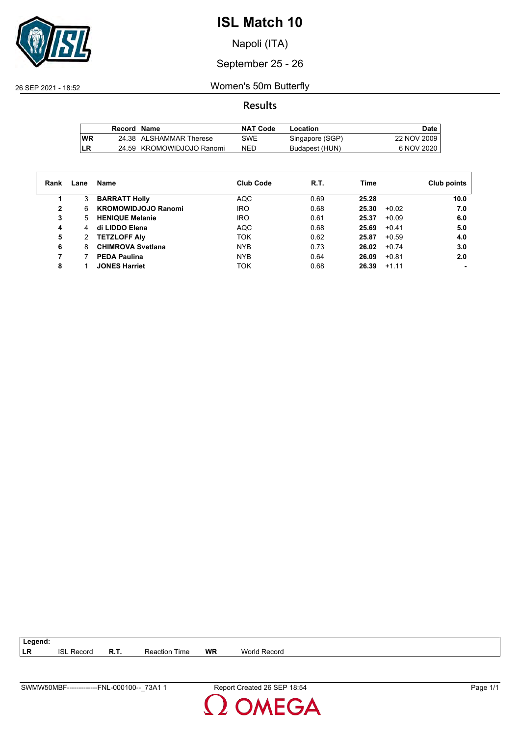# ISL Match 10

Napoli (ITA)

September 25 - 26

26 SEP 2021 - 18:52

## Women's 50m Butterfly

### Results

| | Record | Name | NAT Code | Location | Date |
|---|---|---|---|---|---|
| WR | 24.38 | ALSHAMMAR Therese | SWE | Singapore (SGP) | 22 NOV 2009 |
| LR | 24.59 | KROMOWIDJOJO Ranomi | NED | Budapest (HUN) | 6 NOV 2020 |

| Rank | Lane | Name | Club Code | R.T. | Time | | Club points |
|---|---|---|---|---|---|---|---|
| **1** | 3 | **BARRATT Holly** | AQC | 0.69 | **25.28** | | **10.0** |
| **2** | 6 | **KROMOWIDJOJO Ranomi** | IRO | 0.68 | **25.30** | +0.02 | **7.0** |
| **3** | 5 | **HENIQUE Melanie** | IRO | 0.61 | **25.37** | +0.09 | **6.0** |
| **4** | 4 | **di LIDDO Elena** | AQC | 0.68 | **25.69** | +0.41 | **5.0** |
| **5** | 2 | **TETZLOFF Aly** | TOK | 0.62 | **25.87** | +0.59 | **4.0** |
| **6** | 8 | **CHIMROVA Svetlana** | NYB | 0.73 | **26.02** | +0.74 | **3.0** |
| **7** | 7 | **PEDA Paulina** | NYB | 0.64 | **26.09** | +0.81 | **2.0** |
| **8** | 1 | **JONES Harriet** | TOK | 0.68 | **26.39** | +1.11 | **-** |

**Legend:**

| | | | | | |
|---|---|---|---|---|---|
| **LR** | ISL Record | **R.T.** | Reaction Time | **WR** | World Record |

SWMW50MBF--------------FNL-000100--_73A1 1 Report Created 26 SEP 18:54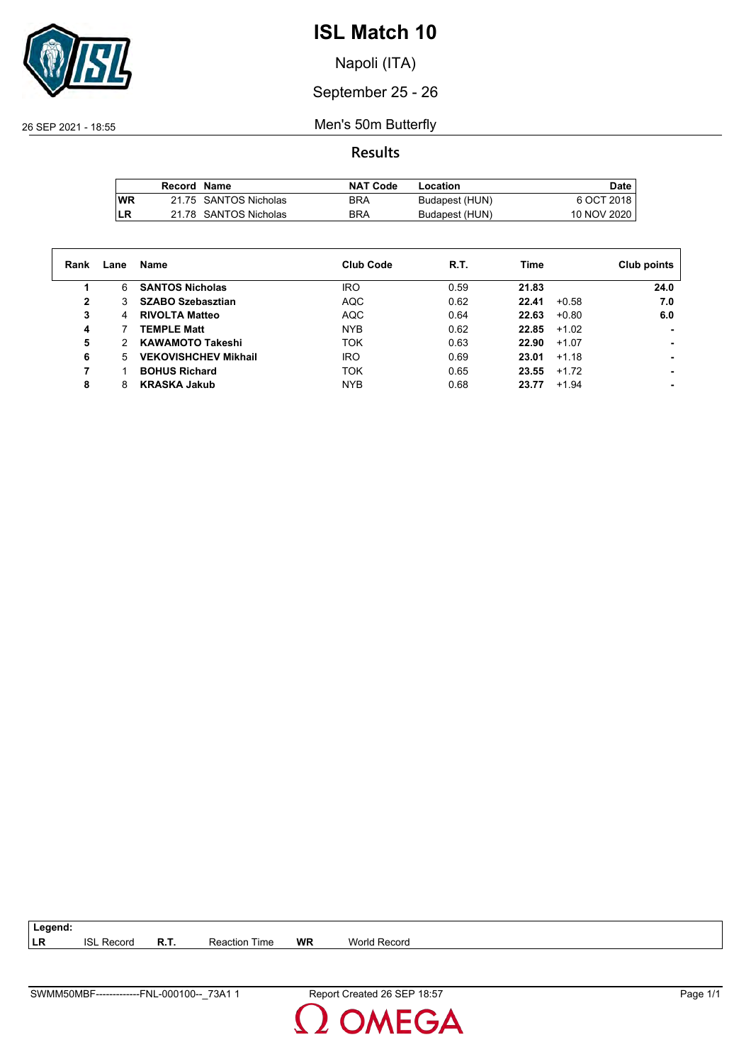# ISL Match 10

Napoli (ITA)

September 25 - 26

26 SEP 2021 - 18:55

Men's 50m Butterfly

## Results

| | Record | Name | NAT Code | Location | Date |
|---|---|---|---|---|---|
| WR | 21.75 | SANTOS Nicholas | BRA | Budapest (HUN) | 6 OCT 2018 |
| LR | 21.78 | SANTOS Nicholas | BRA | Budapest (HUN) | 10 NOV 2020 |

| Rank | Lane | Name | Club Code | R.T. | Time | | Club points |
|---|---|---|---|---|---|---|---|
| 1 | 6 | **SANTOS Nicholas** | IRO | 0.59 | **21.83** | | **24.0** |
| 2 | 3 | **SZABO Szebasztian** | AQC | 0.62 | **22.41** | +0.58 | **7.0** |
| 3 | 4 | **RIVOLTA Matteo** | AQC | 0.64 | **22.63** | +0.80 | **6.0** |
| 4 | 7 | **TEMPLE Matt** | NYB | 0.62 | **22.85** | +1.02 | **-** |
| 5 | 2 | **KAWAMOTO Takeshi** | TOK | 0.63 | **22.90** | +1.07 | **-** |
| 6 | 5 | **VEKOVISHCHEV Mikhail** | IRO | 0.69 | **23.01** | +1.18 | **-** |
| 7 | 1 | **BOHUS Richard** | TOK | 0.65 | **23.55** | +1.72 | **-** |
| 8 | 8 | **KRASKA Jakub** | NYB | 0.68 | **23.77** | +1.94 | **-** |

**Legend:**

| | | | | | |
|---|---|---|---|---|---|
| **LR** | ISL Record | **R.T.** | Reaction Time | **WR** | World Record |

SWMM50MBF-------------FNL-000100--_73A1 1 Report Created 26 SEP 18:57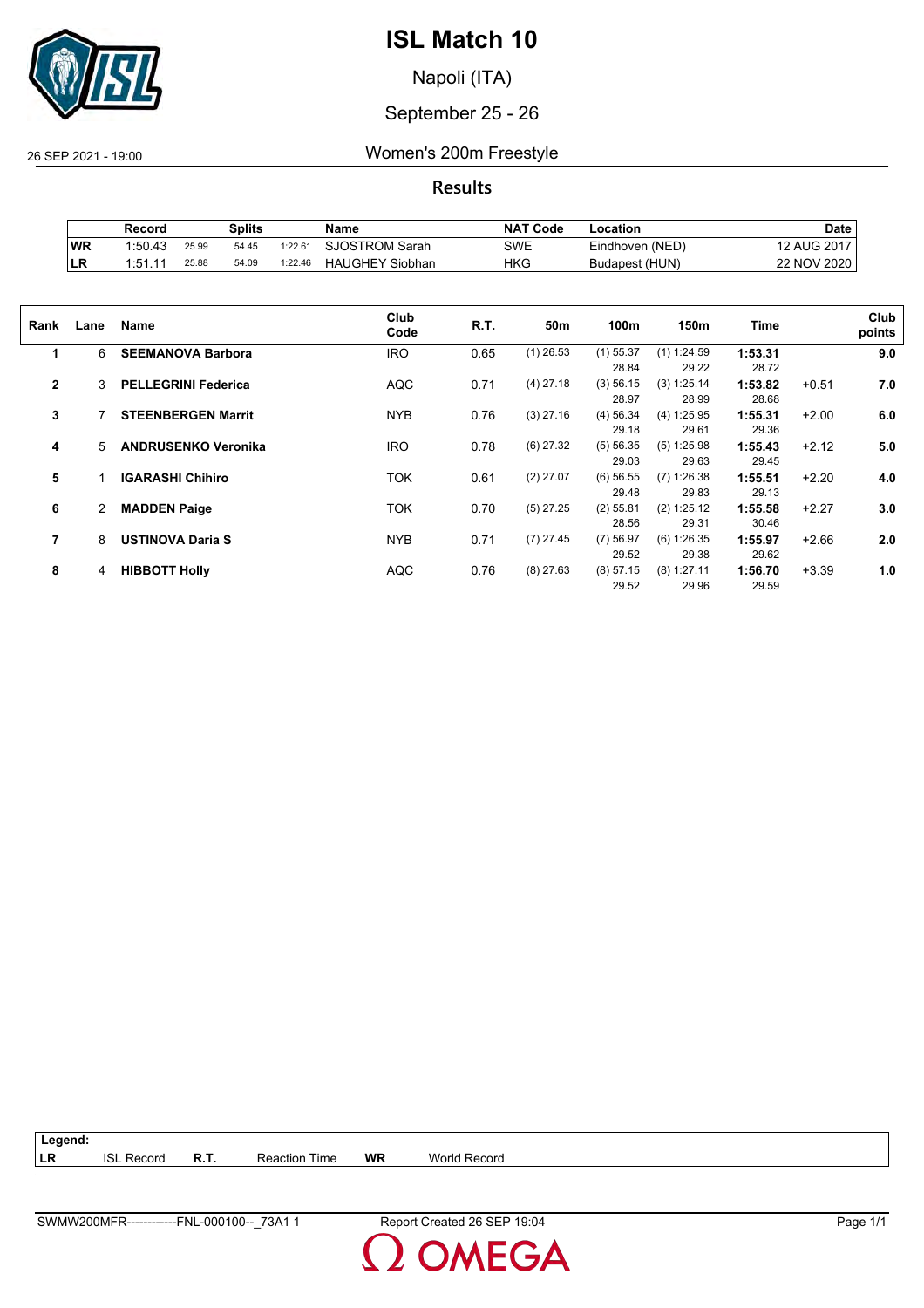# ISL Match 10

Napoli (ITA)

September 25 - 26

26 SEP 2021 - 19:00

## Women's 200m Freestyle

### Results

| | Record | Splits | | | Name | NAT Code | Location | Date |
|---|---|---|---|---|---|---|---|---|
| WR | 1:50.43 | 25.99 | 54.45 | 1:22.61 | SJOSTROM Sarah | SWE | Eindhoven (NED) | 12 AUG 2017 |
| LR | 1:51.11 | 25.88 | 54.09 | 1:22.46 | HAUGHEY Siobhan | HKG | Budapest (HUN) | 22 NOV 2020 |

| Rank | Lane | Name | Club Code | R.T. | 50m | 100m | 150m | Time | | Club points |
|---|---|---|---|---|---|---|---|---|---|---|
| 1 | 6 | **SEEMANOVA Barbora** | IRO | 0.65 | (1) 26.53 | (1) 55.37<br>28.84 | (1) 1:24.59<br>29.22 | **1:53.31**<br>28.72 | | **9.0** |
| 2 | 3 | **PELLEGRINI Federica** | AQC | 0.71 | (4) 27.18 | (3) 56.15<br>28.97 | (3) 1:25.14<br>28.99 | **1:53.82**<br>28.68 | +0.51 | **7.0** |
| 3 | 7 | **STEENBERGEN Marrit** | NYB | 0.76 | (3) 27.16 | (4) 56.34<br>29.18 | (4) 1:25.95<br>29.61 | **1:55.31**<br>29.36 | +2.00 | **6.0** |
| 4 | 5 | **ANDRUSENKO Veronika** | IRO | 0.78 | (6) 27.32 | (5) 56.35<br>29.03 | (5) 1:25.98<br>29.63 | **1:55.43**<br>29.45 | +2.12 | **5.0** |
| 5 | 1 | **IGARASHI Chihiro** | TOK | 0.61 | (2) 27.07 | (6) 56.55<br>29.48 | (7) 1:26.38<br>29.83 | **1:55.51**<br>29.13 | +2.20 | **4.0** |
| 6 | 2 | **MADDEN Paige** | TOK | 0.70 | (5) 27.25 | (2) 55.81<br>28.56 | (2) 1:25.12<br>29.31 | **1:55.58**<br>30.46 | +2.27 | **3.0** |
| 7 | 8 | **USTINOVA Daria S** | NYB | 0.71 | (7) 27.45 | (7) 56.97<br>29.52 | (6) 1:26.35<br>29.38 | **1:55.97**<br>29.62 | +2.66 | **2.0** |
| 8 | 4 | **HIBBOTT Holly** | AQC | 0.76 | (8) 27.63 | (8) 57.15<br>29.52 | (8) 1:27.11<br>29.96 | **1:56.70**<br>29.59 | +3.39 | **1.0** |

**Legend:**

| | | | | | |
|---|---|---|---|---|---|
| **LR** | ISL Record | **R.T.** | Reaction Time | **WR** | World Record |

SWMW200MFR------------FNL-000100--_73A1 1 Report Created 26 SEP 19:04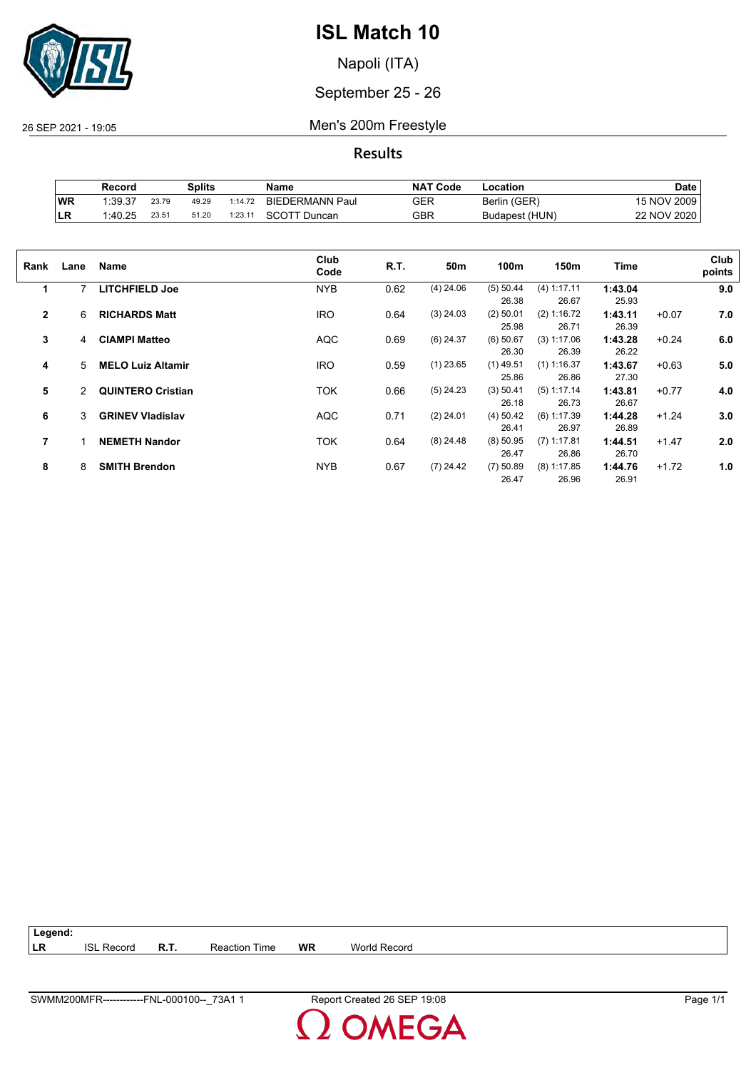# ISL Match 10

Napoli (ITA)

September 25 - 26

26 SEP 2021 - 19:05

Men's 200m Freestyle

## Results

| | Record | Splits | | | Name | NAT Code | Location | Date |
|---|---|---|---|---|---|---|---|---|
| WR | 1:39.37 | 23.79 | 49.29 | 1:14.72 | BIEDERMANN Paul | GER | Berlin (GER) | 15 NOV 2009 |
| LR | 1:40.25 | 23.51 | 51.20 | 1:23.11 | SCOTT Duncan | GBR | Budapest (HUN) | 22 NOV 2020 |

| Rank | Lane | Name | Club Code | R.T. | 50m | 100m | 150m | Time | | Club points |
|---|---|---|---|---|---|---|---|---|---|---|
| 1 | 7 | **LITCHFIELD Joe** | NYB | 0.62 | (4) 24.06 | (5) 50.44<br>26.38 | (4) 1:17.11<br>26.67 | **1:43.04**<br>25.93 | | **9.0** |
| 2 | 6 | **RICHARDS Matt** | IRO | 0.64 | (3) 24.03 | (2) 50.01<br>25.98 | (2) 1:16.72<br>26.71 | **1:43.11**<br>26.39 | +0.07 | **7.0** |
| 3 | 4 | **CIAMPI Matteo** | AQC | 0.69 | (6) 24.37 | (6) 50.67<br>26.30 | (3) 1:17.06<br>26.39 | **1:43.28**<br>26.22 | +0.24 | **6.0** |
| 4 | 5 | **MELO Luiz Altamir** | IRO | 0.59 | (1) 23.65 | (1) 49.51<br>25.86 | (1) 1:16.37<br>26.86 | **1:43.67**<br>27.30 | +0.63 | **5.0** |
| 5 | 2 | **QUINTERO Cristian** | TOK | 0.66 | (5) 24.23 | (3) 50.41<br>26.18 | (5) 1:17.14<br>26.73 | **1:43.81**<br>26.67 | +0.77 | **4.0** |
| 6 | 3 | **GRINEV Vladislav** | AQC | 0.71 | (2) 24.01 | (4) 50.42<br>26.41 | (6) 1:17.39<br>26.97 | **1:44.28**<br>26.89 | +1.24 | **3.0** |
| 7 | 1 | **NEMETH Nandor** | TOK | 0.64 | (8) 24.48 | (8) 50.95<br>26.47 | (7) 1:17.81<br>26.86 | **1:44.51**<br>26.70 | +1.47 | **2.0** |
| 8 | 8 | **SMITH Brendon** | NYB | 0.67 | (7) 24.42 | (7) 50.89<br>26.47 | (8) 1:17.85<br>26.96 | **1:44.76**<br>26.91 | +1.72 | **1.0** |

**Legend:**

| | | | | | |
|---|---|---|---|---|---|
| **LR** | ISL Record | **R.T.** | Reaction Time | **WR** | World Record |

SWMM200MFR------------FNL-000100--_73A1 1 Report Created 26 SEP 19:08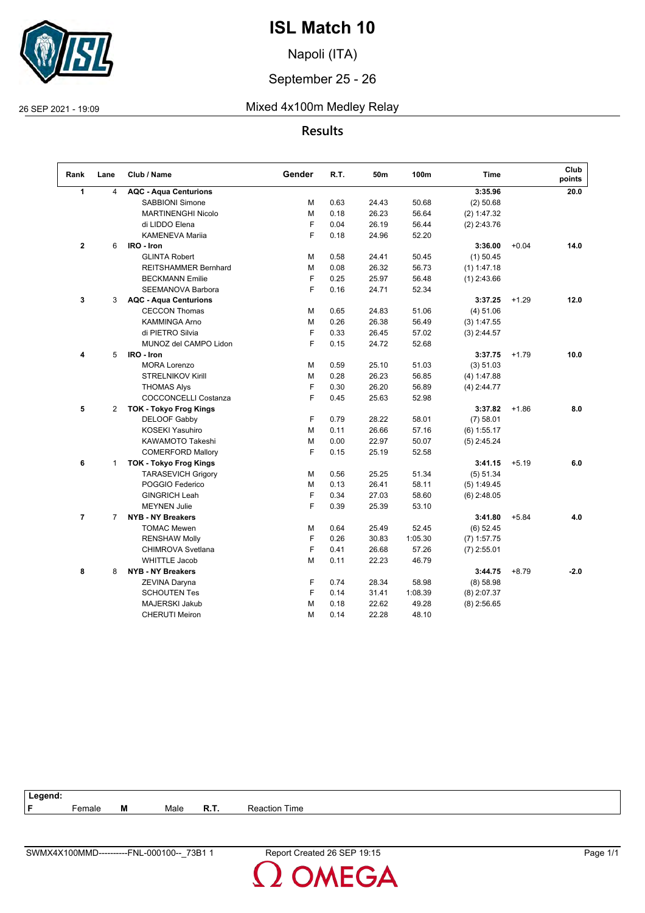# ISL Match 10

Napoli (ITA)

September 25 - 26

26 SEP 2021 - 19:09

## Mixed 4x100m Medley Relay

### Results

| Rank | Lane | Club / Name | Gender | R.T. | 50m | 100m | Time | | Club points |
|---|---|---|---|---|---|---|---|---|---|
| **1** | 4 | **AQC - Aqua Centurions** | | | | | **3:35.96** | | **20.0** |
| | | SABBIONI Simone | M | 0.63 | 24.43 | 50.68 | (2) 50.68 | | |
| | | MARTINENGHI Nicolo | M | 0.18 | 26.23 | 56.64 | (2) 1:47.32 | | |
| | | di LIDDO Elena | F | 0.04 | 26.19 | 56.44 | (2) 2:43.76 | | |
| | | KAMENEVA Mariia | F | 0.18 | 24.96 | 52.20 | | | |
| **2** | 6 | **IRO - Iron** | | | | | **3:36.00** | +0.04 | **14.0** |
| | | GLINTA Robert | M | 0.58 | 24.41 | 50.45 | (1) 50.45 | | |
| | | REITSHAMMER Bernhard | M | 0.08 | 26.32 | 56.73 | (1) 1:47.18 | | |
| | | BECKMANN Emilie | F | 0.25 | 25.97 | 56.48 | (1) 2:43.66 | | |
| | | SEEMANOVA Barbora | F | 0.16 | 24.71 | 52.34 | | | |
| **3** | 3 | **AQC - Aqua Centurions** | | | | | **3:37.25** | +1.29 | **12.0** |
| | | CECCON Thomas | M | 0.65 | 24.83 | 51.06 | (4) 51.06 | | |
| | | KAMMINGA Arno | M | 0.26 | 26.38 | 56.49 | (3) 1:47.55 | | |
| | | di PIETRO Silvia | F | 0.33 | 26.45 | 57.02 | (3) 2:44.57 | | |
| | | MUNOZ del CAMPO Lidon | F | 0.15 | 24.72 | 52.68 | | | |
| **4** | 5 | **IRO - Iron** | | | | | **3:37.75** | +1.79 | **10.0** |
| | | MORA Lorenzo | M | 0.59 | 25.10 | 51.03 | (3) 51.03 | | |
| | | STRELNIKOV Kirill | M | 0.28 | 26.23 | 56.85 | (4) 1:47.88 | | |
| | | THOMAS Alys | F | 0.30 | 26.20 | 56.89 | (4) 2:44.77 | | |
| | | COCCONCELLI Costanza | F | 0.45 | 25.63 | 52.98 | | | |
| **5** | 2 | **TOK - Tokyo Frog Kings** | | | | | **3:37.82** | +1.86 | **8.0** |
| | | DELOOF Gabby | F | 0.79 | 28.22 | 58.01 | (7) 58.01 | | |
| | | KOSEKI Yasuhiro | M | 0.11 | 26.66 | 57.16 | (6) 1:55.17 | | |
| | | KAWAMOTO Takeshi | M | 0.00 | 22.97 | 50.07 | (5) 2:45.24 | | |
| | | COMERFORD Mallory | F | 0.15 | 25.19 | 52.58 | | | |
| **6** | 1 | **TOK - Tokyo Frog Kings** | | | | | **3:41.15** | +5.19 | **6.0** |
| | | TARASEVICH Grigory | M | 0.56 | 25.25 | 51.34 | (5) 51.34 | | |
| | | POGGIO Federico | M | 0.13 | 26.41 | 58.11 | (5) 1:49.45 | | |
| | | GINGRICH Leah | F | 0.34 | 27.03 | 58.60 | (6) 2:48.05 | | |
| | | MEYNEN Julie | F | 0.39 | 25.39 | 53.10 | | | |
| **7** | 7 | **NYB - NY Breakers** | | | | | **3:41.80** | +5.84 | **4.0** |
| | | TOMAC Mewen | M | 0.64 | 25.49 | 52.45 | (6) 52.45 | | |
| | | RENSHAW Molly | F | 0.26 | 30.83 | 1:05.30 | (7) 1:57.75 | | |
| | | CHIMROVA Svetlana | F | 0.41 | 26.68 | 57.26 | (7) 2:55.01 | | |
| | | WHITTLE Jacob | M | 0.11 | 22.23 | 46.79 | | | |
| **8** | 8 | **NYB - NY Breakers** | | | | | **3:44.75** | +8.79 | **-2.0** |
| | | ZEVINA Daryna | F | 0.74 | 28.34 | 58.98 | (8) 58.98 | | |
| | | SCHOUTEN Tes | F | 0.14 | 31.41 | 1:08.39 | (8) 2:07.37 | | |
| | | MAJERSKI Jakub | M | 0.18 | 22.62 | 49.28 | (8) 2:56.65 | | |
| | | CHERUTI Meiron | M | 0.14 | 22.28 | 48.10 | | | |

**Legend:**
**F** Female **M** Male **R.T.** Reaction Time

SWMX4X100MMD----------FNL-000100--_73B1 1 Report Created 26 SEP 19:15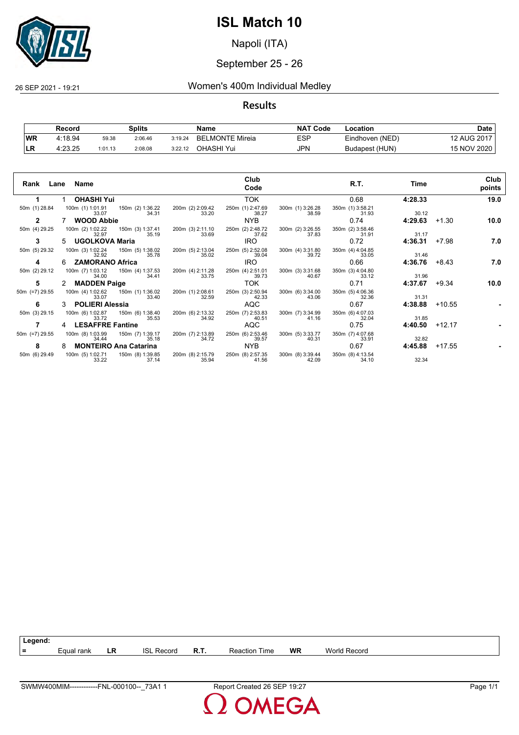# ISL Match 10

Napoli (ITA)

September 25 - 26

26 SEP 2021 - 19:21

## Women's 400m Individual Medley

### Results

| | Record | Splits | | | Name | NAT Code | Location | Date |
|---|---|---|---|---|---|---|---|---|
| WR | 4:18.94 | 59.38 | 2:06.46 | 3:19.24 | BELMONTE Mireia | ESP | Eindhoven (NED) | 12 AUG 2017 |
| LR | 4:23.25 | 1:01.13 | 2:08.08 | 3:22.12 | OHASHI Yui | JPN | Budapest (HUN) | 15 NOV 2020 |

| Rank | Lane | Name | Club Code | R.T. | Time | | Club points |
|---|---|---|---|---|---|---|---|
| 1 | 1 | **OHASHI Yui** | TOK | 0.68 | **4:28.33** | | **19.0** |
| 50m (1) 28.84 | 100m (1) 1:01.91 / 33.07 | 150m (2) 1:36.22 / 34.31 | 200m (2) 2:09.42 / 33.20 | 250m (1) 2:47.69 / 38.27 | 300m (1) 3:26.28 / 38.59 | 350m (1) 3:58.21 / 31.93 | 30.12 |
| 2 | 7 | **WOOD Abbie** | NYB | 0.74 | **4:29.63** | +1.30 | **10.0** |
| 50m (4) 29.25 | 100m (2) 1:02.22 / 32.97 | 150m (3) 1:37.41 / 35.19 | 200m (3) 2:11.10 / 33.69 | 250m (2) 2:48.72 / 37.62 | 300m (2) 3:26.55 / 37.83 | 350m (2) 3:58.46 / 31.91 | 31.17 |
| 3 | 5 | **UGOLKOVA Maria** | IRO | 0.72 | **4:36.31** | +7.98 | **7.0** |
| 50m (5) 29.32 | 100m (3) 1:02.24 / 32.92 | 150m (5) 1:38.02 / 35.78 | 200m (5) 2:13.04 / 35.02 | 250m (5) 2:52.08 / 39.04 | 300m (4) 3:31.80 / 39.72 | 350m (4) 4:04.85 / 33.05 | 31.46 |
| 4 | 6 | **ZAMORANO Africa** | IRO | 0.66 | **4:36.76** | +8.43 | **7.0** |
| 50m (2) 29.12 | 100m (7) 1:03.12 / 34.00 | 150m (4) 1:37.53 / 34.41 | 200m (4) 2:11.28 / 33.75 | 250m (4) 2:51.01 / 39.73 | 300m (3) 3:31.68 / 40.67 | 350m (3) 4:04.80 / 33.12 | 31.96 |
| 5 | 2 | **MADDEN Paige** | TOK | 0.71 | **4:37.67** | +9.34 | **10.0** |
| 50m (=7) 29.55 | 100m (4) 1:02.62 / 33.07 | 150m (1) 1:36.02 / 33.40 | 200m (1) 2:08.61 / 32.59 | 250m (3) 2:50.94 / 42.33 | 300m (6) 3:34.00 / 43.06 | 350m (5) 4:06.36 / 32.36 | 31.31 |
| 6 | 3 | **POLIERI Alessia** | AQC | 0.67 | **4:38.88** | +10.55 | **-** |
| 50m (3) 29.15 | 100m (6) 1:02.87 / 33.72 | 150m (6) 1:38.40 / 35.53 | 200m (6) 2:13.32 / 34.92 | 250m (7) 2:53.83 / 40.51 | 300m (7) 3:34.99 / 41.16 | 350m (6) 4:07.03 / 32.04 | 31.85 |
| 7 | 4 | **LESAFFRE Fantine** | AQC | 0.75 | **4:40.50** | +12.17 | **-** |
| 50m (=7) 29.55 | 100m (8) 1:03.99 / 34.44 | 150m (7) 1:39.17 / 35.18 | 200m (7) 2:13.89 / 34.72 | 250m (6) 2:53.46 / 39.57 | 300m (5) 3:33.77 / 40.31 | 350m (7) 4:07.68 / 33.91 | 32.82 |
| 8 | 8 | **MONTEIRO Ana Catarina** | NYB | 0.67 | **4:45.88** | +17.55 | **-** |
| 50m (6) 29.49 | 100m (5) 1:02.71 / 33.22 | 150m (8) 1:39.85 / 37.14 | 200m (8) 2:15.79 / 35.94 | 250m (8) 2:57.35 / 41.56 | 300m (8) 3:39.44 / 42.09 | 350m (8) 4:13.54 / 34.10 | 32.34 |

**Legend:**

| | | | | | | | |
|---|---|---|---|---|---|---|---|
| = | Equal rank | LR | ISL Record | R.T. | Reaction Time | WR | World Record |

SWMW400MIM------------FNL-000100--_73A1 1 — Report Created 26 SEP 19:27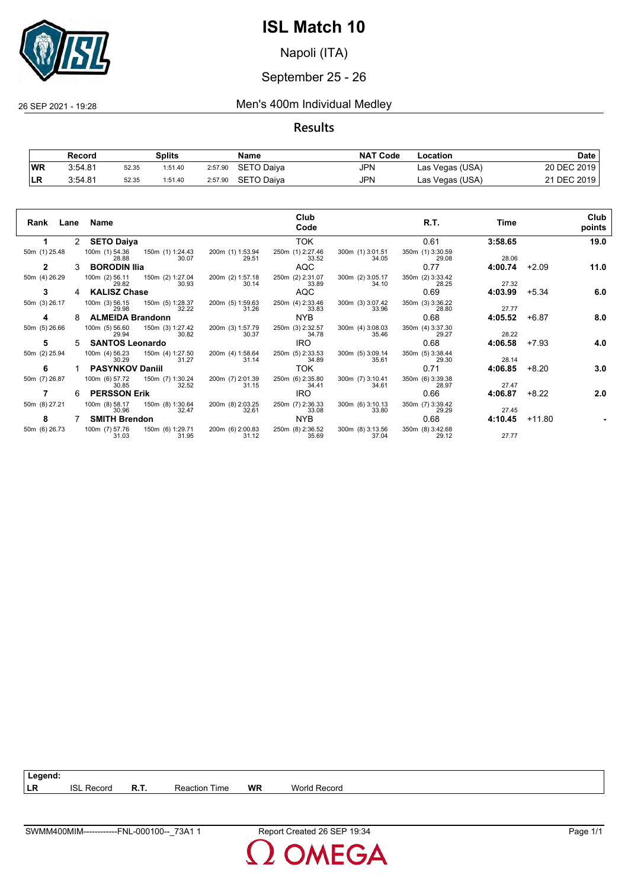# ISL Match 10

Napoli (ITA)

September 25 - 26

26 SEP 2021 - 19:28

## Men's 400m Individual Medley

### Results

| | Record | Splits | | | Name | NAT Code | Location | Date |
|---|---|---|---|---|---|---|---|---|
| WR | 3:54.81 | 52.35 | 1:51.40 | 2:57.90 | SETO Daiya | JPN | Las Vegas (USA) | 20 DEC 2019 |
| LR | 3:54.81 | 52.35 | 1:51.40 | 2:57.90 | SETO Daiya | JPN | Las Vegas (USA) | 21 DEC 2019 |

| Rank | Lane | Name | | | Club Code | | R.T. | Time | | Club points |
|---|---|---|---|---|---|---|---|---|---|---|
| 1 | 2 | SETO Daiya | | | TOK | | 0.61 | 3:58.65 | | 19.0 |
| 50m (1) 25.48 | 100m (1) 54.36 28.88 | 150m (1) 1:24.43 30.07 | 200m (1) 1:53.94 29.51 | 250m (1) 2:27.46 33.52 | 300m (1) 3:01.51 34.05 | 350m (1) 3:30.59 29.08 | | 28.06 | | |
| 2 | 3 | BORODIN Ilia | | | AQC | | 0.77 | 4:00.74 | +2.09 | 11.0 |
| 50m (4) 26.29 | 100m (2) 56.11 29.82 | 150m (2) 1:27.04 30.93 | 200m (2) 1:57.18 30.14 | 250m (2) 2:31.07 33.89 | 300m (2) 3:05.17 34.10 | 350m (2) 3:33.42 28.25 | | 27.32 | | |
| 3 | 4 | KALISZ Chase | | | AQC | | 0.69 | 4:03.99 | +5.34 | 6.0 |
| 50m (3) 26.17 | 100m (3) 56.15 29.98 | 150m (5) 1:28.37 32.22 | 200m (5) 1:59.63 31.26 | 250m (4) 2:33.46 33.83 | 300m (3) 3:07.42 33.96 | 350m (3) 3:36.22 28.80 | | 27.77 | | |
| 4 | 8 | ALMEIDA Brandonn | | | NYB | | 0.68 | 4:05.52 | +6.87 | 8.0 |
| 50m (5) 26.66 | 100m (5) 56.60 29.94 | 150m (3) 1:27.42 30.82 | 200m (3) 1:57.79 30.37 | 250m (3) 2:32.57 34.78 | 300m (4) 3:08.03 35.46 | 350m (4) 3:37.30 29.27 | | 28.22 | | |
| 5 | 5 | SANTOS Leonardo | | | IRO | | 0.68 | 4:06.58 | +7.93 | 4.0 |
| 50m (2) 25.94 | 100m (4) 56.23 30.29 | 150m (4) 1:27.50 31.27 | 200m (4) 1:58.64 31.14 | 250m (5) 2:33.53 34.89 | 300m (5) 3:09.14 35.61 | 350m (5) 3:38.44 29.30 | | 28.14 | | |
| 6 | 1 | PASYNKOV Daniil | | | TOK | | 0.71 | 4:06.85 | +8.20 | 3.0 |
| 50m (7) 26.87 | 100m (6) 57.72 30.85 | 150m (7) 1:30.24 32.52 | 200m (7) 2:01.39 31.15 | 250m (6) 2:35.80 34.41 | 300m (7) 3:10.41 34.61 | 350m (6) 3:39.38 28.97 | | 27.47 | | |
| 7 | 6 | PERSSON Erik | | | IRO | | 0.66 | 4:06.87 | +8.22 | 2.0 |
| 50m (8) 27.21 | 100m (8) 58.17 30.96 | 150m (8) 1:30.64 32.47 | 200m (8) 2:03.25 32.61 | 250m (7) 2:36.33 33.08 | 300m (6) 3:10.13 33.80 | 350m (7) 3:39.42 29.29 | | 27.45 | | |
| 8 | 7 | SMITH Brendon | | | NYB | | 0.68 | 4:10.45 | +11.80 | - |
| 50m (6) 26.73 | 100m (7) 57.76 31.03 | 150m (6) 1:29.71 31.95 | 200m (6) 2:00.83 31.12 | 250m (8) 2:36.52 35.69 | 300m (8) 3:13.56 37.04 | 350m (8) 3:42.68 29.12 | | 27.77 | | |

**Legend:**

| | | | | | |
|---|---|---|---|---|---|
| LR | ISL Record | R.T. | Reaction Time | WR | World Record |

SWMM400MIM------------FNL-000100--_73A1 1 Report Created 26 SEP 19:34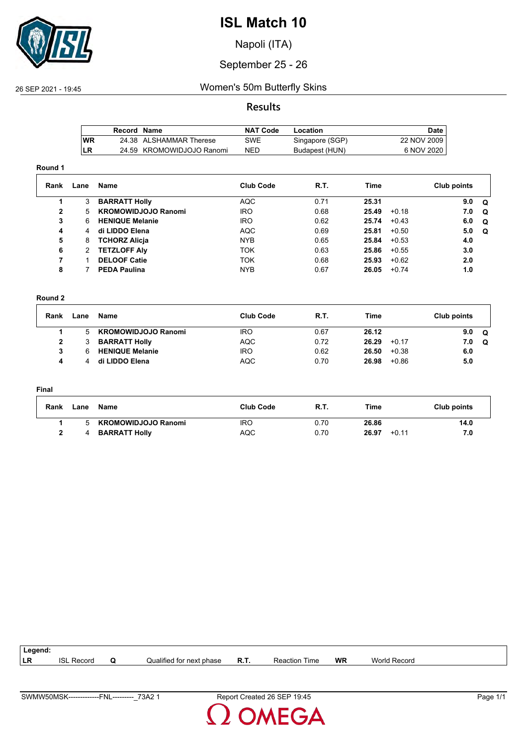# ISL Match 10

Napoli (ITA)

September 25 - 26

26 SEP 2021 - 19:45

## Women's 50m Butterfly Skins

### Results

| | Record | Name | NAT Code | Location | Date |
|---|---|---|---|---|---|
| WR | 24.38 | ALSHAMMAR Therese | SWE | Singapore (SGP) | 22 NOV 2009 |
| LR | 24.59 | KROMOWIDJOJO Ranomi | NED | Budapest (HUN) | 6 NOV 2020 |

**Round 1**

| Rank | Lane | Name | Club Code | R.T. | Time | | Club points | |
|---|---|---|---|---|---|---|---|---|
| 1 | 3 | **BARRATT Holly** | AQC | 0.71 | **25.31** | | **9.0** | **Q** |
| 2 | 5 | **KROMOWIDJOJO Ranomi** | IRO | 0.68 | **25.49** | +0.18 | **7.0** | **Q** |
| 3 | 6 | **HENIQUE Melanie** | IRO | 0.62 | **25.74** | +0.43 | **6.0** | **Q** |
| 4 | 4 | **di LIDDO Elena** | AQC | 0.69 | **25.81** | +0.50 | **5.0** | **Q** |
| 5 | 8 | **TCHORZ Alicja** | NYB | 0.65 | **25.84** | +0.53 | **4.0** | |
| 6 | 2 | **TETZLOFF Aly** | TOK | 0.63 | **25.86** | +0.55 | **3.0** | |
| 7 | 1 | **DELOOF Catie** | TOK | 0.68 | **25.93** | +0.62 | **2.0** | |
| 8 | 7 | **PEDA Paulina** | NYB | 0.67 | **26.05** | +0.74 | **1.0** | |

**Round 2**

| Rank | Lane | Name | Club Code | R.T. | Time | | Club points | |
|---|---|---|---|---|---|---|---|---|
| 1 | 5 | **KROMOWIDJOJO Ranomi** | IRO | 0.67 | **26.12** | | **9.0** | **Q** |
| 2 | 3 | **BARRATT Holly** | AQC | 0.72 | **26.29** | +0.17 | **7.0** | **Q** |
| 3 | 6 | **HENIQUE Melanie** | IRO | 0.62 | **26.50** | +0.38 | **6.0** | |
| 4 | 4 | **di LIDDO Elena** | AQC | 0.70 | **26.98** | +0.86 | **5.0** | |

**Final**

| Rank | Lane | Name | Club Code | R.T. | Time | | Club points |
|---|---|---|---|---|---|---|---|
| 1 | 5 | **KROMOWIDJOJO Ranomi** | IRO | 0.70 | **26.86** | | **14.0** |
| 2 | 4 | **BARRATT Holly** | AQC | 0.70 | **26.97** | +0.11 | **7.0** |

**Legend:**

| | | | | | | | |
|---|---|---|---|---|---|---|---|
| LR | ISL Record | Q | Qualified for next phase | R.T. | Reaction Time | WR | World Record |

SWMW50MSK-------------FNL---------_73A2 1 Report Created 26 SEP 19:45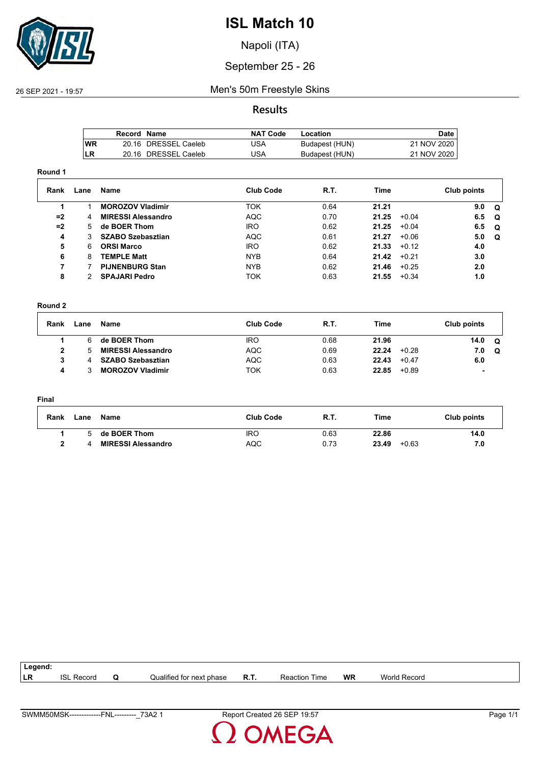# ISL Match 10

Napoli (ITA)

September 25 - 26

26 SEP 2021 - 19:57

## Men's 50m Freestyle Skins

### Results

| | Record | Name | NAT Code | Location | Date |
|---|---|---|---|---|---|
| WR | 20.16 | DRESSEL Caeleb | USA | Budapest (HUN) | 21 NOV 2020 |
| LR | 20.16 | DRESSEL Caeleb | USA | Budapest (HUN) | 21 NOV 2020 |

**Round 1**

| Rank | Lane | Name | Club Code | R.T. | Time | | Club points | |
|---|---|---|---|---|---|---|---|---|
| 1 | 1 | **MOROZOV Vladimir** | TOK | 0.64 | **21.21** | | **9.0** | **Q** |
| =2 | 4 | **MIRESSI Alessandro** | AQC | 0.70 | **21.25** | +0.04 | **6.5** | **Q** |
| =2 | 5 | **de BOER Thom** | IRO | 0.62 | **21.25** | +0.04 | **6.5** | **Q** |
| 4 | 3 | **SZABO Szebasztian** | AQC | 0.61 | **21.27** | +0.06 | **5.0** | **Q** |
| 5 | 6 | **ORSI Marco** | IRO | 0.62 | **21.33** | +0.12 | **4.0** | |
| 6 | 8 | **TEMPLE Matt** | NYB | 0.64 | **21.42** | +0.21 | **3.0** | |
| 7 | 7 | **PIJNENBURG Stan** | NYB | 0.62 | **21.46** | +0.25 | **2.0** | |
| 8 | 2 | **SPAJARI Pedro** | TOK | 0.63 | **21.55** | +0.34 | **1.0** | |

**Round 2**

| Rank | Lane | Name | Club Code | R.T. | Time | | Club points | |
|---|---|---|---|---|---|---|---|---|
| 1 | 6 | **de BOER Thom** | IRO | 0.68 | **21.96** | | **14.0** | **Q** |
| 2 | 5 | **MIRESSI Alessandro** | AQC | 0.69 | **22.24** | +0.28 | **7.0** | **Q** |
| 3 | 4 | **SZABO Szebasztian** | AQC | 0.63 | **22.43** | +0.47 | **6.0** | |
| 4 | 3 | **MOROZOV Vladimir** | TOK | 0.63 | **22.85** | +0.89 | **-** | |

**Final**

| Rank | Lane | Name | Club Code | R.T. | Time | | Club points |
|---|---|---|---|---|---|---|---|
| 1 | 5 | **de BOER Thom** | IRO | 0.63 | **22.86** | | **14.0** |
| 2 | 4 | **MIRESSI Alessandro** | AQC | 0.73 | **23.49** | +0.63 | **7.0** |

**Legend:**

| | | | | | | | |
|---|---|---|---|---|---|---|---|
| LR | ISL Record | Q | Qualified for next phase | R.T. | Reaction Time | WR | World Record |

SWMM50MSK-------------FNL---------_73A2 1 Report Created 26 SEP 19:57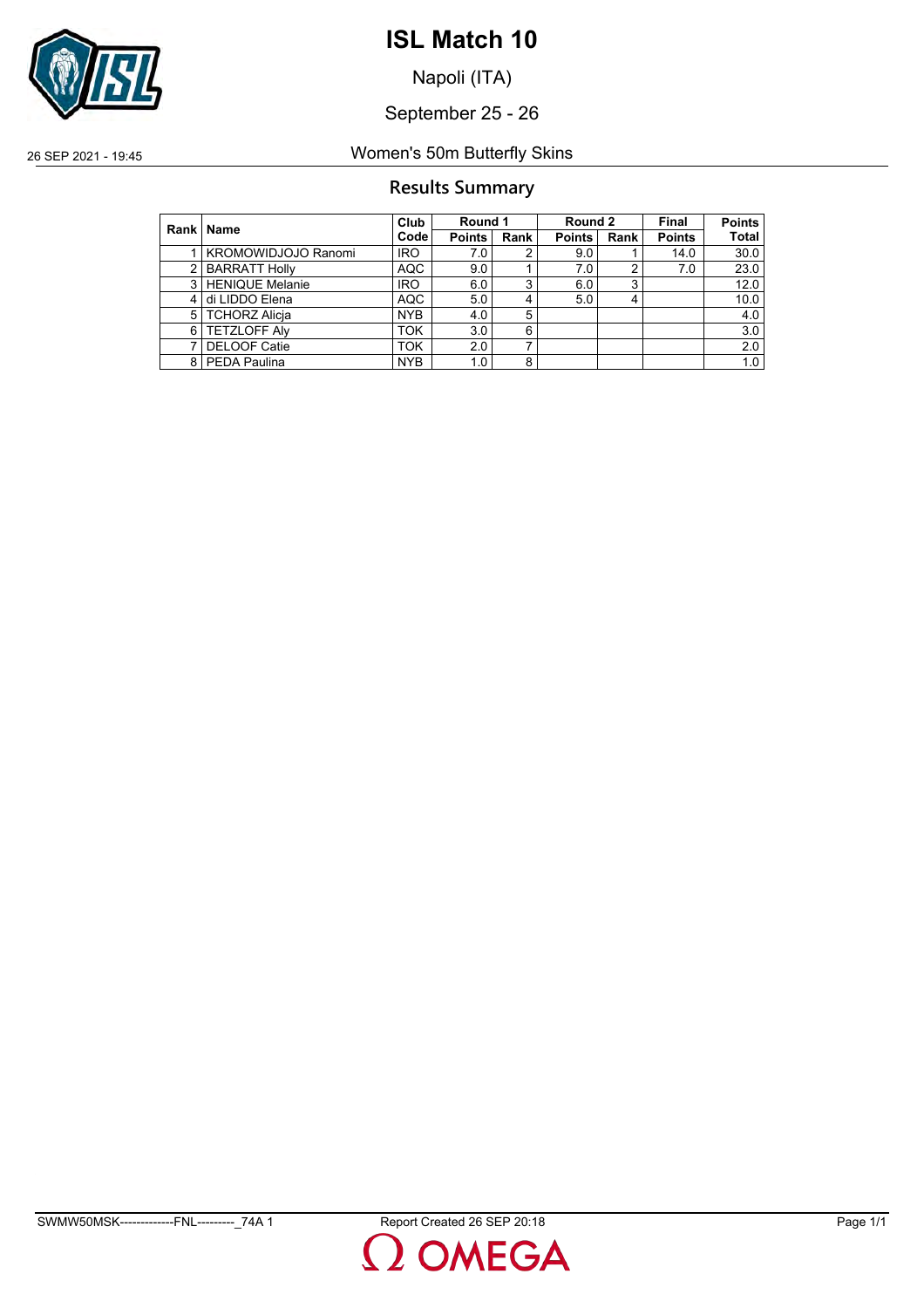# ISL Match 10

Napoli (ITA)

September 25 - 26

26 SEP 2021 - 19:45 Women's 50m Butterfly Skins

## Results Summary

| Rank | Name | Club Code | Round 1 | | Round 2 | | Final | Points |
|---|---|---|---|---|---|---|---|---|
| | | | Points | Rank | Points | Rank | Points | Total |
| 1 | KROMOWIDJOJO Ranomi | IRO | 7.0 | 2 | 9.0 | 1 | 14.0 | 30.0 |
| 2 | BARRATT Holly | AQC | 9.0 | 1 | 7.0 | 2 | 7.0 | 23.0 |
| 3 | HENIQUE Melanie | IRO | 6.0 | 3 | 6.0 | 3 | | 12.0 |
| 4 | di LIDDO Elena | AQC | 5.0 | 4 | 5.0 | 4 | | 10.0 |
| 5 | TCHORZ Alicja | NYB | 4.0 | 5 | | | | 4.0 |
| 6 | TETZLOFF Aly | TOK | 3.0 | 6 | | | | 3.0 |
| 7 | DELOOF Catie | TOK | 2.0 | 7 | | | | 2.0 |
| 8 | PEDA Paulina | NYB | 1.0 | 8 | | | | 1.0 |

SWMW50MSK-------------FNL---------_74A 1 Report Created 26 SEP 20:18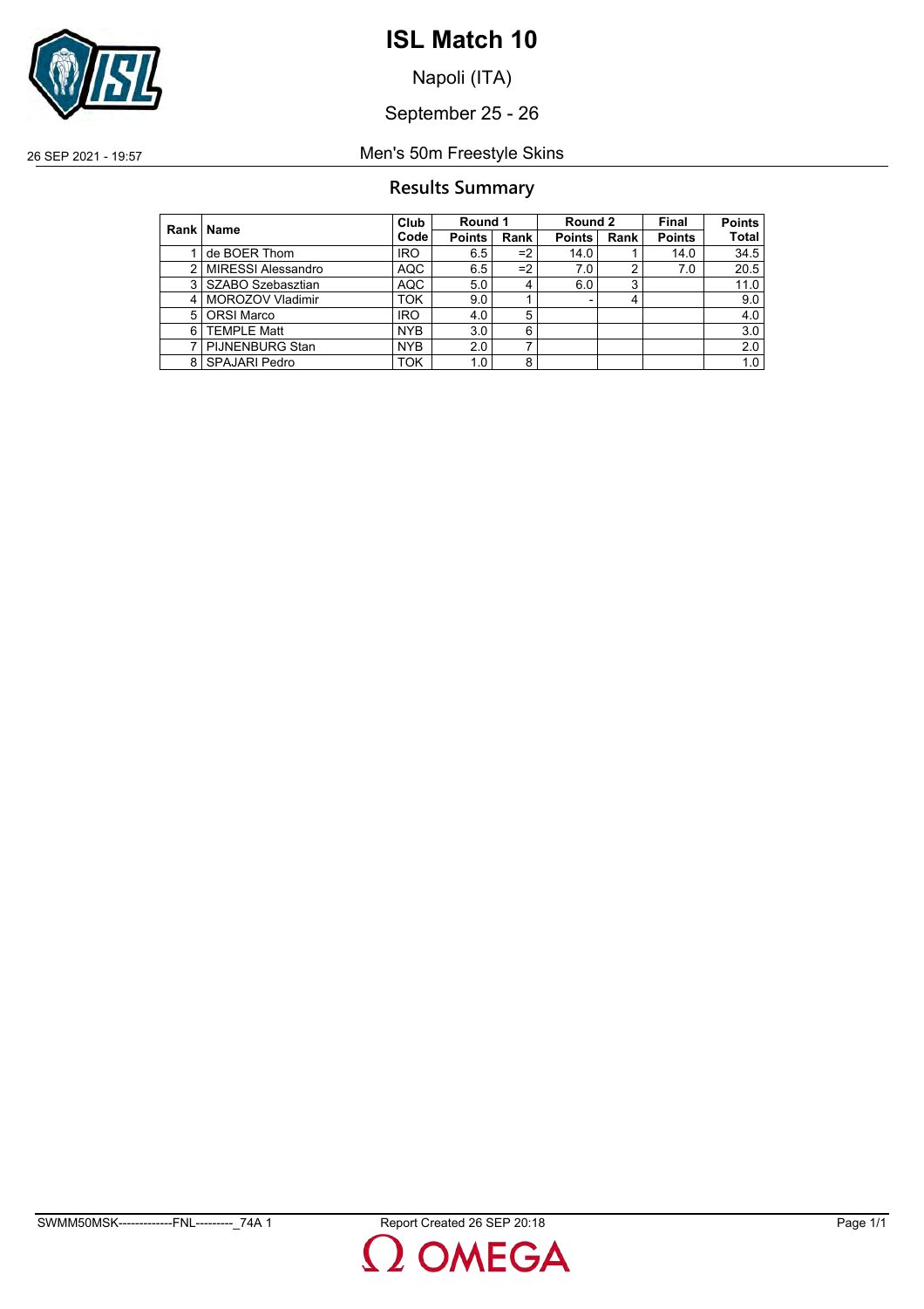# ISL Match 10

Napoli (ITA)

September 25 - 26

26 SEP 2021 - 19:57

Men's 50m Freestyle Skins

## Results Summary

| Rank | Name | Club Code | Round 1 | | Round 2 | | Final | Points |
|---|---|---|---|---|---|---|---|---|
| | | | Points | Rank | Points | Rank | Points | Total |
| 1 | de BOER Thom | IRO | 6.5 | =2 | 14.0 | 1 | 14.0 | 34.5 |
| 2 | MIRESSI Alessandro | AQC | 6.5 | =2 | 7.0 | 2 | 7.0 | 20.5 |
| 3 | SZABO Szebasztian | AQC | 5.0 | 4 | 6.0 | 3 | | 11.0 |
| 4 | MOROZOV Vladimir | TOK | 9.0 | 1 | - | 4 | | 9.0 |
| 5 | ORSI Marco | IRO | 4.0 | 5 | | | | 4.0 |
| 6 | TEMPLE Matt | NYB | 3.0 | 6 | | | | 3.0 |
| 7 | PIJNENBURG Stan | NYB | 2.0 | 7 | | | | 2.0 |
| 8 | SPAJARI Pedro | TOK | 1.0 | 8 | | | | 1.0 |

SWMM50MSK-------------FNL---------_74A 1    Report Created 26 SEP 20:18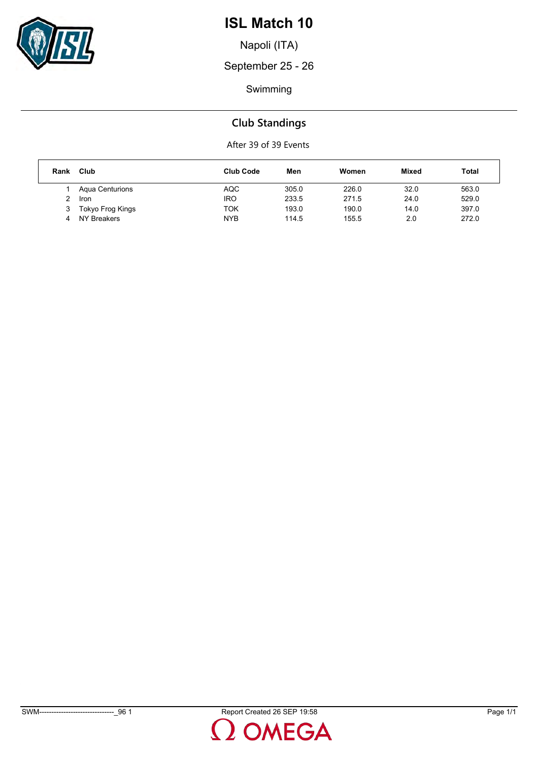# ISL Match 10

Napoli (ITA)

September 25 - 26

Swimming

## Club Standings

After 39 of 39 Events

| Rank | Club | Club Code | Men | Women | Mixed | Total |
|---|---|---|---|---|---|---|
| 1 | Aqua Centurions | AQC | 305.0 | 226.0 | 32.0 | 563.0 |
| 2 | Iron | IRO | 233.5 | 271.5 | 24.0 | 529.0 |
| 3 | Tokyo Frog Kings | TOK | 193.0 | 190.0 | 14.0 | 397.0 |
| 4 | NY Breakers | NYB | 114.5 | 155.5 | 2.0 | 272.0 |

Report Created 26 SEP 19:58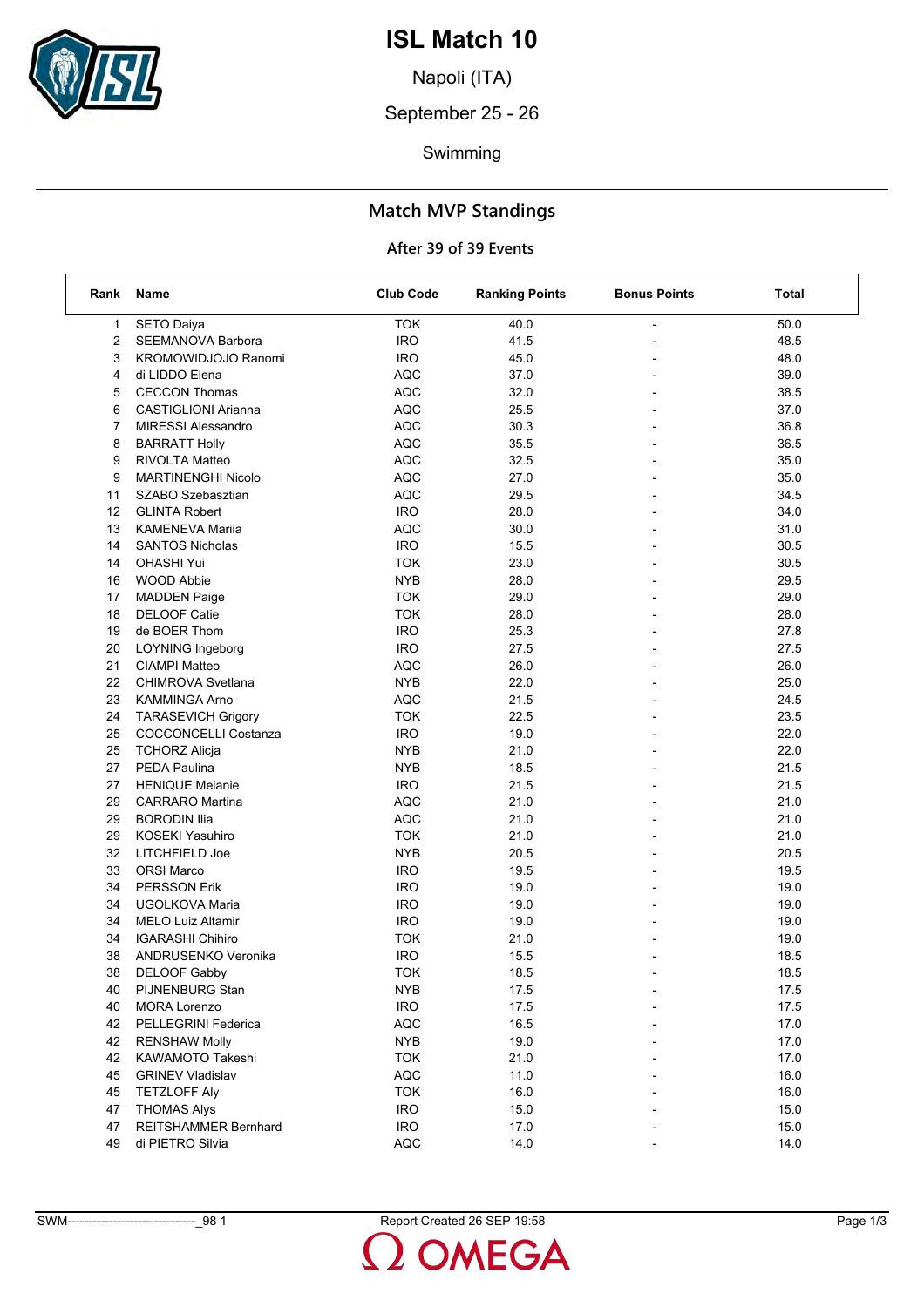# ISL Match 10

Napoli (ITA)

September 25 - 26

Swimming

## Match MVP Standings

### After 39 of 39 Events

| Rank | Name | Club Code | Ranking Points | Bonus Points | Total |
|---|---|---|---|---|---|
| 1 | SETO Daiya | TOK | 40.0 | - | 50.0 |
| 2 | SEEMANOVA Barbora | IRO | 41.5 | - | 48.5 |
| 3 | KROMOWIDJOJO Ranomi | IRO | 45.0 | - | 48.0 |
| 4 | di LIDDO Elena | AQC | 37.0 | - | 39.0 |
| 5 | CECCON Thomas | AQC | 32.0 | - | 38.5 |
| 6 | CASTIGLIONI Arianna | AQC | 25.5 | - | 37.0 |
| 7 | MIRESSI Alessandro | AQC | 30.3 | - | 36.8 |
| 8 | BARRATT Holly | AQC | 35.5 | - | 36.5 |
| 9 | RIVOLTA Matteo | AQC | 32.5 | - | 35.0 |
| 9 | MARTINENGHI Nicolo | AQC | 27.0 | - | 35.0 |
| 11 | SZABO Szebasztian | AQC | 29.5 | - | 34.5 |
| 12 | GLINTA Robert | IRO | 28.0 | - | 34.0 |
| 13 | KAMENEVA Mariia | AQC | 30.0 | - | 31.0 |
| 14 | SANTOS Nicholas | IRO | 15.5 | - | 30.5 |
| 14 | OHASHI Yui | TOK | 23.0 | - | 30.5 |
| 16 | WOOD Abbie | NYB | 28.0 | - | 29.5 |
| 17 | MADDEN Paige | TOK | 29.0 | - | 29.0 |
| 18 | DELOOF Catie | TOK | 28.0 | - | 28.0 |
| 19 | de BOER Thom | IRO | 25.3 | - | 27.8 |
| 20 | LOYNING Ingeborg | IRO | 27.5 | - | 27.5 |
| 21 | CIAMPI Matteo | AQC | 26.0 | - | 26.0 |
| 22 | CHIMROVA Svetlana | NYB | 22.0 | - | 25.0 |
| 23 | KAMMINGA Arno | AQC | 21.5 | - | 24.5 |
| 24 | TARASEVICH Grigory | TOK | 22.5 | - | 23.5 |
| 25 | COCCONCELLI Costanza | IRO | 19.0 | - | 22.0 |
| 25 | TCHORZ Alicja | NYB | 21.0 | - | 22.0 |
| 27 | PEDA Paulina | NYB | 18.5 | - | 21.5 |
| 27 | HENIQUE Melanie | IRO | 21.5 | - | 21.5 |
| 29 | CARRARO Martina | AQC | 21.0 | - | 21.0 |
| 29 | BORODIN Ilia | AQC | 21.0 | - | 21.0 |
| 29 | KOSEKI Yasuhiro | TOK | 21.0 | - | 21.0 |
| 32 | LITCHFIELD Joe | NYB | 20.5 | - | 20.5 |
| 33 | ORSI Marco | IRO | 19.5 | - | 19.5 |
| 34 | PERSSON Erik | IRO | 19.0 | - | 19.0 |
| 34 | UGOLKOVA Maria | IRO | 19.0 | - | 19.0 |
| 34 | MELO Luiz Altamir | IRO | 19.0 | - | 19.0 |
| 34 | IGARASHI Chihiro | TOK | 21.0 | - | 19.0 |
| 38 | ANDRUSENKO Veronika | IRO | 15.5 | - | 18.5 |
| 38 | DELOOF Gabby | TOK | 18.5 | - | 18.5 |
| 40 | PIJNENBURG Stan | NYB | 17.5 | - | 17.5 |
| 40 | MORA Lorenzo | IRO | 17.5 | - | 17.5 |
| 42 | PELLEGRINI Federica | AQC | 16.5 | - | 17.0 |
| 42 | RENSHAW Molly | NYB | 19.0 | - | 17.0 |
| 42 | KAWAMOTO Takeshi | TOK | 21.0 | - | 17.0 |
| 45 | GRINEV Vladislav | AQC | 11.0 | - | 16.0 |
| 45 | TETZLOFF Aly | TOK | 16.0 | - | 16.0 |
| 47 | THOMAS Alys | IRO | 15.0 | - | 15.0 |
| 47 | REITSHAMMER Bernhard | IRO | 17.0 | - | 15.0 |
| 49 | di PIETRO Silvia | AQC | 14.0 | - | 14.0 |

SWM-------------------------------_98 1 Report Created 26 SEP 19:58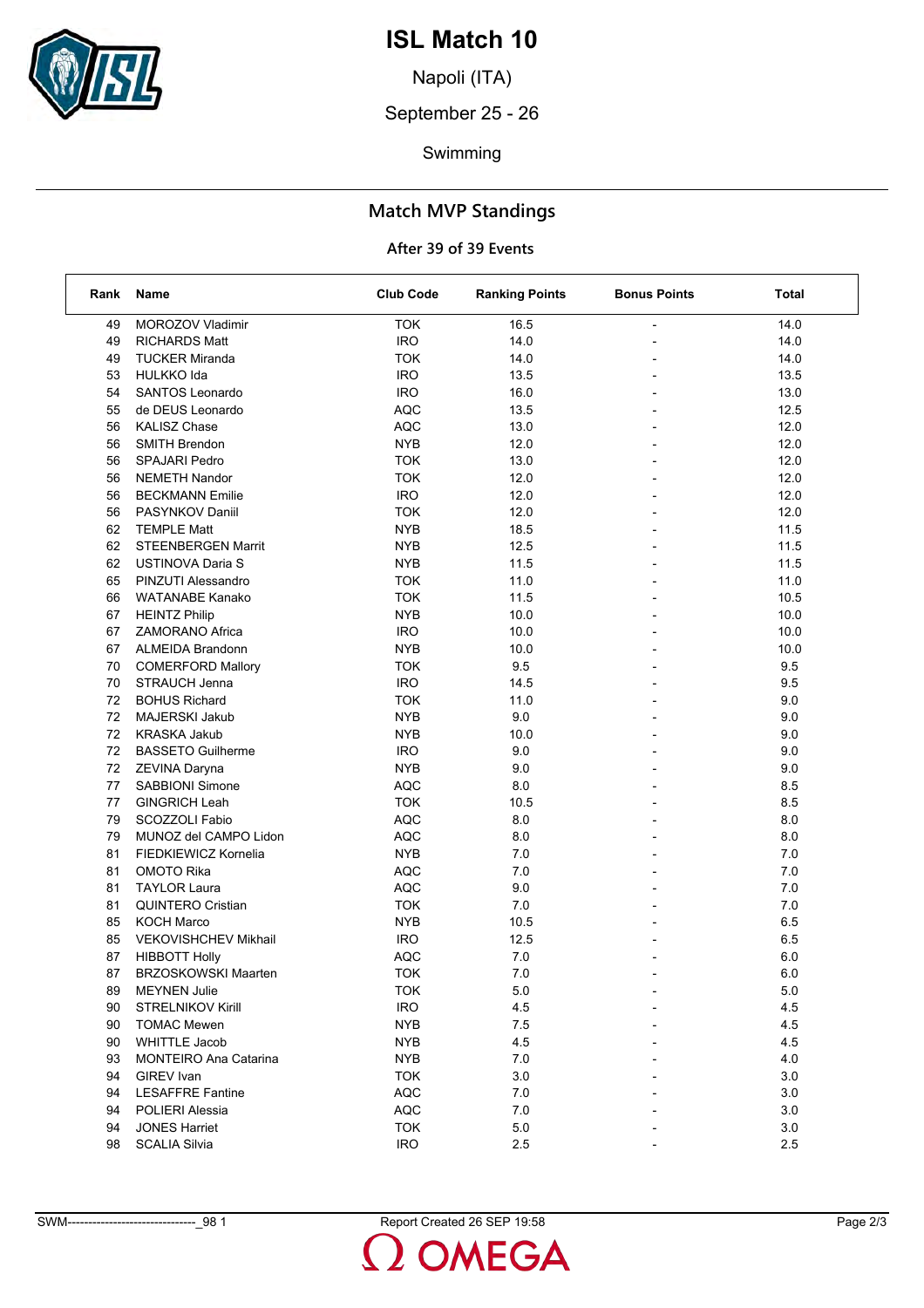# ISL Match 10

Napoli (ITA)

September 25 - 26

Swimming

## Match MVP Standings

### After 39 of 39 Events

| Rank | Name | Club Code | Ranking Points | Bonus Points | Total |
|---|---|---|---|---|---|
| 49 | MOROZOV Vladimir | TOK | 16.5 | - | 14.0 |
| 49 | RICHARDS Matt | IRO | 14.0 | - | 14.0 |
| 49 | TUCKER Miranda | TOK | 14.0 | - | 14.0 |
| 53 | HULKKO Ida | IRO | 13.5 | - | 13.5 |
| 54 | SANTOS Leonardo | IRO | 16.0 | - | 13.0 |
| 55 | de DEUS Leonardo | AQC | 13.5 | - | 12.5 |
| 56 | KALISZ Chase | AQC | 13.0 | - | 12.0 |
| 56 | SMITH Brendon | NYB | 12.0 | - | 12.0 |
| 56 | SPAJARI Pedro | TOK | 13.0 | - | 12.0 |
| 56 | NEMETH Nandor | TOK | 12.0 | - | 12.0 |
| 56 | BECKMANN Emilie | IRO | 12.0 | - | 12.0 |
| 56 | PASYNKOV Daniil | TOK | 12.0 | - | 12.0 |
| 62 | TEMPLE Matt | NYB | 18.5 | - | 11.5 |
| 62 | STEENBERGEN Marrit | NYB | 12.5 | - | 11.5 |
| 62 | USTINOVA Daria S | NYB | 11.5 | - | 11.5 |
| 65 | PINZUTI Alessandro | TOK | 11.0 | - | 11.0 |
| 66 | WATANABE Kanako | TOK | 11.5 | - | 10.5 |
| 67 | HEINTZ Philip | NYB | 10.0 | - | 10.0 |
| 67 | ZAMORANO Africa | IRO | 10.0 | - | 10.0 |
| 67 | ALMEIDA Brandonn | NYB | 10.0 | - | 10.0 |
| 70 | COMERFORD Mallory | TOK | 9.5 | - | 9.5 |
| 70 | STRAUCH Jenna | IRO | 14.5 | - | 9.5 |
| 72 | BOHUS Richard | TOK | 11.0 | - | 9.0 |
| 72 | MAJERSKI Jakub | NYB | 9.0 | - | 9.0 |
| 72 | KRASKA Jakub | NYB | 10.0 | - | 9.0 |
| 72 | BASSETO Guilherme | IRO | 9.0 | - | 9.0 |
| 72 | ZEVINA Daryna | NYB | 9.0 | - | 9.0 |
| 77 | SABBIONI Simone | AQC | 8.0 | - | 8.5 |
| 77 | GINGRICH Leah | TOK | 10.5 | - | 8.5 |
| 79 | SCOZZOLI Fabio | AQC | 8.0 | - | 8.0 |
| 79 | MUNOZ del CAMPO Lidon | AQC | 8.0 | - | 8.0 |
| 81 | FIEDKIEWICZ Kornelia | NYB | 7.0 | - | 7.0 |
| 81 | OMOTO Rika | AQC | 7.0 | - | 7.0 |
| 81 | TAYLOR Laura | AQC | 9.0 | - | 7.0 |
| 81 | QUINTERO Cristian | TOK | 7.0 | - | 7.0 |
| 85 | KOCH Marco | NYB | 10.5 | - | 6.5 |
| 85 | VEKOVISHCHEV Mikhail | IRO | 12.5 | - | 6.5 |
| 87 | HIBBOTT Holly | AQC | 7.0 | - | 6.0 |
| 87 | BRZOSKOWSKI Maarten | TOK | 7.0 | - | 6.0 |
| 89 | MEYNEN Julie | TOK | 5.0 | - | 5.0 |
| 90 | STRELNIKOV Kirill | IRO | 4.5 | - | 4.5 |
| 90 | TOMAC Mewen | NYB | 7.5 | - | 4.5 |
| 90 | WHITTLE Jacob | NYB | 4.5 | - | 4.5 |
| 93 | MONTEIRO Ana Catarina | NYB | 7.0 | - | 4.0 |
| 94 | GIREV Ivan | TOK | 3.0 | - | 3.0 |
| 94 | LESAFFRE Fantine | AQC | 7.0 | - | 3.0 |
| 94 | POLIERI Alessia | AQC | 7.0 | - | 3.0 |
| 94 | JONES Harriet | TOK | 5.0 | - | 3.0 |
| 98 | SCALIA Silvia | IRO | 2.5 | - | 2.5 |

SWM--------------------------------_98 1 Report Created 26 SEP 19:58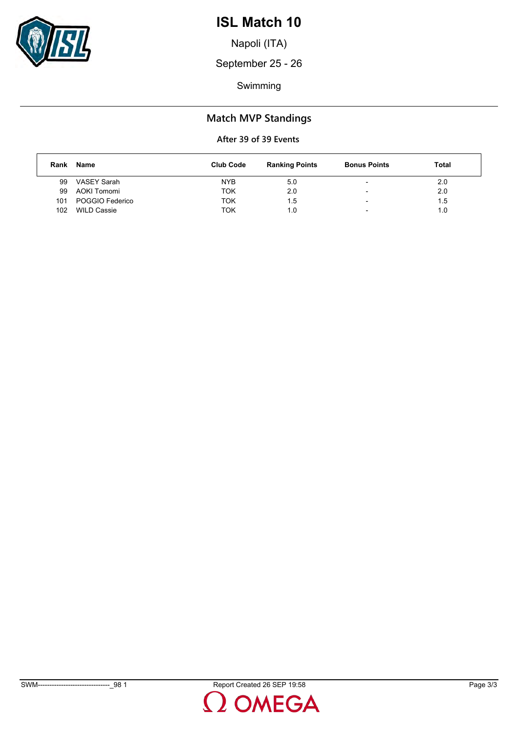# ISL Match 10

Napoli (ITA)

September 25 - 26

Swimming

## Match MVP Standings

### After 39 of 39 Events

| Rank | Name | Club Code | Ranking Points | Bonus Points | Total |
|---|---|---|---|---|---|
| 99 | VASEY Sarah | NYB | 5.0 | - | 2.0 |
| 99 | AOKI Tomomi | TOK | 2.0 | - | 2.0 |
| 101 | POGGIO Federico | TOK | 1.5 | - | 1.5 |
| 102 | WILD Cassie | TOK | 1.0 | - | 1.0 |

SWM-------------------------------_98 1 Report Created 26 SEP 19:58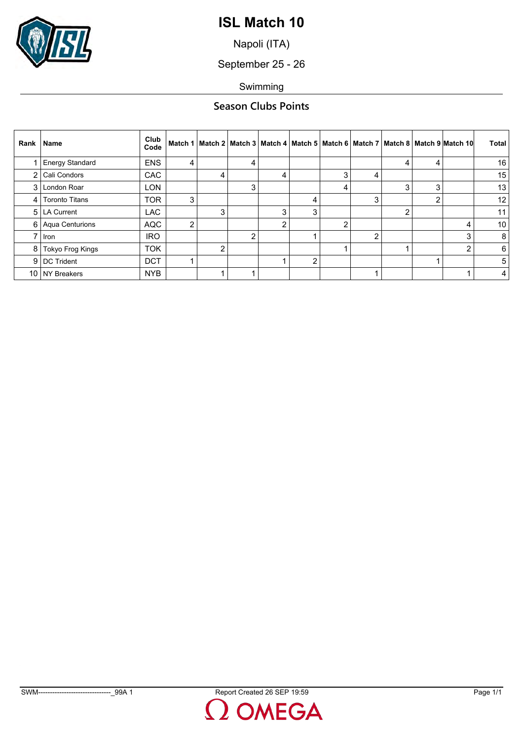# ISL Match 10

Napoli (ITA)

September 25 - 26

Swimming

## Season Clubs Points

| Rank | Name | Club Code | Match 1 | Match 2 | Match 3 | Match 4 | Match 5 | Match 6 | Match 7 | Match 8 | Match 9 | Match 10 | Total |
|---|---|---|---|---|---|---|---|---|---|---|---|---|---|
| 1 | Energy Standard | ENS | 4 | | 4 | | | | | 4 | 4 | | 16 |
| 2 | Cali Condors | CAC | | 4 | | 4 | | 3 | 4 | | | | 15 |
| 3 | London Roar | LON | | | 3 | | | 4 | | 3 | 3 | | 13 |
| 4 | Toronto Titans | TOR | 3 | | | | 4 | | 3 | | 2 | | 12 |
| 5 | LA Current | LAC | | 3 | | 3 | 3 | | | 2 | | | 11 |
| 6 | Aqua Centurions | AQC | 2 | | | 2 | | 2 | | | | 4 | 10 |
| 7 | Iron | IRO | | | 2 | | 1 | | 2 | | | 3 | 8 |
| 8 | Tokyo Frog Kings | TOK | | 2 | | | | 1 | | 1 | | 2 | 6 |
| 9 | DC Trident | DCT | 1 | | | 1 | 2 | | | | 1 | | 5 |
| 10 | NY Breakers | NYB | | 1 | 1 | | | | 1 | | | 1 | 4 |

SWM-------------------------------_99A 1 Report Created 26 SEP 19:59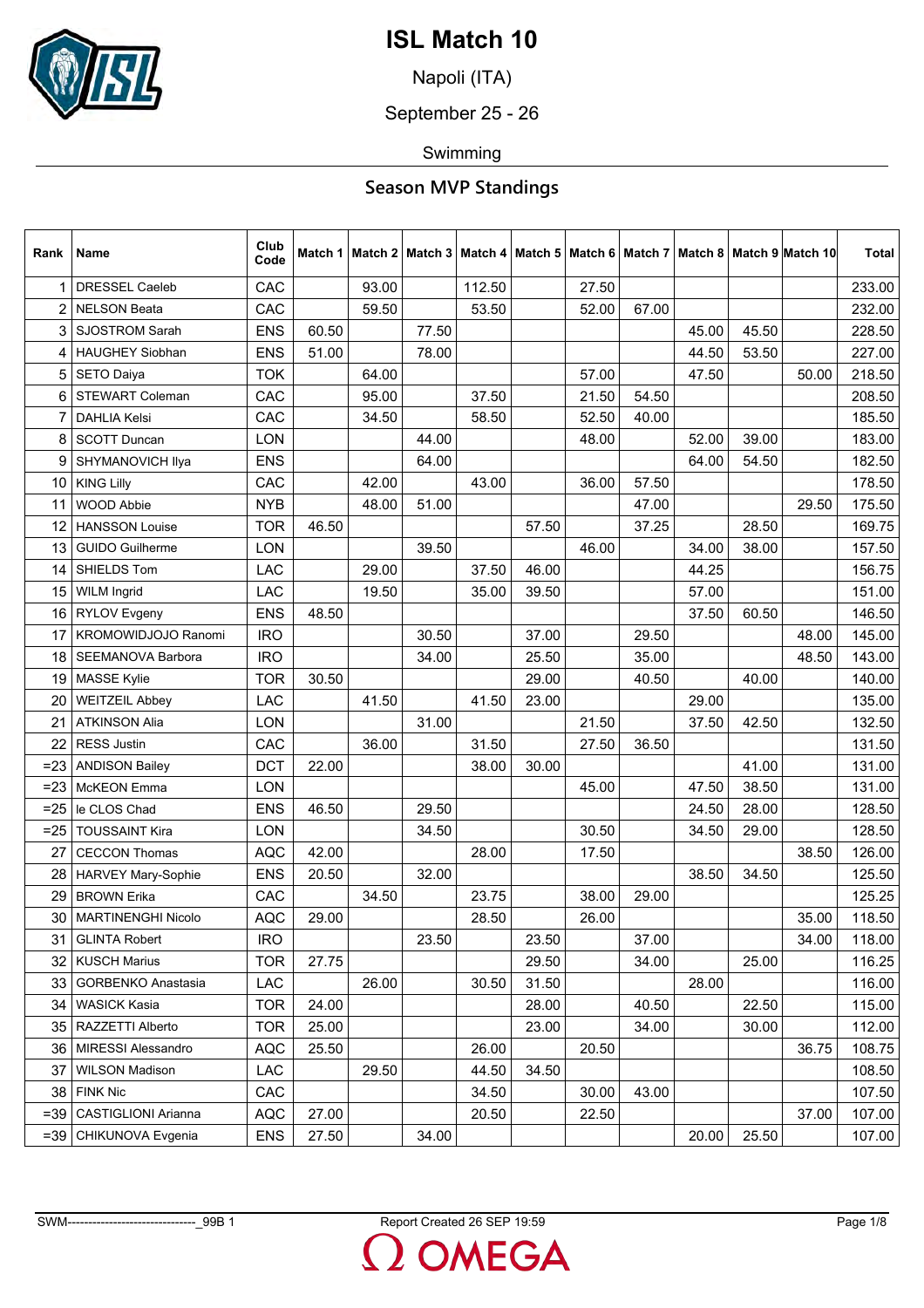# ISL Match 10

Napoli (ITA)

September 25 - 26

Swimming

## Season MVP Standings

| Rank | Name | Club Code | Match 1 | Match 2 | Match 3 | Match 4 | Match 5 | Match 6 | Match 7 | Match 8 | Match 9 | Match 10 | Total |
|---|---|---|---|---|---|---|---|---|---|---|---|---|---|
| 1 | DRESSEL Caeleb | CAC | | 93.00 | | 112.50 | | 27.50 | | | | | 233.00 |
| 2 | NELSON Beata | CAC | | 59.50 | | 53.50 | | 52.00 | 67.00 | | | | 232.00 |
| 3 | SJOSTROM Sarah | ENS | 60.50 | | 77.50 | | | | | 45.00 | 45.50 | | 228.50 |
| 4 | HAUGHEY Siobhan | ENS | 51.00 | | 78.00 | | | | | 44.50 | 53.50 | | 227.00 |
| 5 | SETO Daiya | TOK | | 64.00 | | | | 57.00 | | 47.50 | | 50.00 | 218.50 |
| 6 | STEWART Coleman | CAC | | 95.00 | | 37.50 | | 21.50 | 54.50 | | | | 208.50 |
| 7 | DAHLIA Kelsi | CAC | | 34.50 | | 58.50 | | 52.50 | 40.00 | | | | 185.50 |
| 8 | SCOTT Duncan | LON | | | 44.00 | | | 48.00 | | 52.00 | 39.00 | | 183.00 |
| 9 | SHYMANOVICH Ilya | ENS | | | 64.00 | | | | | 64.00 | 54.50 | | 182.50 |
| 10 | KING Lilly | CAC | | 42.00 | | 43.00 | | 36.00 | 57.50 | | | | 178.50 |
| 11 | WOOD Abbie | NYB | | 48.00 | 51.00 | | | | 47.00 | | | 29.50 | 175.50 |
| 12 | HANSSON Louise | TOR | 46.50 | | | | 57.50 | | 37.25 | | 28.50 | | 169.75 |
| 13 | GUIDO Guilherme | LON | | | 39.50 | | | 46.00 | | 34.00 | 38.00 | | 157.50 |
| 14 | SHIELDS Tom | LAC | | 29.00 | | 37.50 | 46.00 | | | 44.25 | | | 156.75 |
| 15 | WILM Ingrid | LAC | | 19.50 | | 35.00 | 39.50 | | | 57.00 | | | 151.00 |
| 16 | RYLOV Evgeny | ENS | 48.50 | | | | | | | 37.50 | 60.50 | | 146.50 |
| 17 | KROMOWIDJOJO Ranomi | IRO | | | 30.50 | | 37.00 | | 29.50 | | | 48.00 | 145.00 |
| 18 | SEEMANOVA Barbora | IRO | | | 34.00 | | 25.50 | | 35.00 | | | 48.50 | 143.00 |
| 19 | MASSE Kylie | TOR | 30.50 | | | | 29.00 | | 40.50 | | 40.00 | | 140.00 |
| 20 | WEITZEIL Abbey | LAC | | 41.50 | | 41.50 | 23.00 | | | 29.00 | | | 135.00 |
| 21 | ATKINSON Alia | LON | | | 31.00 | | | 21.50 | | 37.50 | 42.50 | | 132.50 |
| 22 | RESS Justin | CAC | | 36.00 | | 31.50 | | 27.50 | 36.50 | | | | 131.50 |
| =23 | ANDISON Bailey | DCT | 22.00 | | | 38.00 | 30.00 | | | | 41.00 | | 131.00 |
| =23 | McKEON Emma | LON | | | | | | 45.00 | | 47.50 | 38.50 | | 131.00 |
| =25 | le CLOS Chad | ENS | 46.50 | | 29.50 | | | | | 24.50 | 28.00 | | 128.50 |
| =25 | TOUSSAINT Kira | LON | | | 34.50 | | | 30.50 | | 34.50 | 29.00 | | 128.50 |
| 27 | CECCON Thomas | AQC | 42.00 | | | 28.00 | | 17.50 | | | | 38.50 | 126.00 |
| 28 | HARVEY Mary-Sophie | ENS | 20.50 | | 32.00 | | | | | 38.50 | 34.50 | | 125.50 |
| 29 | BROWN Erika | CAC | | 34.50 | | 23.75 | | 38.00 | 29.00 | | | | 125.25 |
| 30 | MARTINENGHI Nicolo | AQC | 29.00 | | | 28.50 | | 26.00 | | | | 35.00 | 118.50 |
| 31 | GLINTA Robert | IRO | | | 23.50 | | 23.50 | | 37.00 | | | 34.00 | 118.00 |
| 32 | KUSCH Marius | TOR | 27.75 | | | | 29.50 | | 34.00 | | 25.00 | | 116.25 |
| 33 | GORBENKO Anastasia | LAC | | 26.00 | | 30.50 | 31.50 | | | 28.00 | | | 116.00 |
| 34 | WASICK Kasia | TOR | 24.00 | | | | 28.00 | | 40.50 | | 22.50 | | 115.00 |
| 35 | RAZZETTI Alberto | TOR | 25.00 | | | | 23.00 | | 34.00 | | 30.00 | | 112.00 |
| 36 | MIRESSI Alessandro | AQC | 25.50 | | | 26.00 | | 20.50 | | | | 36.75 | 108.75 |
| 37 | WILSON Madison | LAC | | 29.50 | | 44.50 | 34.50 | | | | | | 108.50 |
| 38 | FINK Nic | CAC | | | | 34.50 | | 30.00 | 43.00 | | | | 107.50 |
| =39 | CASTIGLIONI Arianna | AQC | 27.00 | | | 20.50 | | 22.50 | | | | 37.00 | 107.00 |
| =39 | CHIKUNOVA Evgenia | ENS | 27.50 | | 34.00 | | | | | 20.00 | 25.50 | | 107.00 |

SWM-------------------------------_99B 1 Report Created 26 SEP 19:59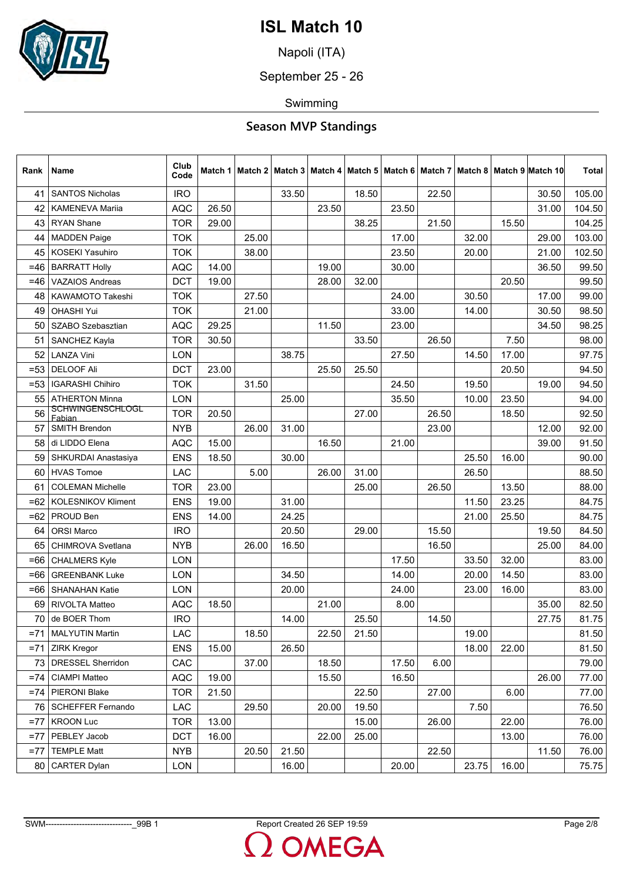# ISL Match 10

Napoli (ITA)

September 25 - 26

Swimming

## Season MVP Standings

| Rank | Name | Club Code | Match 1 | Match 2 | Match 3 | Match 4 | Match 5 | Match 6 | Match 7 | Match 8 | Match 9 | Match 10 | Total |
|---|---|---|---|---|---|---|---|---|---|---|---|---|---|
| 41 | SANTOS Nicholas | IRO | | | 33.50 | | 18.50 | | 22.50 | | | 30.50 | 105.00 |
| 42 | KAMENEVA Mariia | AQC | 26.50 | | | 23.50 | | 23.50 | | | | 31.00 | 104.50 |
| 43 | RYAN Shane | TOR | 29.00 | | | | 38.25 | | 21.50 | | 15.50 | | 104.25 |
| 44 | MADDEN Paige | TOK | | 25.00 | | | | 17.00 | | 32.00 | | 29.00 | 103.00 |
| 45 | KOSEKI Yasuhiro | TOK | | 38.00 | | | | 23.50 | | 20.00 | | 21.00 | 102.50 |
| =46 | BARRATT Holly | AQC | 14.00 | | | 19.00 | | 30.00 | | | | 36.50 | 99.50 |
| =46 | VAZAIOS Andreas | DCT | 19.00 | | | 28.00 | 32.00 | | | | 20.50 | | 99.50 |
| 48 | KAWAMOTO Takeshi | TOK | | 27.50 | | | | 24.00 | | 30.50 | | 17.00 | 99.00 |
| 49 | OHASHI Yui | TOK | | 21.00 | | | | 33.00 | | 14.00 | | 30.50 | 98.50 |
| 50 | SZABO Szebasztian | AQC | 29.25 | | | 11.50 | | 23.00 | | | | 34.50 | 98.25 |
| 51 | SANCHEZ Kayla | TOR | 30.50 | | | | 33.50 | | 26.50 | | 7.50 | | 98.00 |
| 52 | LANZA Vini | LON | | | 38.75 | | | 27.50 | | 14.50 | 17.00 | | 97.75 |
| =53 | DELOOF Ali | DCT | 23.00 | | | 25.50 | 25.50 | | | | 20.50 | | 94.50 |
| =53 | IGARASHI Chihiro | TOK | | 31.50 | | | | 24.50 | | 19.50 | | 19.00 | 94.50 |
| 55 | ATHERTON Minna | LON | | | 25.00 | | | 35.50 | | 10.00 | 23.50 | | 94.00 |
| 56 | SCHWINGENSCHLOGL Fabian | TOR | 20.50 | | | | 27.00 | | 26.50 | | 18.50 | | 92.50 |
| 57 | SMITH Brendon | NYB | | 26.00 | 31.00 | | | | 23.00 | | | 12.00 | 92.00 |
| 58 | di LIDDO Elena | AQC | 15.00 | | | 16.50 | | 21.00 | | | | 39.00 | 91.50 |
| 59 | SHKURDAI Anastasiya | ENS | 18.50 | | 30.00 | | | | | 25.50 | 16.00 | | 90.00 |
| 60 | HVAS Tomoe | LAC | | 5.00 | | 26.00 | 31.00 | | | 26.50 | | | 88.50 |
| 61 | COLEMAN Michelle | TOR | 23.00 | | | | 25.00 | | 26.50 | | 13.50 | | 88.00 |
| =62 | KOLESNIKOV Kliment | ENS | 19.00 | | 31.00 | | | | | 11.50 | 23.25 | | 84.75 |
| =62 | PROUD Ben | ENS | 14.00 | | 24.25 | | | | | 21.00 | 25.50 | | 84.75 |
| 64 | ORSI Marco | IRO | | | 20.50 | | 29.00 | | 15.50 | | | 19.50 | 84.50 |
| 65 | CHIMROVA Svetlana | NYB | | 26.00 | 16.50 | | | | 16.50 | | | 25.00 | 84.00 |
| =66 | CHALMERS Kyle | LON | | | | | | 17.50 | | 33.50 | 32.00 | | 83.00 |
| =66 | GREENBANK Luke | LON | | | 34.50 | | | 14.00 | | 20.00 | 14.50 | | 83.00 |
| =66 | SHANAHAN Katie | LON | | | 20.00 | | | 24.00 | | 23.00 | 16.00 | | 83.00 |
| 69 | RIVOLTA Matteo | AQC | 18.50 | | | 21.00 | | 8.00 | | | | 35.00 | 82.50 |
| 70 | de BOER Thom | IRO | | | 14.00 | | 25.50 | | 14.50 | | | 27.75 | 81.75 |
| =71 | MALYUTIN Martin | LAC | | 18.50 | | 22.50 | 21.50 | | | 19.00 | | | 81.50 |
| =71 | ZIRK Kregor | ENS | 15.00 | | 26.50 | | | | | 18.00 | 22.00 | | 81.50 |
| 73 | DRESSEL Sherridon | CAC | | 37.00 | | 18.50 | | 17.50 | 6.00 | | | | 79.00 |
| =74 | CIAMPI Matteo | AQC | 19.00 | | | 15.50 | | 16.50 | | | | 26.00 | 77.00 |
| =74 | PIERONI Blake | TOR | 21.50 | | | | 22.50 | | 27.00 | | 6.00 | | 77.00 |
| 76 | SCHEFFER Fernando | LAC | | 29.50 | | 20.00 | 19.50 | | | 7.50 | | | 76.50 |
| =77 | KROON Luc | TOR | 13.00 | | | | 15.00 | | 26.00 | | 22.00 | | 76.00 |
| =77 | PEBLEY Jacob | DCT | 16.00 | | | 22.00 | 25.00 | | | | 13.00 | | 76.00 |
| =77 | TEMPLE Matt | NYB | | 20.50 | 21.50 | | | | 22.50 | | | 11.50 | 76.00 |
| 80 | CARTER Dylan | LON | | | 16.00 | | | 20.00 | | 23.75 | 16.00 | | 75.75 |

SWM-------------------------------_99B 1 Report Created 26 SEP 19:59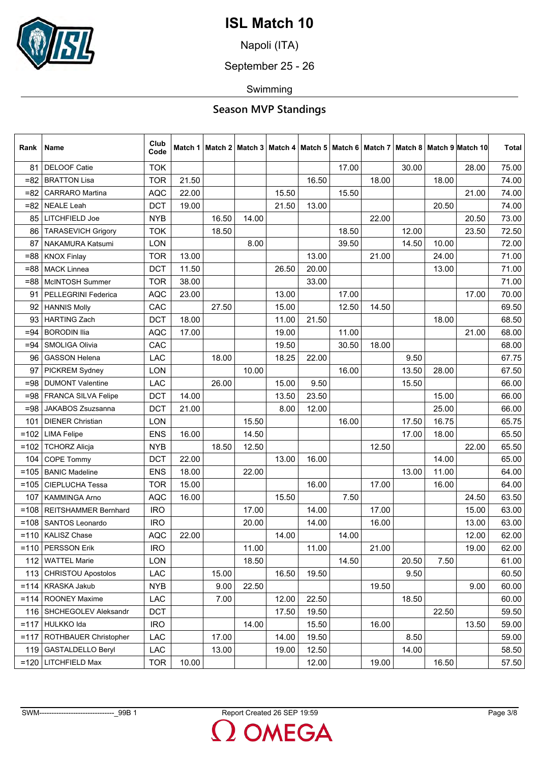# ISL Match 10

Napoli (ITA)

September 25 - 26

Swimming

## Season MVP Standings

| Rank | Name | Club Code | Match 1 | Match 2 | Match 3 | Match 4 | Match 5 | Match 6 | Match 7 | Match 8 | Match 9 | Match 10 | Total |
|---|---|---|---|---|---|---|---|---|---|---|---|---|---|
| 81 | DELOOF Catie | TOK | | | | | | 17.00 | | 30.00 | | 28.00 | 75.00 |
| =82 | BRATTON Lisa | TOR | 21.50 | | | | 16.50 | | 18.00 | | 18.00 | | 74.00 |
| =82 | CARRARO Martina | AQC | 22.00 | | | 15.50 | | 15.50 | | | | 21.00 | 74.00 |
| =82 | NEALE Leah | DCT | 19.00 | | | 21.50 | 13.00 | | | | 20.50 | | 74.00 |
| 85 | LITCHFIELD Joe | NYB | | 16.50 | 14.00 | | | | 22.00 | | | 20.50 | 73.00 |
| 86 | TARASEVICH Grigory | TOK | | 18.50 | | | | 18.50 | | 12.00 | | 23.50 | 72.50 |
| 87 | NAKAMURA Katsumi | LON | | | 8.00 | | | 39.50 | | 14.50 | 10.00 | | 72.00 |
| =88 | KNOX Finlay | TOR | 13.00 | | | | 13.00 | | 21.00 | | 24.00 | | 71.00 |
| =88 | MACK Linnea | DCT | 11.50 | | | 26.50 | 20.00 | | | | 13.00 | | 71.00 |
| =88 | McINTOSH Summer | TOR | 38.00 | | | | 33.00 | | | | | | 71.00 |
| 91 | PELLEGRINI Federica | AQC | 23.00 | | | 13.00 | | 17.00 | | | | 17.00 | 70.00 |
| 92 | HANNIS Molly | CAC | | 27.50 | | 15.00 | | 12.50 | 14.50 | | | | 69.50 |
| 93 | HARTING Zach | DCT | 18.00 | | | 11.00 | 21.50 | | | | 18.00 | | 68.50 |
| =94 | BORODIN Ilia | AQC | 17.00 | | | 19.00 | | 11.00 | | | | 21.00 | 68.00 |
| =94 | SMOLIGA Olivia | CAC | | | | 19.50 | | 30.50 | 18.00 | | | | 68.00 |
| 96 | GASSON Helena | LAC | | 18.00 | | 18.25 | 22.00 | | | 9.50 | | | 67.75 |
| 97 | PICKREM Sydney | LON | | | 10.00 | | | 16.00 | | 13.50 | 28.00 | | 67.50 |
| =98 | DUMONT Valentine | LAC | | 26.00 | | 15.00 | 9.50 | | | 15.50 | | | 66.00 |
| =98 | FRANCA SILVA Felipe | DCT | 14.00 | | | 13.50 | 23.50 | | | | 15.00 | | 66.00 |
| =98 | JAKABOS Zsuzsanna | DCT | 21.00 | | | 8.00 | 12.00 | | | | 25.00 | | 66.00 |
| 101 | DIENER Christian | LON | | | 15.50 | | | 16.00 | | 17.50 | 16.75 | | 65.75 |
| =102 | LIMA Felipe | ENS | 16.00 | | 14.50 | | | | | 17.00 | 18.00 | | 65.50 |
| =102 | TCHORZ Alicja | NYB | | 18.50 | 12.50 | | | | 12.50 | | | 22.00 | 65.50 |
| 104 | COPE Tommy | DCT | 22.00 | | | 13.00 | 16.00 | | | | 14.00 | | 65.00 |
| =105 | BANIC Madeline | ENS | 18.00 | | 22.00 | | | | | 13.00 | 11.00 | | 64.00 |
| =105 | CIEPLUCHA Tessa | TOR | 15.00 | | | | 16.00 | | 17.00 | | 16.00 | | 64.00 |
| 107 | KAMMINGA Arno | AQC | 16.00 | | | 15.50 | | 7.50 | | | | 24.50 | 63.50 |
| =108 | REITSHAMMER Bernhard | IRO | | | 17.00 | | 14.00 | | 17.00 | | | 15.00 | 63.00 |
| =108 | SANTOS Leonardo | IRO | | | 20.00 | | 14.00 | | 16.00 | | | 13.00 | 63.00 |
| =110 | KALISZ Chase | AQC | 22.00 | | | 14.00 | | 14.00 | | | | 12.00 | 62.00 |
| =110 | PERSSON Erik | IRO | | | 11.00 | | 11.00 | | 21.00 | | | 19.00 | 62.00 |
| 112 | WATTEL Marie | LON | | | 18.50 | | | 14.50 | | 20.50 | 7.50 | | 61.00 |
| 113 | CHRISTOU Apostolos | LAC | | 15.00 | | 16.50 | 19.50 | | | 9.50 | | | 60.50 |
| =114 | KRASKA Jakub | NYB | | 9.00 | 22.50 | | | | 19.50 | | | 9.00 | 60.00 |
| =114 | ROONEY Maxime | LAC | | 7.00 | | 12.00 | 22.50 | | | 18.50 | | | 60.00 |
| 116 | SHCHEGOLEV Aleksandr | DCT | | | | 17.50 | 19.50 | | | | 22.50 | | 59.50 |
| =117 | HULKKO Ida | IRO | | | 14.00 | | 15.50 | | 16.00 | | | 13.50 | 59.00 |
| =117 | ROTHBAUER Christopher | LAC | | 17.00 | | 14.00 | 19.50 | | | 8.50 | | | 59.00 |
| 119 | GASTALDELLO Beryl | LAC | | 13.00 | | 19.00 | 12.50 | | | 14.00 | | | 58.50 |
| =120 | LITCHFIELD Max | TOR | 10.00 | | | | 12.00 | | 19.00 | | 16.50 | | 57.50 |

SWM-------------------------------_99B 1 Report Created 26 SEP 19:59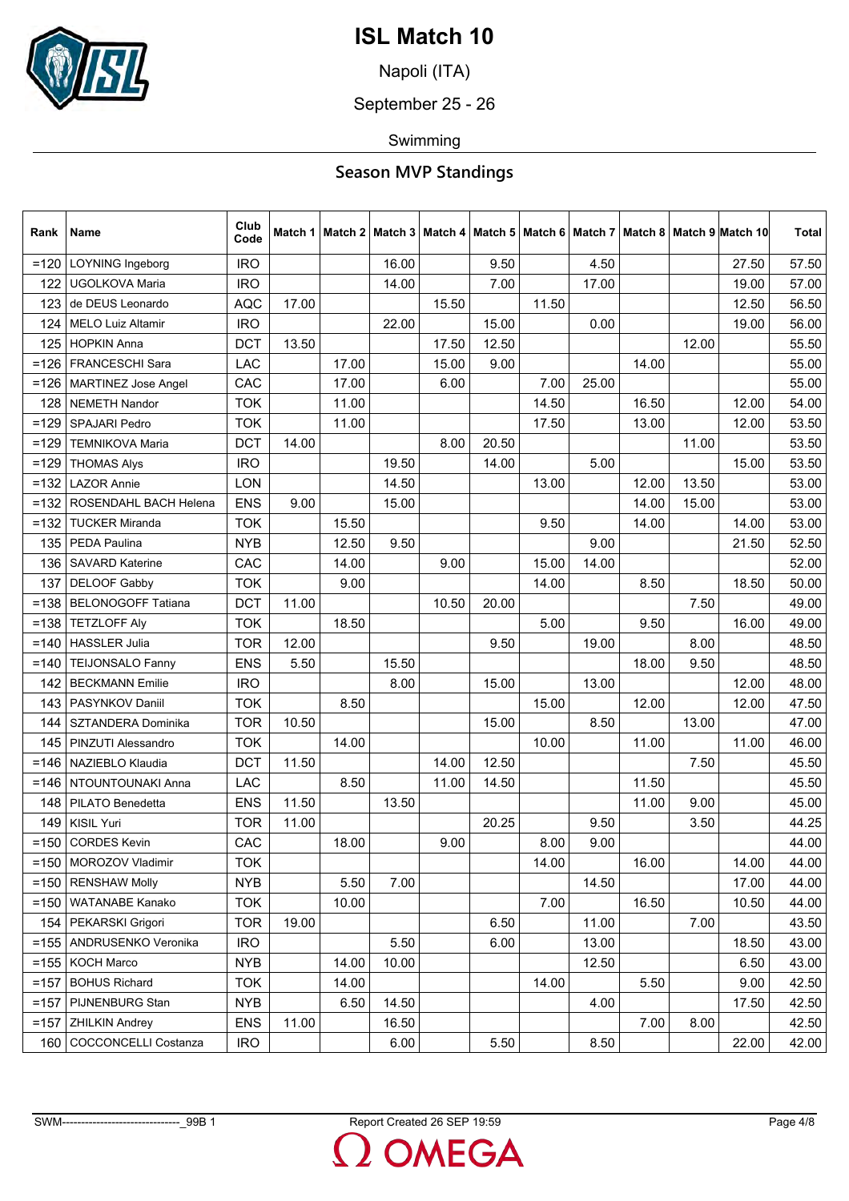# ISL Match 10

Napoli (ITA)

September 25 - 26

Swimming

## Season MVP Standings

| Rank | Name | Club Code | Match 1 | Match 2 | Match 3 | Match 4 | Match 5 | Match 6 | Match 7 | Match 8 | Match 9 | Match 10 | Total |
|---|---|---|---|---|---|---|---|---|---|---|---|---|---|
| =120 | LOYNING Ingeborg | IRO | | | 16.00 | | 9.50 | | 4.50 | | | 27.50 | 57.50 |
| 122 | UGOLKOVA Maria | IRO | | | 14.00 | | 7.00 | | 17.00 | | | 19.00 | 57.00 |
| 123 | de DEUS Leonardo | AQC | 17.00 | | | 15.50 | | 11.50 | | | | 12.50 | 56.50 |
| 124 | MELO Luiz Altamir | IRO | | | 22.00 | | 15.00 | | 0.00 | | | 19.00 | 56.00 |
| 125 | HOPKIN Anna | DCT | 13.50 | | | 17.50 | 12.50 | | | | 12.00 | | 55.50 |
| =126 | FRANCESCHI Sara | LAC | | 17.00 | | 15.00 | 9.00 | | | 14.00 | | | 55.00 |
| =126 | MARTINEZ Jose Angel | CAC | | 17.00 | | 6.00 | | 7.00 | 25.00 | | | | 55.00 |
| 128 | NEMETH Nandor | TOK | | 11.00 | | | | 14.50 | | 16.50 | | 12.00 | 54.00 |
| =129 | SPAJARI Pedro | TOK | | 11.00 | | | | 17.50 | | 13.00 | | 12.00 | 53.50 |
| =129 | TEMNIKOVA Maria | DCT | 14.00 | | | 8.00 | 20.50 | | | | 11.00 | | 53.50 |
| =129 | THOMAS Alys | IRO | | | 19.50 | | 14.00 | | 5.00 | | | 15.00 | 53.50 |
| =132 | LAZOR Annie | LON | | | 14.50 | | | 13.00 | | 12.00 | 13.50 | | 53.00 |
| =132 | ROSENDAHL BACH Helena | ENS | 9.00 | | 15.00 | | | | | 14.00 | 15.00 | | 53.00 |
| =132 | TUCKER Miranda | TOK | | 15.50 | | | | 9.50 | | 14.00 | | 14.00 | 53.00 |
| 135 | PEDA Paulina | NYB | | 12.50 | 9.50 | | | | 9.00 | | | 21.50 | 52.50 |
| 136 | SAVARD Katerine | CAC | | 14.00 | | 9.00 | | 15.00 | 14.00 | | | | 52.00 |
| 137 | DELOOF Gabby | TOK | | 9.00 | | | | 14.00 | | 8.50 | | 18.50 | 50.00 |
| =138 | BELONOGOFF Tatiana | DCT | 11.00 | | | 10.50 | 20.00 | | | | 7.50 | | 49.00 |
| =138 | TETZLOFF Aly | TOK | | 18.50 | | | | 5.00 | | 9.50 | | 16.00 | 49.00 |
| =140 | HASSLER Julia | TOR | 12.00 | | | | 9.50 | | 19.00 | | 8.00 | | 48.50 |
| =140 | TEIJONSALO Fanny | ENS | 5.50 | | 15.50 | | | | | 18.00 | 9.50 | | 48.50 |
| 142 | BECKMANN Emilie | IRO | | | 8.00 | | 15.00 | | 13.00 | | | 12.00 | 48.00 |
| 143 | PASYNKOV Daniil | TOK | | 8.50 | | | | 15.00 | | 12.00 | | 12.00 | 47.50 |
| 144 | SZTANDERA Dominika | TOR | 10.50 | | | | 15.00 | | 8.50 | | 13.00 | | 47.00 |
| 145 | PINZUTI Alessandro | TOK | | 14.00 | | | | 10.00 | | 11.00 | | 11.00 | 46.00 |
| =146 | NAZIEBLO Klaudia | DCT | 11.50 | | | 14.00 | 12.50 | | | | 7.50 | | 45.50 |
| =146 | NTOUNTOUNAKI Anna | LAC | | 8.50 | | 11.00 | 14.50 | | | 11.50 | | | 45.50 |
| 148 | PILATO Benedetta | ENS | 11.50 | | 13.50 | | | | | 11.00 | 9.00 | | 45.00 |
| 149 | KISIL Yuri | TOR | 11.00 | | | | 20.25 | | 9.50 | | 3.50 | | 44.25 |
| =150 | CORDES Kevin | CAC | | 18.00 | | 9.00 | | 8.00 | 9.00 | | | | 44.00 |
| =150 | MOROZOV Vladimir | TOK | | | | | | 14.00 | | 16.00 | | 14.00 | 44.00 |
| =150 | RENSHAW Molly | NYB | | 5.50 | 7.00 | | | | 14.50 | | | 17.00 | 44.00 |
| =150 | WATANABE Kanako | TOK | | 10.00 | | | | 7.00 | | 16.50 | | 10.50 | 44.00 |
| 154 | PEKARSKI Grigori | TOR | 19.00 | | | | 6.50 | | 11.00 | | 7.00 | | 43.50 |
| =155 | ANDRUSENKO Veronika | IRO | | | 5.50 | | 6.00 | | 13.00 | | | 18.50 | 43.00 |
| =155 | KOCH Marco | NYB | | 14.00 | 10.00 | | | | 12.50 | | | 6.50 | 43.00 |
| =157 | BOHUS Richard | TOK | | 14.00 | | | | 14.00 | | 5.50 | | 9.00 | 42.50 |
| =157 | PIJNENBURG Stan | NYB | | 6.50 | 14.50 | | | | 4.00 | | | 17.50 | 42.50 |
| =157 | ZHILKIN Andrey | ENS | 11.00 | | 16.50 | | | | | 7.00 | 8.00 | | 42.50 |
| 160 | COCCONCELLI Costanza | IRO | | | 6.00 | | 5.50 | | 8.50 | | | 22.00 | 42.00 |

SWM-------------------------------_99B 1 Report Created 26 SEP 19:59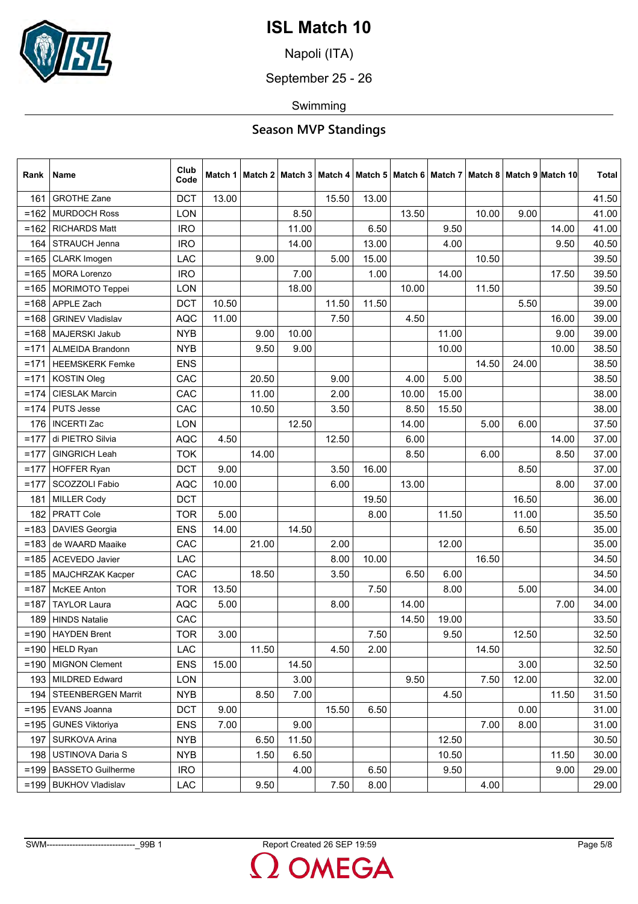# ISL Match 10

Napoli (ITA)

September 25 - 26

Swimming

## Season MVP Standings

| Rank | Name | Club Code | Match 1 | Match 2 | Match 3 | Match 4 | Match 5 | Match 6 | Match 7 | Match 8 | Match 9 | Match 10 | Total |
|---|---|---|---|---|---|---|---|---|---|---|---|---|---|
| 161 | GROTHE Zane | DCT | 13.00 | | | 15.50 | 13.00 | | | | | | 41.50 |
| =162 | MURDOCH Ross | LON | | | 8.50 | | | 13.50 | | 10.00 | 9.00 | | 41.00 |
| =162 | RICHARDS Matt | IRO | | | 11.00 | | 6.50 | | 9.50 | | | 14.00 | 41.00 |
| 164 | STRAUCH Jenna | IRO | | | 14.00 | | 13.00 | | 4.00 | | | 9.50 | 40.50 |
| =165 | CLARK Imogen | LAC | | 9.00 | | 5.00 | 15.00 | | | 10.50 | | | 39.50 |
| =165 | MORA Lorenzo | IRO | | | 7.00 | | 1.00 | | 14.00 | | | 17.50 | 39.50 |
| =165 | MORIMOTO Teppei | LON | | | 18.00 | | | 10.00 | | 11.50 | | | 39.50 |
| =168 | APPLE Zach | DCT | 10.50 | | | 11.50 | 11.50 | | | | 5.50 | | 39.00 |
| =168 | GRINEV Vladislav | AQC | 11.00 | | | 7.50 | | 4.50 | | | | 16.00 | 39.00 |
| =168 | MAJERSKI Jakub | NYB | | 9.00 | 10.00 | | | | 11.00 | | | 9.00 | 39.00 |
| =171 | ALMEIDA Brandonn | NYB | | 9.50 | 9.00 | | | | 10.00 | | | 10.00 | 38.50 |
| =171 | HEEMSKERK Femke | ENS | | | | | | | | 14.50 | 24.00 | | 38.50 |
| =171 | KOSTIN Oleg | CAC | | 20.50 | | 9.00 | | 4.00 | 5.00 | | | | 38.50 |
| =174 | CIESLAK Marcin | CAC | | 11.00 | | 2.00 | | 10.00 | 15.00 | | | | 38.00 |
| =174 | PUTS Jesse | CAC | | 10.50 | | 3.50 | | 8.50 | 15.50 | | | | 38.00 |
| 176 | INCERTI Zac | LON | | | 12.50 | | | 14.00 | | 5.00 | 6.00 | | 37.50 |
| =177 | di PIETRO Silvia | AQC | 4.50 | | | 12.50 | | 6.00 | | | | 14.00 | 37.00 |
| =177 | GINGRICH Leah | TOK | | 14.00 | | | | 8.50 | | 6.00 | | 8.50 | 37.00 |
| =177 | HOFFER Ryan | DCT | 9.00 | | | 3.50 | 16.00 | | | | 8.50 | | 37.00 |
| =177 | SCOZZOLI Fabio | AQC | 10.00 | | | 6.00 | | 13.00 | | | | 8.00 | 37.00 |
| 181 | MILLER Cody | DCT | | | | | 19.50 | | | | 16.50 | | 36.00 |
| 182 | PRATT Cole | TOR | 5.00 | | | | 8.00 | | 11.50 | | 11.00 | | 35.50 |
| =183 | DAVIES Georgia | ENS | 14.00 | | 14.50 | | | | | | 6.50 | | 35.00 |
| =183 | de WAARD Maaike | CAC | | 21.00 | | 2.00 | | | 12.00 | | | | 35.00 |
| =185 | ACEVEDO Javier | LAC | | | | 8.00 | 10.00 | | | 16.50 | | | 34.50 |
| =185 | MAJCHRZAK Kacper | CAC | | 18.50 | | 3.50 | | 6.50 | 6.00 | | | | 34.50 |
| =187 | McKEE Anton | TOR | 13.50 | | | | 7.50 | | 8.00 | | 5.00 | | 34.00 |
| =187 | TAYLOR Laura | AQC | 5.00 | | | 8.00 | | 14.00 | | | | 7.00 | 34.00 |
| 189 | HINDS Natalie | CAC | | | | | | 14.50 | 19.00 | | | | 33.50 |
| =190 | HAYDEN Brent | TOR | 3.00 | | | | 7.50 | | 9.50 | | 12.50 | | 32.50 |
| =190 | HELD Ryan | LAC | | 11.50 | | 4.50 | 2.00 | | | 14.50 | | | 32.50 |
| =190 | MIGNON Clement | ENS | 15.00 | | 14.50 | | | | | | 3.00 | | 32.50 |
| 193 | MILDRED Edward | LON | | | 3.00 | | | 9.50 | | 7.50 | 12.00 | | 32.00 |
| 194 | STEENBERGEN Marrit | NYB | | 8.50 | 7.00 | | | | 4.50 | | | 11.50 | 31.50 |
| =195 | EVANS Joanna | DCT | 9.00 | | | 15.50 | 6.50 | | | | 0.00 | | 31.00 |
| =195 | GUNES Viktoriya | ENS | 7.00 | | 9.00 | | | | | 7.00 | 8.00 | | 31.00 |
| 197 | SURKOVA Arina | NYB | | 6.50 | 11.50 | | | | 12.50 | | | | 30.50 |
| 198 | USTINOVA Daria S | NYB | | 1.50 | 6.50 | | | | 10.50 | | | 11.50 | 30.00 |
| =199 | BASSETO Guilherme | IRO | | | 4.00 | | 6.50 | | 9.50 | | | 9.00 | 29.00 |
| =199 | BUKHOV Vladislav | LAC | | 9.50 | | 7.50 | 8.00 | | | 4.00 | | | 29.00 |

SWM--------------------------------_99B 1 Report Created 26 SEP 19:59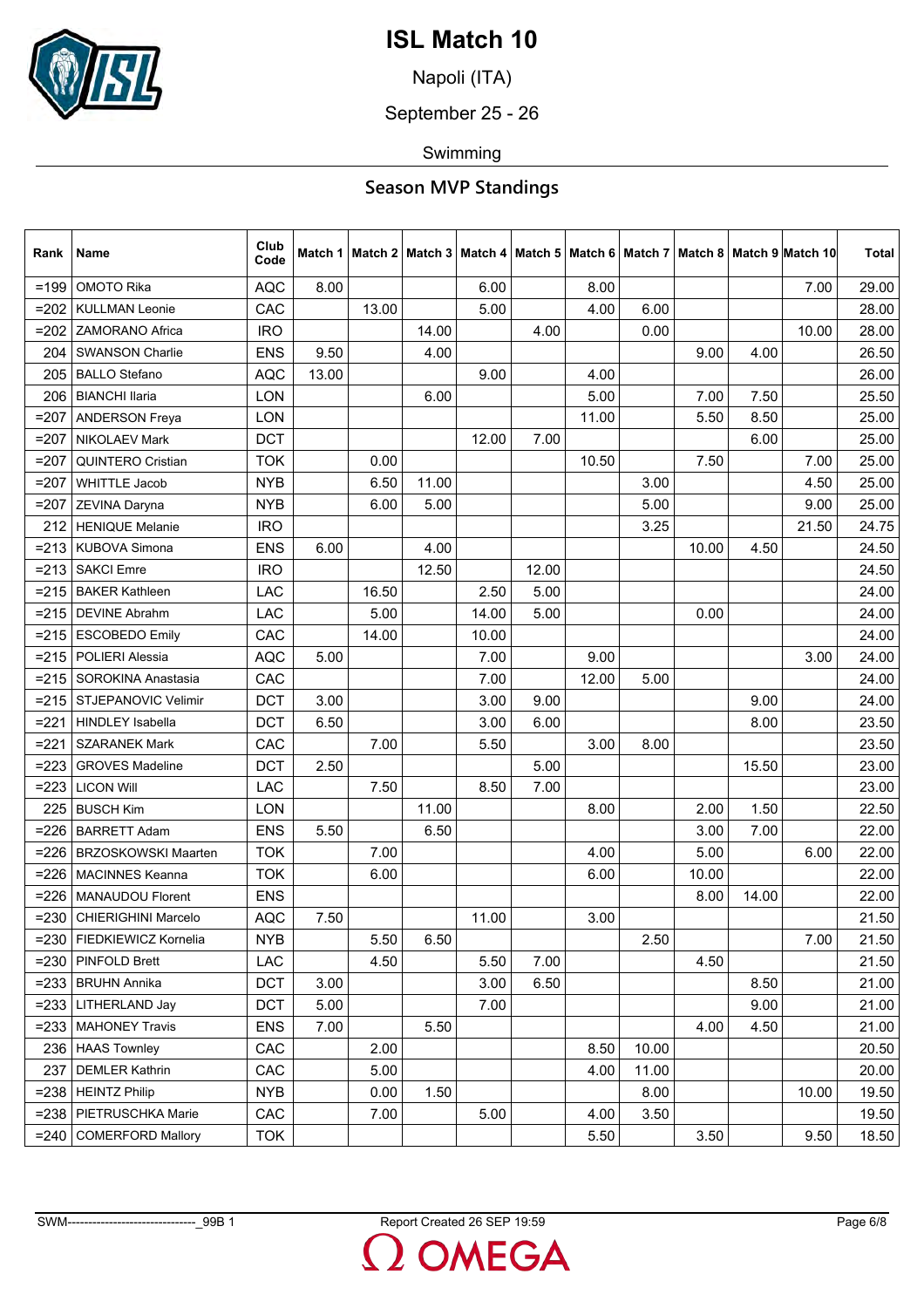# ISL Match 10

Napoli (ITA)

September 25 - 26

Swimming

## Season MVP Standings

| Rank | Name | Club Code | Match 1 | Match 2 | Match 3 | Match 4 | Match 5 | Match 6 | Match 7 | Match 8 | Match 9 | Match 10 | Total |
|---|---|---|---|---|---|---|---|---|---|---|---|---|---|
| =199 | OMOTO Rika | AQC | 8.00 | | | 6.00 | | 8.00 | | | | 7.00 | 29.00 |
| =202 | KULLMAN Leonie | CAC | | 13.00 | | 5.00 | | 4.00 | 6.00 | | | | 28.00 |
| =202 | ZAMORANO Africa | IRO | | | 14.00 | | 4.00 | | 0.00 | | | 10.00 | 28.00 |
| 204 | SWANSON Charlie | ENS | 9.50 | | 4.00 | | | | | 9.00 | 4.00 | | 26.50 |
| 205 | BALLO Stefano | AQC | 13.00 | | | 9.00 | | 4.00 | | | | | 26.00 |
| 206 | BIANCHI Ilaria | LON | | | 6.00 | | | 5.00 | | 7.00 | 7.50 | | 25.50 |
| =207 | ANDERSON Freya | LON | | | | | | 11.00 | | 5.50 | 8.50 | | 25.00 |
| =207 | NIKOLAEV Mark | DCT | | | | 12.00 | 7.00 | | | | 6.00 | | 25.00 |
| =207 | QUINTERO Cristian | TOK | | 0.00 | | | | 10.50 | | 7.50 | | 7.00 | 25.00 |
| =207 | WHITTLE Jacob | NYB | | 6.50 | 11.00 | | | | 3.00 | | | 4.50 | 25.00 |
| =207 | ZEVINA Daryna | NYB | | 6.00 | 5.00 | | | | 5.00 | | | 9.00 | 25.00 |
| 212 | HENIQUE Melanie | IRO | | | | | | | 3.25 | | | 21.50 | 24.75 |
| =213 | KUBOVA Simona | ENS | 6.00 | | 4.00 | | | | | 10.00 | 4.50 | | 24.50 |
| =213 | SAKCI Emre | IRO | | | 12.50 | | 12.00 | | | | | | 24.50 |
| =215 | BAKER Kathleen | LAC | | 16.50 | | 2.50 | 5.00 | | | | | | 24.00 |
| =215 | DEVINE Abrahm | LAC | | 5.00 | | 14.00 | 5.00 | | | 0.00 | | | 24.00 |
| =215 | ESCOBEDO Emily | CAC | | 14.00 | | 10.00 | | | | | | | 24.00 |
| =215 | POLIERI Alessia | AQC | 5.00 | | | 7.00 | | 9.00 | | | | 3.00 | 24.00 |
| =215 | SOROKINA Anastasia | CAC | | | | 7.00 | | 12.00 | 5.00 | | | | 24.00 |
| =215 | STJEPANOVIC Velimir | DCT | 3.00 | | | 3.00 | 9.00 | | | | 9.00 | | 24.00 |
| =221 | HINDLEY Isabella | DCT | 6.50 | | | 3.00 | 6.00 | | | | 8.00 | | 23.50 |
| =221 | SZARANEK Mark | CAC | | 7.00 | | 5.50 | | 3.00 | 8.00 | | | | 23.50 |
| =223 | GROVES Madeline | DCT | 2.50 | | | | 5.00 | | | | 15.50 | | 23.00 |
| =223 | LICON Will | LAC | | 7.50 | | 8.50 | 7.00 | | | | | | 23.00 |
| 225 | BUSCH Kim | LON | | | 11.00 | | | 8.00 | | 2.00 | 1.50 | | 22.50 |
| =226 | BARRETT Adam | ENS | 5.50 | | 6.50 | | | | | 3.00 | 7.00 | | 22.00 |
| =226 | BRZOSKOWSKI Maarten | TOK | | 7.00 | | | | 4.00 | | 5.00 | | 6.00 | 22.00 |
| =226 | MACINNES Keanna | TOK | | 6.00 | | | | 6.00 | | 10.00 | | | 22.00 |
| =226 | MANAUDOU Florent | ENS | | | | | | | | 8.00 | 14.00 | | 22.00 |
| =230 | CHIERIGHINI Marcelo | AQC | 7.50 | | | 11.00 | | 3.00 | | | | | 21.50 |
| =230 | FIEDKIEWICZ Kornelia | NYB | | 5.50 | 6.50 | | | | 2.50 | | | 7.00 | 21.50 |
| =230 | PINFOLD Brett | LAC | | 4.50 | | 5.50 | 7.00 | | | 4.50 | | | 21.50 |
| =233 | BRUHN Annika | DCT | 3.00 | | | 3.00 | 6.50 | | | | 8.50 | | 21.00 |
| =233 | LITHERLAND Jay | DCT | 5.00 | | | 7.00 | | | | | 9.00 | | 21.00 |
| =233 | MAHONEY Travis | ENS | 7.00 | | 5.50 | | | | | 4.00 | 4.50 | | 21.00 |
| 236 | HAAS Townley | CAC | | 2.00 | | | | 8.50 | 10.00 | | | | 20.50 |
| 237 | DEMLER Kathrin | CAC | | 5.00 | | | | 4.00 | 11.00 | | | | 20.00 |
| =238 | HEINTZ Philip | NYB | | 0.00 | 1.50 | | | | 8.00 | | | 10.00 | 19.50 |
| =238 | PIETRUSCHKA Marie | CAC | | 7.00 | | 5.00 | | 4.00 | 3.50 | | | | 19.50 |
| =240 | COMERFORD Mallory | TOK | | | | | | 5.50 | | 3.50 | | 9.50 | 18.50 |

SWM-------------------------------_99B 1 Report Created 26 SEP 19:59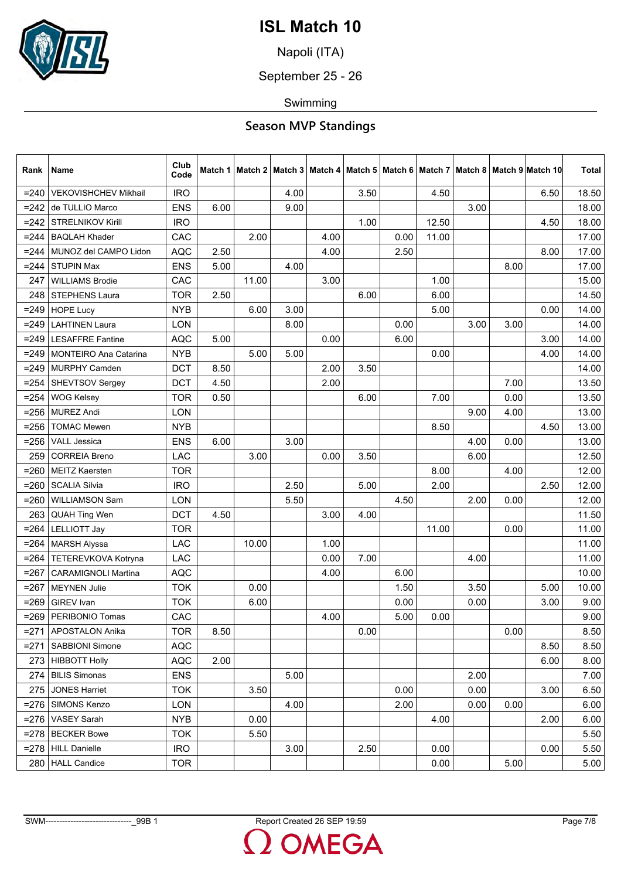# ISL Match 10

Napoli (ITA)

September 25 - 26

Swimming

## Season MVP Standings

| Rank | Name | Club Code | Match 1 | Match 2 | Match 3 | Match 4 | Match 5 | Match 6 | Match 7 | Match 8 | Match 9 | Match 10 | Total |
|---|---|---|---|---|---|---|---|---|---|---|---|---|---|
| =240 | VEKOVISHCHEV Mikhail | IRO | | | 4.00 | | 3.50 | | 4.50 | | | 6.50 | 18.50 |
| =242 | de TULLIO Marco | ENS | 6.00 | | 9.00 | | | | | 3.00 | | | 18.00 |
| =242 | STRELNIKOV Kirill | IRO | | | | | 1.00 | | 12.50 | | | 4.50 | 18.00 |
| =244 | BAQLAH Khader | CAC | | 2.00 | | 4.00 | | 0.00 | 11.00 | | | | 17.00 |
| =244 | MUNOZ del CAMPO Lidon | AQC | 2.50 | | | 4.00 | | 2.50 | | | | 8.00 | 17.00 |
| =244 | STUPIN Max | ENS | 5.00 | | 4.00 | | | | | | 8.00 | | 17.00 |
| 247 | WILLIAMS Brodie | CAC | | 11.00 | | 3.00 | | | 1.00 | | | | 15.00 |
| 248 | STEPHENS Laura | TOR | 2.50 | | | | 6.00 | | 6.00 | | | | 14.50 |
| =249 | HOPE Lucy | NYB | | 6.00 | 3.00 | | | | 5.00 | | | 0.00 | 14.00 |
| =249 | LAHTINEN Laura | LON | | | 8.00 | | | 0.00 | | 3.00 | 3.00 | | 14.00 |
| =249 | LESAFFRE Fantine | AQC | 5.00 | | | 0.00 | | 6.00 | | | | 3.00 | 14.00 |
| =249 | MONTEIRO Ana Catarina | NYB | | 5.00 | 5.00 | | | | 0.00 | | | 4.00 | 14.00 |
| =249 | MURPHY Camden | DCT | 8.50 | | | 2.00 | 3.50 | | | | | | 14.00 |
| =254 | SHEVTSOV Sergey | DCT | 4.50 | | | 2.00 | | | | | 7.00 | | 13.50 |
| =254 | WOG Kelsey | TOR | 0.50 | | | | 6.00 | | 7.00 | | 0.00 | | 13.50 |
| =256 | MUREZ Andi | LON | | | | | | | | 9.00 | 4.00 | | 13.00 |
| =256 | TOMAC Mewen | NYB | | | | | | | 8.50 | | | 4.50 | 13.00 |
| =256 | VALL Jessica | ENS | 6.00 | | 3.00 | | | | | 4.00 | 0.00 | | 13.00 |
| 259 | CORREIA Breno | LAC | | 3.00 | | 0.00 | 3.50 | | | 6.00 | | | 12.50 |
| =260 | MEITZ Kaersten | TOR | | | | | | | 8.00 | | 4.00 | | 12.00 |
| =260 | SCALIA Silvia | IRO | | | 2.50 | | 5.00 | | 2.00 | | | 2.50 | 12.00 |
| =260 | WILLIAMSON Sam | LON | | | 5.50 | | | 4.50 | | 2.00 | 0.00 | | 12.00 |
| 263 | QUAH Ting Wen | DCT | 4.50 | | | 3.00 | 4.00 | | | | | | 11.50 |
| =264 | LELLIOTT Jay | TOR | | | | | | | 11.00 | | 0.00 | | 11.00 |
| =264 | MARSH Alyssa | LAC | | 10.00 | | 1.00 | | | | | | | 11.00 |
| =264 | TETEREVKOVA Kotryna | LAC | | | | 0.00 | 7.00 | | | 4.00 | | | 11.00 |
| =267 | CARAMIGNOLI Martina | AQC | | | | 4.00 | | 6.00 | | | | | 10.00 |
| =267 | MEYNEN Julie | TOK | | 0.00 | | | | 1.50 | | 3.50 | | 5.00 | 10.00 |
| =269 | GIREV Ivan | TOK | | 6.00 | | | | 0.00 | | 0.00 | | 3.00 | 9.00 |
| =269 | PERIBONIO Tomas | CAC | | | | 4.00 | | 5.00 | 0.00 | | | | 9.00 |
| =271 | APOSTALON Anika | TOR | 8.50 | | | | 0.00 | | | | 0.00 | | 8.50 |
| =271 | SABBIONI Simone | AQC | | | | | | | | | | 8.50 | 8.50 |
| 273 | HIBBOTT Holly | AQC | 2.00 | | | | | | | | | 6.00 | 8.00 |
| 274 | BILIS Simonas | ENS | | | 5.00 | | | | | 2.00 | | | 7.00 |
| 275 | JONES Harriet | TOK | | 3.50 | | | | 0.00 | | 0.00 | | 3.00 | 6.50 |
| =276 | SIMONS Kenzo | LON | | | 4.00 | | | 2.00 | | 0.00 | 0.00 | | 6.00 |
| =276 | VASEY Sarah | NYB | | 0.00 | | | | | 4.00 | | | 2.00 | 6.00 |
| =278 | BECKER Bowe | TOK | | 5.50 | | | | | | | | | 5.50 |
| =278 | HILL Danielle | IRO | | | 3.00 | | 2.50 | | 0.00 | | | 0.00 | 5.50 |
| 280 | HALL Candice | TOR | | | | | | | 0.00 | | 5.00 | | 5.00 |

SWM-------------------------------_99B 1 Report Created 26 SEP 19:59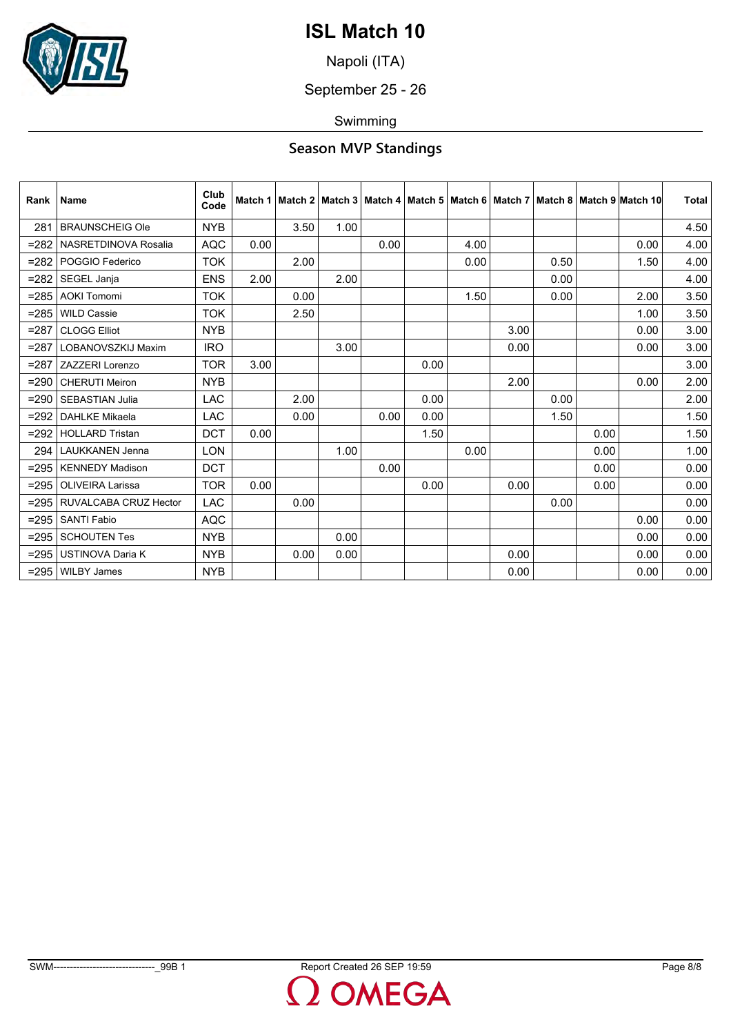# ISL Match 10

Napoli (ITA)

September 25 - 26

Swimming

## Season MVP Standings

| Rank | Name | Club Code | Match 1 | Match 2 | Match 3 | Match 4 | Match 5 | Match 6 | Match 7 | Match 8 | Match 9 | Match 10 | Total |
|---|---|---|---|---|---|---|---|---|---|---|---|---|---|
| 281 | BRAUNSCHEIG Ole | NYB | | 3.50 | 1.00 | | | | | | | | 4.50 |
| =282 | NASRETDINOVA Rosalia | AQC | 0.00 | | | 0.00 | | 4.00 | | | | 0.00 | 4.00 |
| =282 | POGGIO Federico | TOK | | 2.00 | | | | 0.00 | | 0.50 | | 1.50 | 4.00 |
| =282 | SEGEL Janja | ENS | 2.00 | | 2.00 | | | | | 0.00 | | | 4.00 |
| =285 | AOKI Tomomi | TOK | | 0.00 | | | | 1.50 | | 0.00 | | 2.00 | 3.50 |
| =285 | WILD Cassie | TOK | | 2.50 | | | | | | | | 1.00 | 3.50 |
| =287 | CLOGG Elliot | NYB | | | | | | | 3.00 | | | 0.00 | 3.00 |
| =287 | LOBANOVSZKIJ Maxim | IRO | | | 3.00 | | | | 0.00 | | | 0.00 | 3.00 |
| =287 | ZAZZERI Lorenzo | TOR | 3.00 | | | | 0.00 | | | | | | 3.00 |
| =290 | CHERUTI Meiron | NYB | | | | | | | 2.00 | | | 0.00 | 2.00 |
| =290 | SEBASTIAN Julia | LAC | | 2.00 | | | 0.00 | | | 0.00 | | | 2.00 |
| =292 | DAHLKE Mikaela | LAC | | 0.00 | | 0.00 | 0.00 | | | 1.50 | | | 1.50 |
| =292 | HOLLARD Tristan | DCT | 0.00 | | | | 1.50 | | | | 0.00 | | 1.50 |
| 294 | LAUKKANEN Jenna | LON | | | 1.00 | | | 0.00 | | | 0.00 | | 1.00 |
| =295 | KENNEDY Madison | DCT | | | | 0.00 | | | | | 0.00 | | 0.00 |
| =295 | OLIVEIRA Larissa | TOR | 0.00 | | | | 0.00 | | 0.00 | | 0.00 | | 0.00 |
| =295 | RUVALCABA CRUZ Hector | LAC | | 0.00 | | | | | | 0.00 | | | 0.00 |
| =295 | SANTI Fabio | AQC | | | | | | | | | | 0.00 | 0.00 |
| =295 | SCHOUTEN Tes | NYB | | | 0.00 | | | | | | | 0.00 | 0.00 |
| =295 | USTINOVA Daria K | NYB | | 0.00 | 0.00 | | | | 0.00 | | | 0.00 | 0.00 |
| =295 | WILBY James | NYB | | | | | | | 0.00 | | | 0.00 | 0.00 |

SWM-------------------------------_99B 1 Report Created 26 SEP 19:59